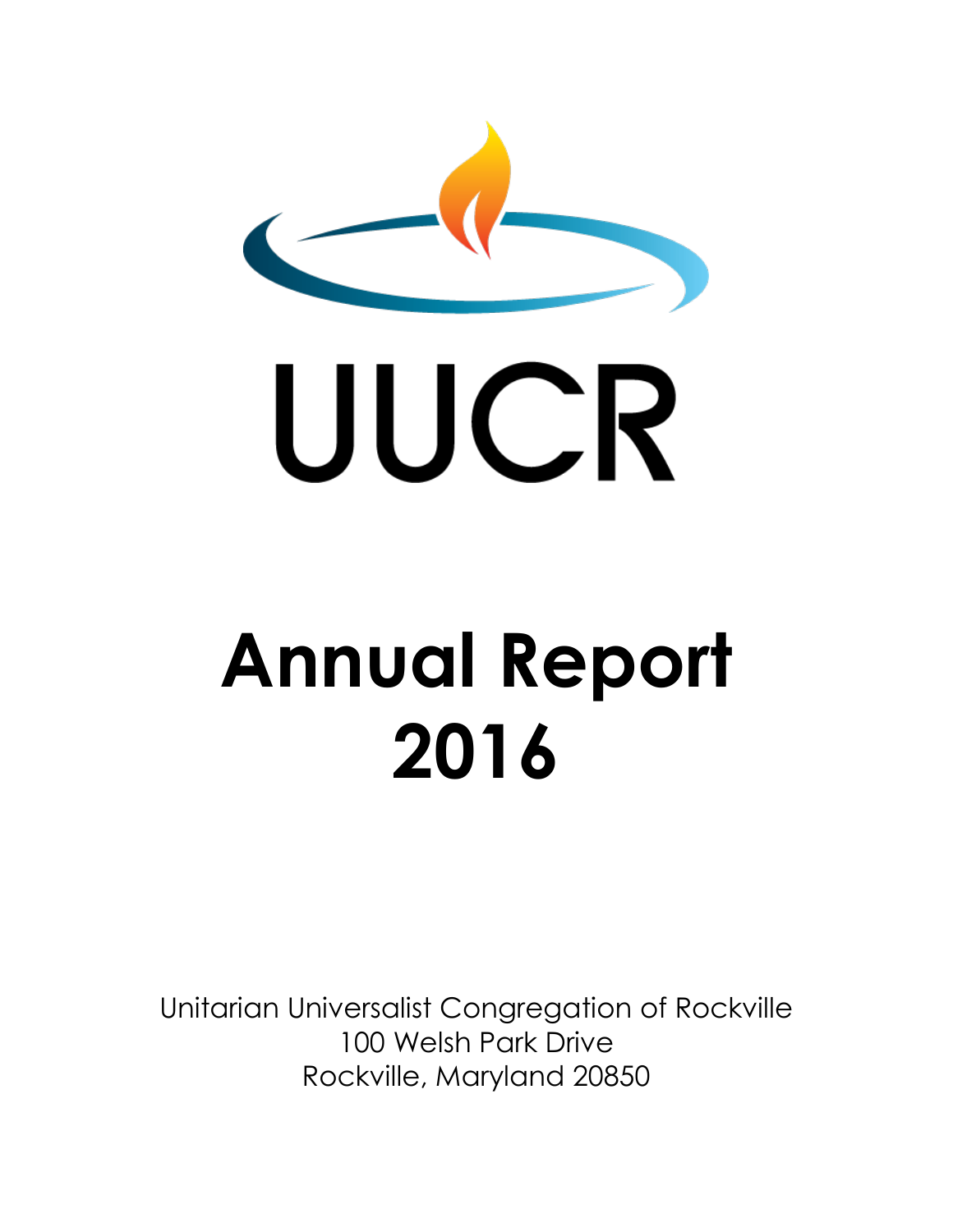# UUCR

# Annual Report 2016

Unitarian Universalist Congregation of Rockville
100 Welsh Park Drive
Rockville, Maryland 20850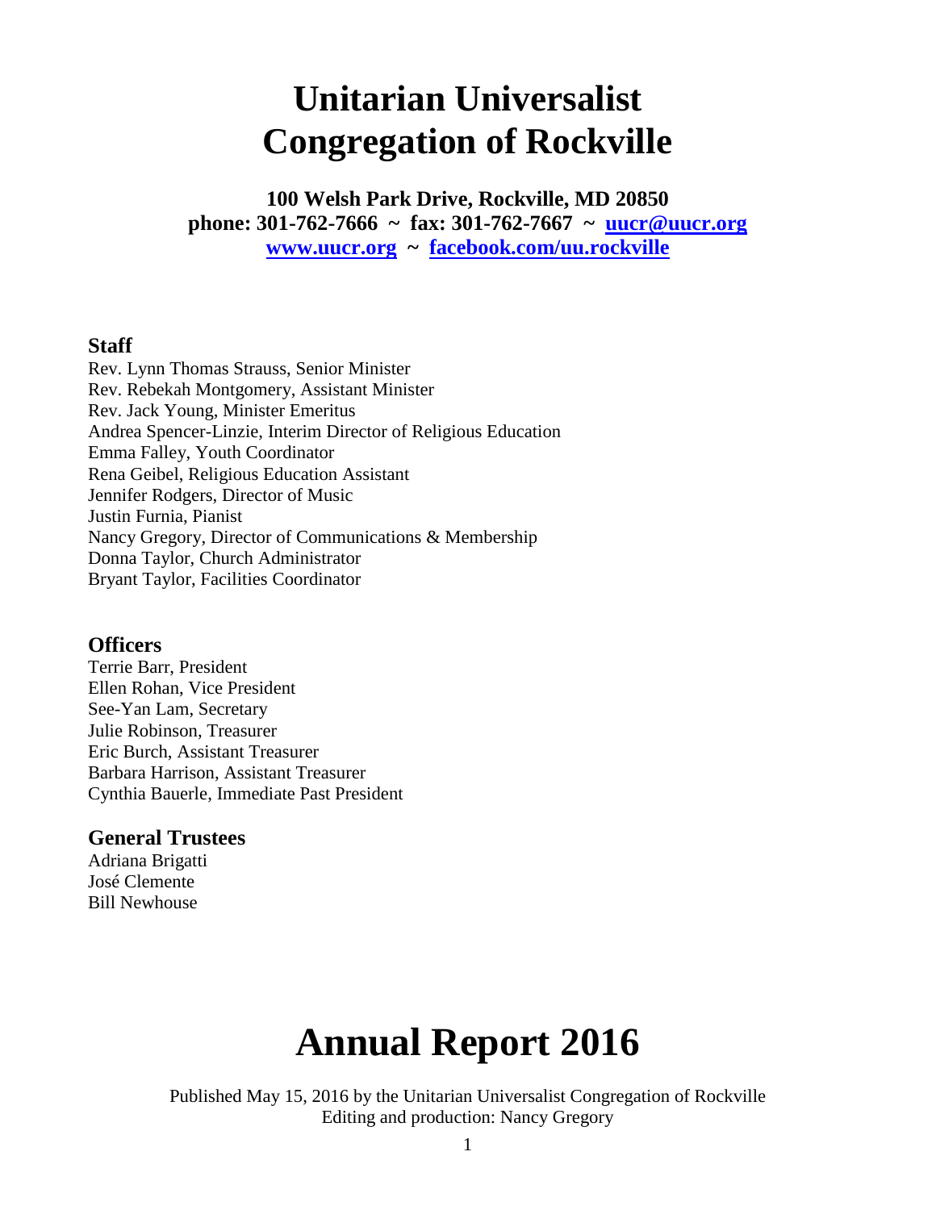# Unitarian Universalist Congregation of Rockville

**100 Welsh Park Drive, Rockville, MD 20850**
**phone: 301-762-7666 ~ fax: 301-762-7667 ~ uucr@uucr.org**
**www.uucr.org ~ facebook.com/uu.rockville**

### Staff

Rev. Lynn Thomas Strauss, Senior Minister
Rev. Rebekah Montgomery, Assistant Minister
Rev. Jack Young, Minister Emeritus
Andrea Spencer-Linzie, Interim Director of Religious Education
Emma Falley, Youth Coordinator
Rena Geibel, Religious Education Assistant
Jennifer Rodgers, Director of Music
Justin Furnia, Pianist
Nancy Gregory, Director of Communications & Membership
Donna Taylor, Church Administrator
Bryant Taylor, Facilities Coordinator

### Officers

Terrie Barr, President
Ellen Rohan, Vice President
See-Yan Lam, Secretary
Julie Robinson, Treasurer
Eric Burch, Assistant Treasurer
Barbara Harrison, Assistant Treasurer
Cynthia Bauerle, Immediate Past President

### General Trustees

Adriana Brigatti
José Clemente
Bill Newhouse

# Annual Report 2016

Published May 15, 2016 by the Unitarian Universalist Congregation of Rockville
Editing and production: Nancy Gregory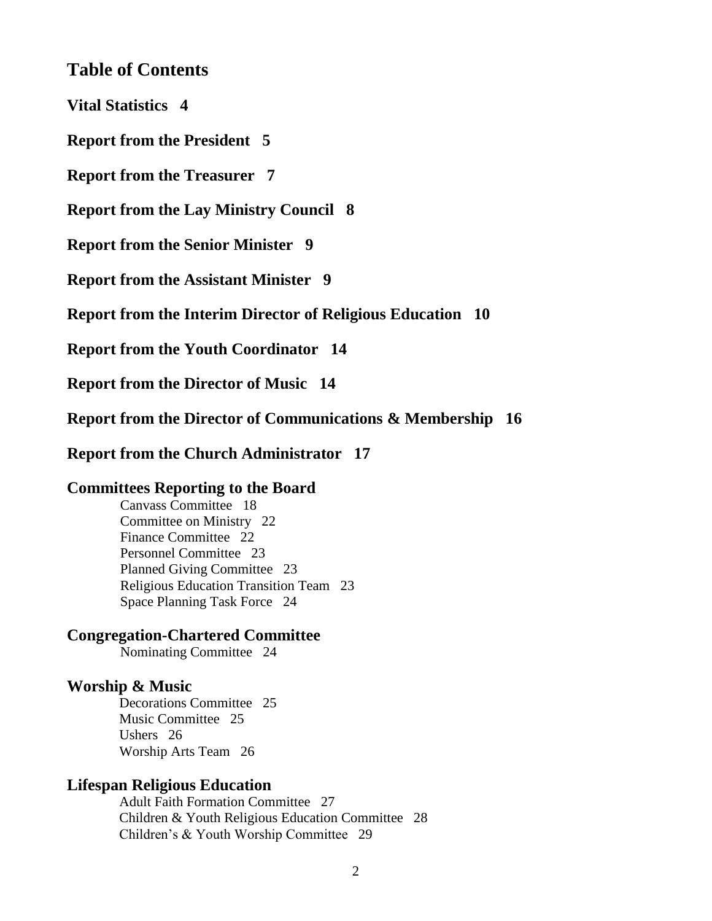# Table of Contents

**Vital Statistics 4**

**Report from the President 5**

**Report from the Treasurer 7**

**Report from the Lay Ministry Council 8**

**Report from the Senior Minister 9**

**Report from the Assistant Minister 9**

**Report from the Interim Director of Religious Education 10**

**Report from the Youth Coordinator 14**

**Report from the Director of Music 14**

**Report from the Director of Communications & Membership 16**

**Report from the Church Administrator 17**

## Committees Reporting to the Board

Canvass Committee 18
Committee on Ministry 22
Finance Committee 22
Personnel Committee 23
Planned Giving Committee 23
Religious Education Transition Team 23
Space Planning Task Force 24

## Congregation-Chartered Committee

Nominating Committee 24

## Worship & Music

Decorations Committee 25
Music Committee 25
Ushers 26
Worship Arts Team 26

## Lifespan Religious Education

Adult Faith Formation Committee 27
Children & Youth Religious Education Committee 28
Children's & Youth Worship Committee 29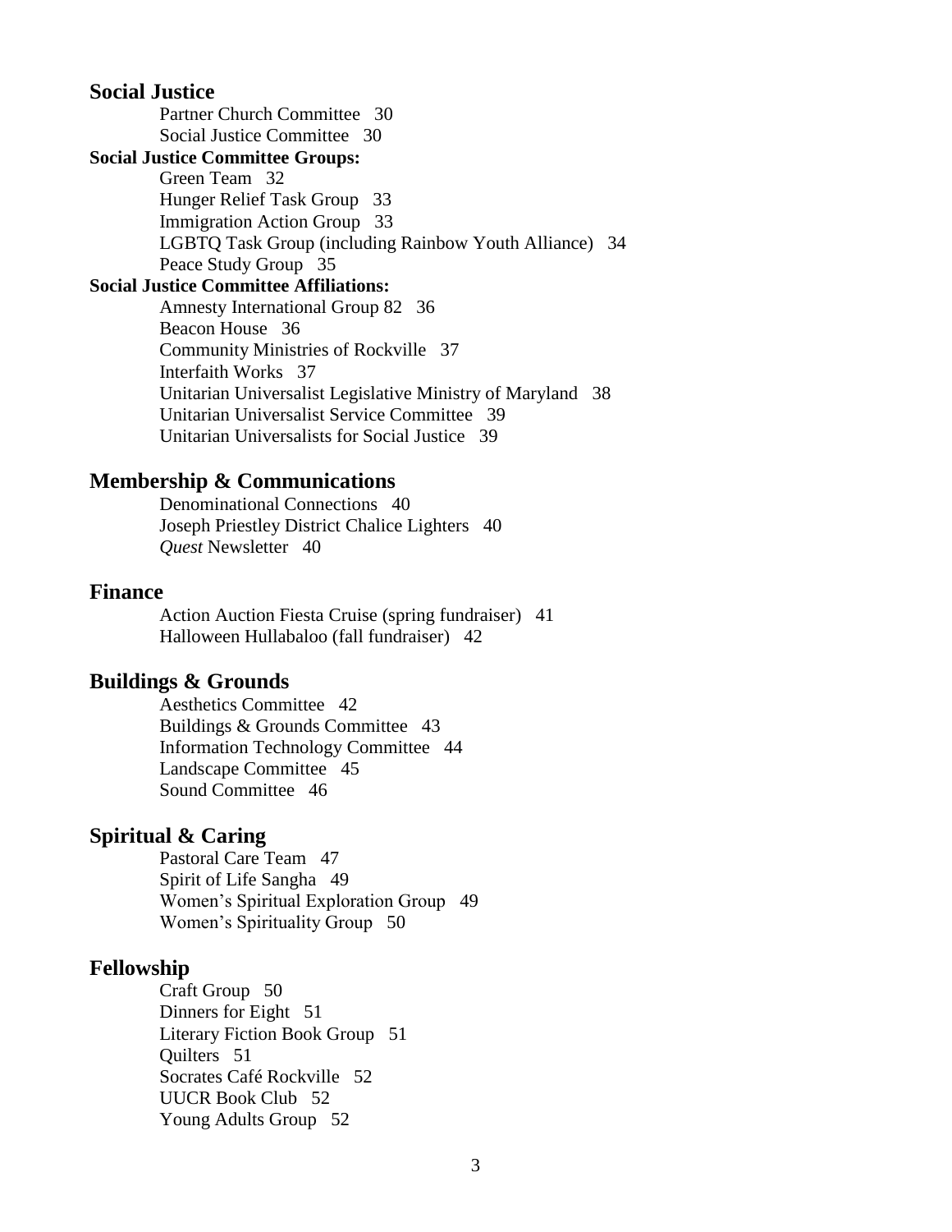## Social Justice

Partner Church Committee 30
Social Justice Committee 30

**Social Justice Committee Groups:**

Green Team 32
Hunger Relief Task Group 33
Immigration Action Group 33
LGBTQ Task Group (including Rainbow Youth Alliance) 34
Peace Study Group 35

**Social Justice Committee Affiliations:**

Amnesty International Group 82 36
Beacon House 36
Community Ministries of Rockville 37
Interfaith Works 37
Unitarian Universalist Legislative Ministry of Maryland 38
Unitarian Universalist Service Committee 39
Unitarian Universalists for Social Justice 39

## Membership & Communications

Denominational Connections 40
Joseph Priestley District Chalice Lighters 40
*Quest* Newsletter 40

## Finance

Action Auction Fiesta Cruise (spring fundraiser) 41
Halloween Hullabaloo (fall fundraiser) 42

## Buildings & Grounds

Aesthetics Committee 42
Buildings & Grounds Committee 43
Information Technology Committee 44
Landscape Committee 45
Sound Committee 46

## Spiritual & Caring

Pastoral Care Team 47
Spirit of Life Sangha 49
Women's Spiritual Exploration Group 49
Women's Spirituality Group 50

## Fellowship

Craft Group 50
Dinners for Eight 51
Literary Fiction Book Group 51
Quilters 51
Socrates Café Rockville 52
UUCR Book Club 52
Young Adults Group 52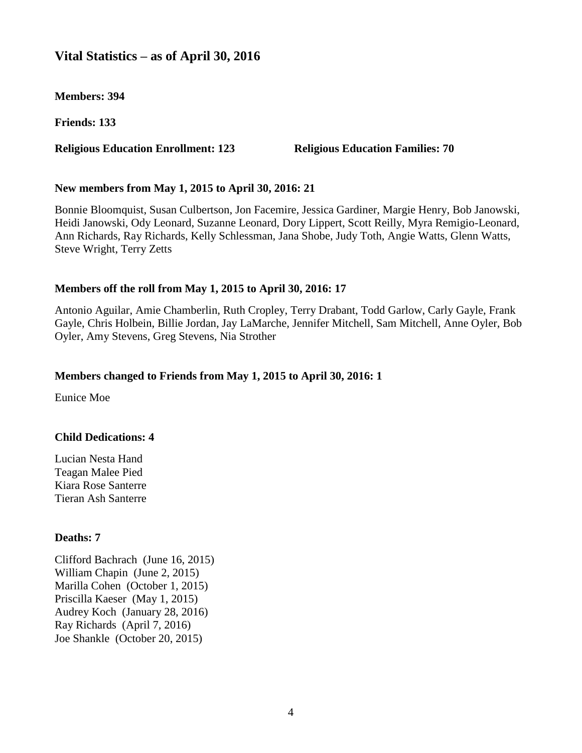## Vital Statistics – as of April 30, 2016

**Members: 394**

**Friends: 133**

**Religious Education Enrollment: 123** **Religious Education Families: 70**

**New members from May 1, 2015 to April 30, 2016: 21**

Bonnie Bloomquist, Susan Culbertson, Jon Facemire, Jessica Gardiner, Margie Henry, Bob Janowski, Heidi Janowski, Ody Leonard, Suzanne Leonard, Dory Lippert, Scott Reilly, Myra Remigio-Leonard, Ann Richards, Ray Richards, Kelly Schlessman, Jana Shobe, Judy Toth, Angie Watts, Glenn Watts, Steve Wright, Terry Zetts

**Members off the roll from May 1, 2015 to April 30, 2016: 17**

Antonio Aguilar, Amie Chamberlin, Ruth Cropley, Terry Drabant, Todd Garlow, Carly Gayle, Frank Gayle, Chris Holbein, Billie Jordan, Jay LaMarche, Jennifer Mitchell, Sam Mitchell, Anne Oyler, Bob Oyler, Amy Stevens, Greg Stevens, Nia Strother

**Members changed to Friends from May 1, 2015 to April 30, 2016: 1**

Eunice Moe

**Child Dedications: 4**

Lucian Nesta Hand
Teagan Malee Pied
Kiara Rose Santerre
Tieran Ash Santerre

**Deaths: 7**

Clifford Bachrach (June 16, 2015)
William Chapin (June 2, 2015)
Marilla Cohen (October 1, 2015)
Priscilla Kaeser (May 1, 2015)
Audrey Koch (January 28, 2016)
Ray Richards (April 7, 2016)
Joe Shankle (October 20, 2015)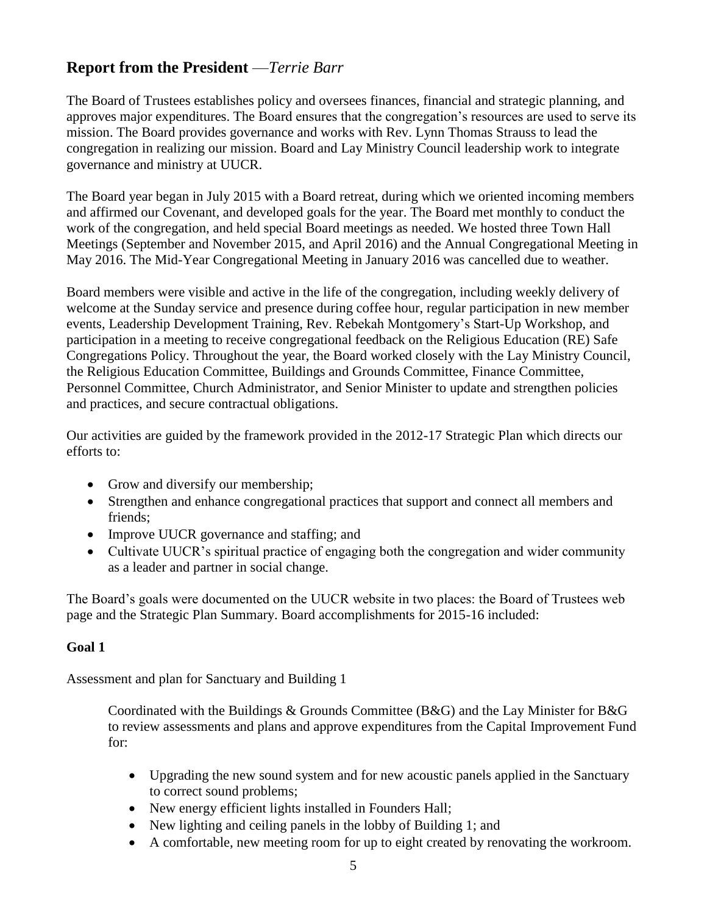## Report from the President —*Terrie Barr*

The Board of Trustees establishes policy and oversees finances, financial and strategic planning, and approves major expenditures. The Board ensures that the congregation's resources are used to serve its mission. The Board provides governance and works with Rev. Lynn Thomas Strauss to lead the congregation in realizing our mission. Board and Lay Ministry Council leadership work to integrate governance and ministry at UUCR.

The Board year began in July 2015 with a Board retreat, during which we oriented incoming members and affirmed our Covenant, and developed goals for the year. The Board met monthly to conduct the work of the congregation, and held special Board meetings as needed. We hosted three Town Hall Meetings (September and November 2015, and April 2016) and the Annual Congregational Meeting in May 2016. The Mid-Year Congregational Meeting in January 2016 was cancelled due to weather.

Board members were visible and active in the life of the congregation, including weekly delivery of welcome at the Sunday service and presence during coffee hour, regular participation in new member events, Leadership Development Training, Rev. Rebekah Montgomery's Start-Up Workshop, and participation in a meeting to receive congregational feedback on the Religious Education (RE) Safe Congregations Policy. Throughout the year, the Board worked closely with the Lay Ministry Council, the Religious Education Committee, Buildings and Grounds Committee, Finance Committee, Personnel Committee, Church Administrator, and Senior Minister to update and strengthen policies and practices, and secure contractual obligations.

Our activities are guided by the framework provided in the 2012-17 Strategic Plan which directs our efforts to:

- Grow and diversify our membership;
- Strengthen and enhance congregational practices that support and connect all members and friends;
- Improve UUCR governance and staffing; and
- Cultivate UUCR's spiritual practice of engaging both the congregation and wider community as a leader and partner in social change.

The Board's goals were documented on the UUCR website in two places: the Board of Trustees web page and the Strategic Plan Summary. Board accomplishments for 2015-16 included:

**Goal 1**

Assessment and plan for Sanctuary and Building 1

> Coordinated with the Buildings & Grounds Committee (B&G) and the Lay Minister for B&G to review assessments and plans and approve expenditures from the Capital Improvement Fund for:
>
> - Upgrading the new sound system and for new acoustic panels applied in the Sanctuary to correct sound problems;
> - New energy efficient lights installed in Founders Hall;
> - New lighting and ceiling panels in the lobby of Building 1; and
> - A comfortable, new meeting room for up to eight created by renovating the workroom.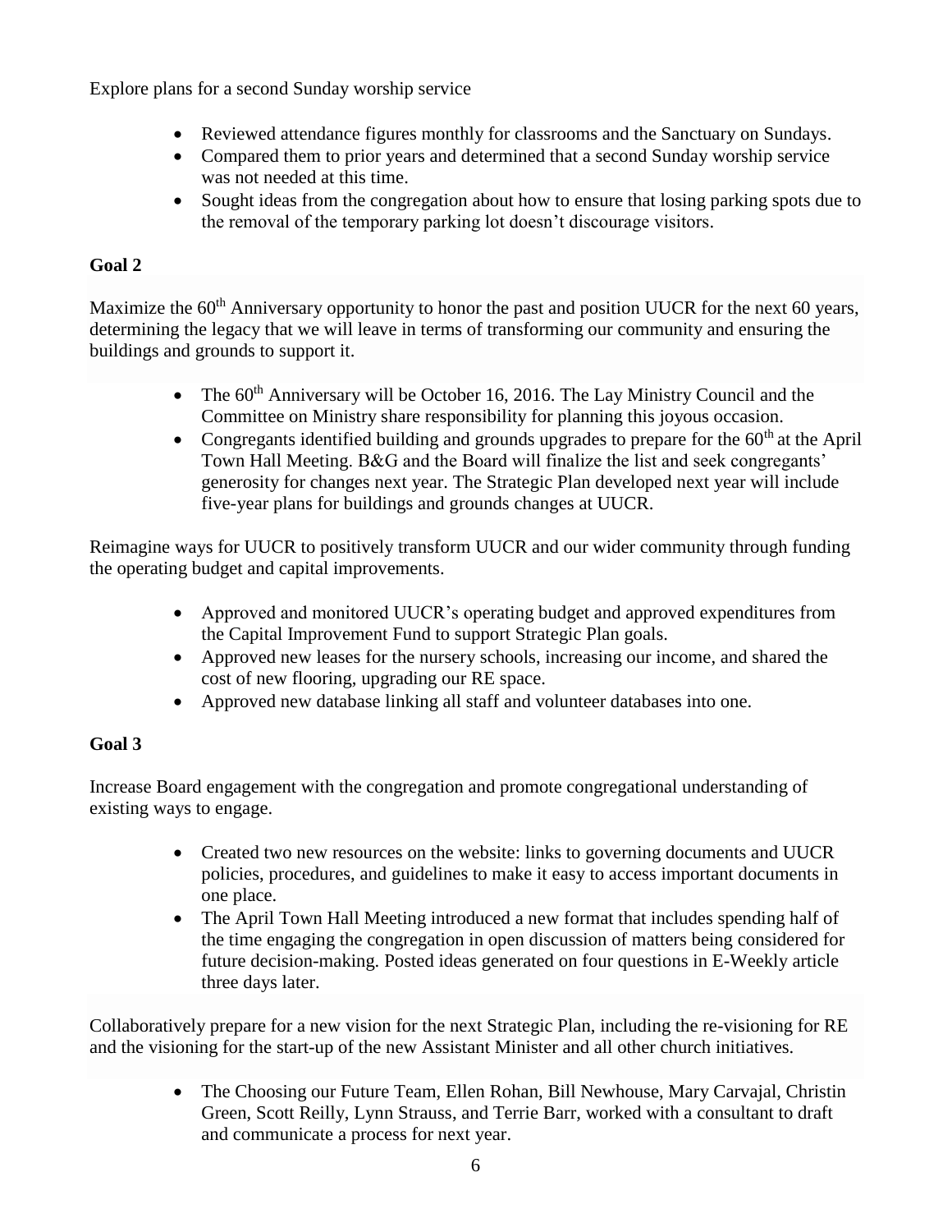Explore plans for a second Sunday worship service

- Reviewed attendance figures monthly for classrooms and the Sanctuary on Sundays.
- Compared them to prior years and determined that a second Sunday worship service was not needed at this time.
- Sought ideas from the congregation about how to ensure that losing parking spots due to the removal of the temporary parking lot doesn't discourage visitors.

**Goal 2**

Maximize the 60th Anniversary opportunity to honor the past and position UUCR for the next 60 years, determining the legacy that we will leave in terms of transforming our community and ensuring the buildings and grounds to support it.

- The 60th Anniversary will be October 16, 2016. The Lay Ministry Council and the Committee on Ministry share responsibility for planning this joyous occasion.
- Congregants identified building and grounds upgrades to prepare for the 60th at the April Town Hall Meeting. B&G and the Board will finalize the list and seek congregants' generosity for changes next year. The Strategic Plan developed next year will include five-year plans for buildings and grounds changes at UUCR.

Reimagine ways for UUCR to positively transform UUCR and our wider community through funding the operating budget and capital improvements.

- Approved and monitored UUCR's operating budget and approved expenditures from the Capital Improvement Fund to support Strategic Plan goals.
- Approved new leases for the nursery schools, increasing our income, and shared the cost of new flooring, upgrading our RE space.
- Approved new database linking all staff and volunteer databases into one.

**Goal 3**

Increase Board engagement with the congregation and promote congregational understanding of existing ways to engage.

- Created two new resources on the website: links to governing documents and UUCR policies, procedures, and guidelines to make it easy to access important documents in one place.
- The April Town Hall Meeting introduced a new format that includes spending half of the time engaging the congregation in open discussion of matters being considered for future decision-making. Posted ideas generated on four questions in E-Weekly article three days later.

Collaboratively prepare for a new vision for the next Strategic Plan, including the re-visioning for RE and the visioning for the start-up of the new Assistant Minister and all other church initiatives.

- The Choosing our Future Team, Ellen Rohan, Bill Newhouse, Mary Carvajal, Christin Green, Scott Reilly, Lynn Strauss, and Terrie Barr, worked with a consultant to draft and communicate a process for next year.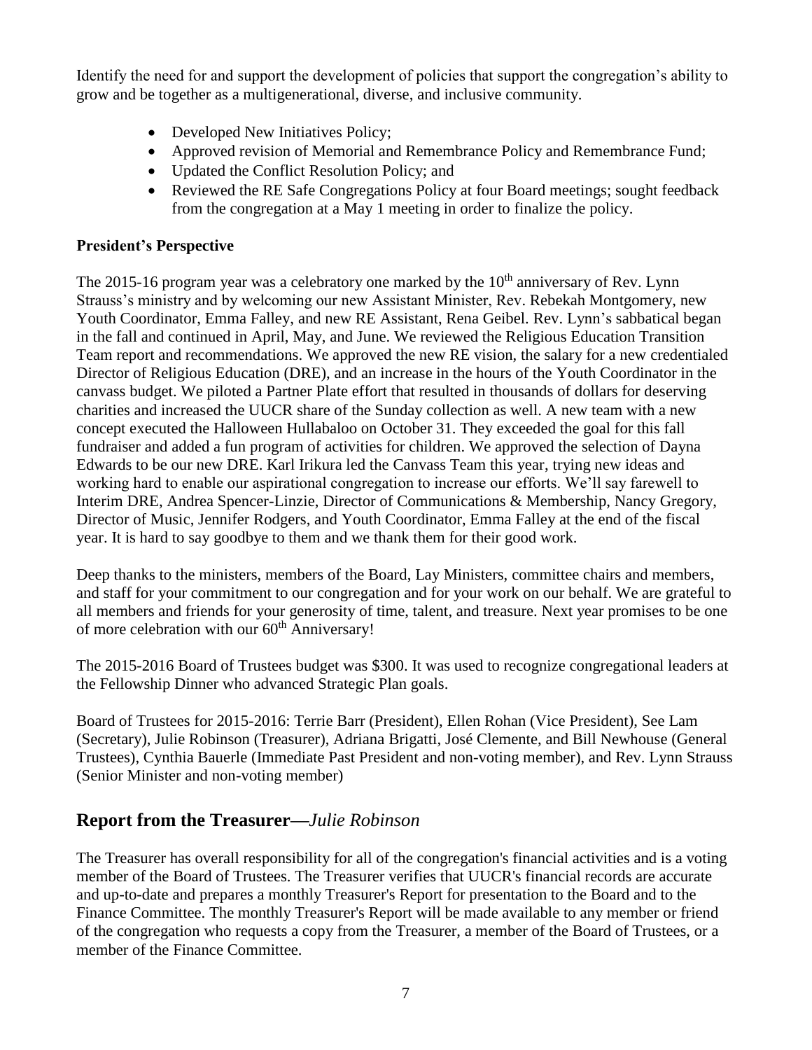Identify the need for and support the development of policies that support the congregation's ability to grow and be together as a multigenerational, diverse, and inclusive community.

- Developed New Initiatives Policy;
- Approved revision of Memorial and Remembrance Policy and Remembrance Fund;
- Updated the Conflict Resolution Policy; and
- Reviewed the RE Safe Congregations Policy at four Board meetings; sought feedback from the congregation at a May 1 meeting in order to finalize the policy.

**President's Perspective**

The 2015-16 program year was a celebratory one marked by the 10th anniversary of Rev. Lynn Strauss's ministry and by welcoming our new Assistant Minister, Rev. Rebekah Montgomery, new Youth Coordinator, Emma Falley, and new RE Assistant, Rena Geibel. Rev. Lynn's sabbatical began in the fall and continued in April, May, and June. We reviewed the Religious Education Transition Team report and recommendations. We approved the new RE vision, the salary for a new credentialed Director of Religious Education (DRE), and an increase in the hours of the Youth Coordinator in the canvass budget. We piloted a Partner Plate effort that resulted in thousands of dollars for deserving charities and increased the UUCR share of the Sunday collection as well. A new team with a new concept executed the Halloween Hullabaloo on October 31. They exceeded the goal for this fall fundraiser and added a fun program of activities for children. We approved the selection of Dayna Edwards to be our new DRE. Karl Irikura led the Canvass Team this year, trying new ideas and working hard to enable our aspirational congregation to increase our efforts. We'll say farewell to Interim DRE, Andrea Spencer-Linzie, Director of Communications & Membership, Nancy Gregory, Director of Music, Jennifer Rodgers, and Youth Coordinator, Emma Falley at the end of the fiscal year. It is hard to say goodbye to them and we thank them for their good work.

Deep thanks to the ministers, members of the Board, Lay Ministers, committee chairs and members, and staff for your commitment to our congregation and for your work on our behalf. We are grateful to all members and friends for your generosity of time, talent, and treasure. Next year promises to be one of more celebration with our 60th Anniversary!

The 2015-2016 Board of Trustees budget was $300. It was used to recognize congregational leaders at the Fellowship Dinner who advanced Strategic Plan goals.

Board of Trustees for 2015-2016: Terrie Barr (President), Ellen Rohan (Vice President), See Lam (Secretary), Julie Robinson (Treasurer), Adriana Brigatti, José Clemente, and Bill Newhouse (General Trustees), Cynthia Bauerle (Immediate Past President and non-voting member), and Rev. Lynn Strauss (Senior Minister and non-voting member)

## Report from the Treasurer—*Julie Robinson*

The Treasurer has overall responsibility for all of the congregation's financial activities and is a voting member of the Board of Trustees. The Treasurer verifies that UUCR's financial records are accurate and up-to-date and prepares a monthly Treasurer's Report for presentation to the Board and to the Finance Committee. The monthly Treasurer's Report will be made available to any member or friend of the congregation who requests a copy from the Treasurer, a member of the Board of Trustees, or a member of the Finance Committee.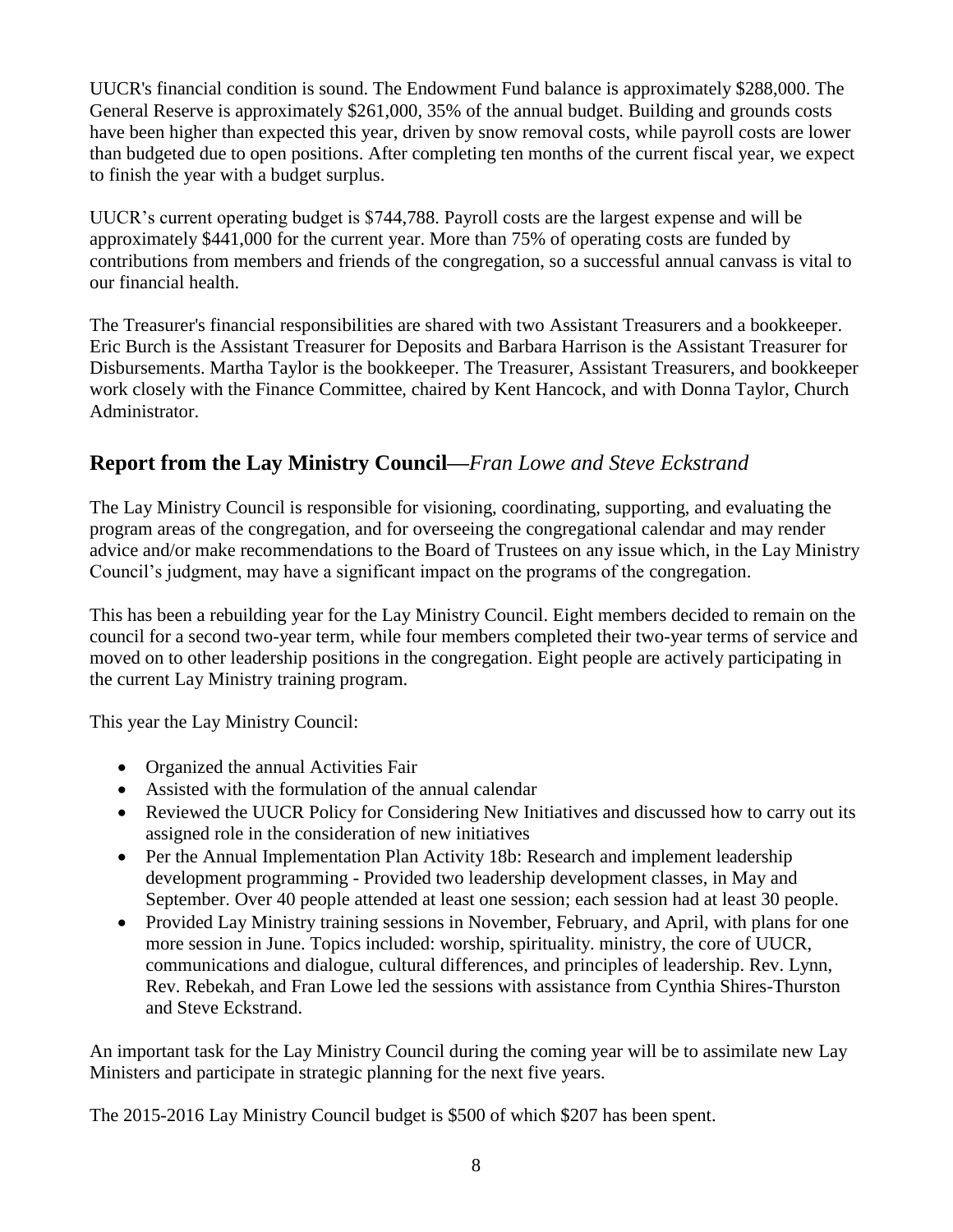UUCR's financial condition is sound. The Endowment Fund balance is approximately $288,000. The General Reserve is approximately $261,000, 35% of the annual budget. Building and grounds costs have been higher than expected this year, driven by snow removal costs, while payroll costs are lower than budgeted due to open positions. After completing ten months of the current fiscal year, we expect to finish the year with a budget surplus.

UUCR's current operating budget is $744,788. Payroll costs are the largest expense and will be approximately $441,000 for the current year. More than 75% of operating costs are funded by contributions from members and friends of the congregation, so a successful annual canvass is vital to our financial health.

The Treasurer's financial responsibilities are shared with two Assistant Treasurers and a bookkeeper. Eric Burch is the Assistant Treasurer for Deposits and Barbara Harrison is the Assistant Treasurer for Disbursements. Martha Taylor is the bookkeeper. The Treasurer, Assistant Treasurers, and bookkeeper work closely with the Finance Committee, chaired by Kent Hancock, and with Donna Taylor, Church Administrator.

## Report from the Lay Ministry Council—*Fran Lowe and Steve Eckstrand*

The Lay Ministry Council is responsible for visioning, coordinating, supporting, and evaluating the program areas of the congregation, and for overseeing the congregational calendar and may render advice and/or make recommendations to the Board of Trustees on any issue which, in the Lay Ministry Council's judgment, may have a significant impact on the programs of the congregation.

This has been a rebuilding year for the Lay Ministry Council. Eight members decided to remain on the council for a second two-year term, while four members completed their two-year terms of service and moved on to other leadership positions in the congregation. Eight people are actively participating in the current Lay Ministry training program.

This year the Lay Ministry Council:

- Organized the annual Activities Fair
- Assisted with the formulation of the annual calendar
- Reviewed the UUCR Policy for Considering New Initiatives and discussed how to carry out its assigned role in the consideration of new initiatives
- Per the Annual Implementation Plan Activity 18b: Research and implement leadership development programming - Provided two leadership development classes, in May and September. Over 40 people attended at least one session; each session had at least 30 people.
- Provided Lay Ministry training sessions in November, February, and April, with plans for one more session in June. Topics included: worship, spirituality. ministry, the core of UUCR, communications and dialogue, cultural differences, and principles of leadership. Rev. Lynn, Rev. Rebekah, and Fran Lowe led the sessions with assistance from Cynthia Shires-Thurston and Steve Eckstrand.

An important task for the Lay Ministry Council during the coming year will be to assimilate new Lay Ministers and participate in strategic planning for the next five years.

The 2015-2016 Lay Ministry Council budget is $500 of which $207 has been spent.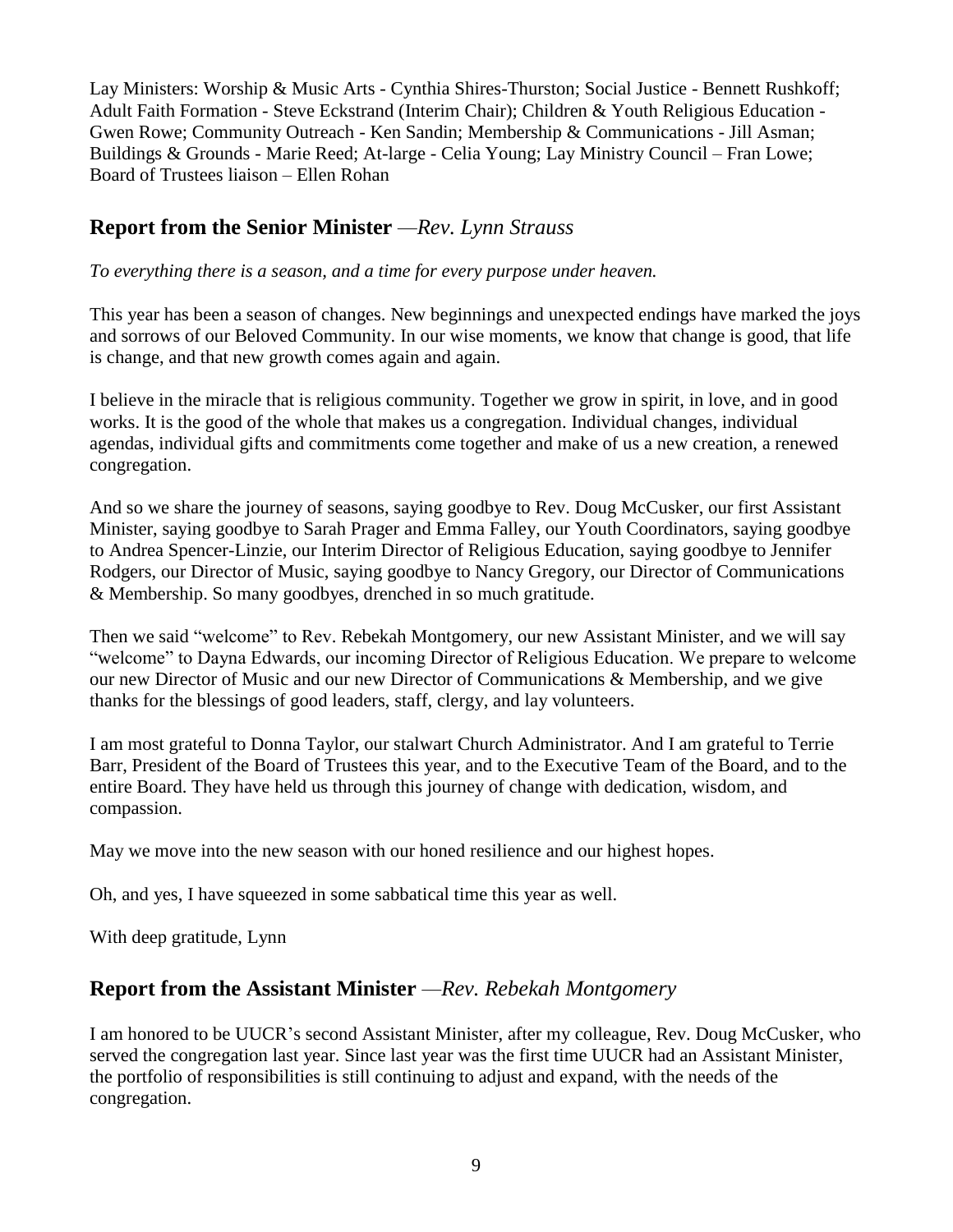Lay Ministers: Worship & Music Arts - Cynthia Shires-Thurston; Social Justice - Bennett Rushkoff; Adult Faith Formation - Steve Eckstrand (Interim Chair); Children & Youth Religious Education - Gwen Rowe; Community Outreach - Ken Sandin; Membership & Communications - Jill Asman; Buildings & Grounds - Marie Reed; At-large - Celia Young; Lay Ministry Council – Fran Lowe; Board of Trustees liaison – Ellen Rohan

## Report from the Senior Minister —*Rev. Lynn Strauss*

*To everything there is a season, and a time for every purpose under heaven.*

This year has been a season of changes. New beginnings and unexpected endings have marked the joys and sorrows of our Beloved Community. In our wise moments, we know that change is good, that life is change, and that new growth comes again and again.

I believe in the miracle that is religious community. Together we grow in spirit, in love, and in good works. It is the good of the whole that makes us a congregation. Individual changes, individual agendas, individual gifts and commitments come together and make of us a new creation, a renewed congregation.

And so we share the journey of seasons, saying goodbye to Rev. Doug McCusker, our first Assistant Minister, saying goodbye to Sarah Prager and Emma Falley, our Youth Coordinators, saying goodbye to Andrea Spencer-Linzie, our Interim Director of Religious Education, saying goodbye to Jennifer Rodgers, our Director of Music, saying goodbye to Nancy Gregory, our Director of Communications & Membership. So many goodbyes, drenched in so much gratitude.

Then we said "welcome" to Rev. Rebekah Montgomery, our new Assistant Minister, and we will say "welcome" to Dayna Edwards, our incoming Director of Religious Education. We prepare to welcome our new Director of Music and our new Director of Communications & Membership, and we give thanks for the blessings of good leaders, staff, clergy, and lay volunteers.

I am most grateful to Donna Taylor, our stalwart Church Administrator. And I am grateful to Terrie Barr, President of the Board of Trustees this year, and to the Executive Team of the Board, and to the entire Board. They have held us through this journey of change with dedication, wisdom, and compassion.

May we move into the new season with our honed resilience and our highest hopes.

Oh, and yes, I have squeezed in some sabbatical time this year as well.

With deep gratitude, Lynn

## Report from the Assistant Minister —*Rev. Rebekah Montgomery*

I am honored to be UUCR's second Assistant Minister, after my colleague, Rev. Doug McCusker, who served the congregation last year. Since last year was the first time UUCR had an Assistant Minister, the portfolio of responsibilities is still continuing to adjust and expand, with the needs of the congregation.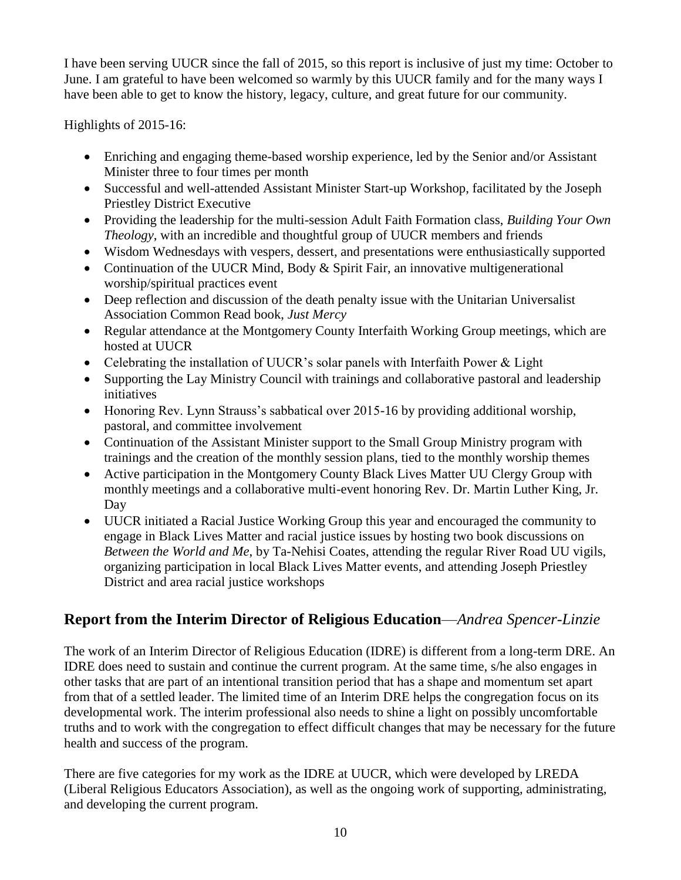I have been serving UUCR since the fall of 2015, so this report is inclusive of just my time: October to June. I am grateful to have been welcomed so warmly by this UUCR family and for the many ways I have been able to get to know the history, legacy, culture, and great future for our community.

Highlights of 2015-16:

- Enriching and engaging theme-based worship experience, led by the Senior and/or Assistant Minister three to four times per month
- Successful and well-attended Assistant Minister Start-up Workshop, facilitated by the Joseph Priestley District Executive
- Providing the leadership for the multi-session Adult Faith Formation class, *Building Your Own Theology*, with an incredible and thoughtful group of UUCR members and friends
- Wisdom Wednesdays with vespers, dessert, and presentations were enthusiastically supported
- Continuation of the UUCR Mind, Body & Spirit Fair, an innovative multigenerational worship/spiritual practices event
- Deep reflection and discussion of the death penalty issue with the Unitarian Universalist Association Common Read book, *Just Mercy*
- Regular attendance at the Montgomery County Interfaith Working Group meetings, which are hosted at UUCR
- Celebrating the installation of UUCR's solar panels with Interfaith Power & Light
- Supporting the Lay Ministry Council with trainings and collaborative pastoral and leadership initiatives
- Honoring Rev. Lynn Strauss's sabbatical over 2015-16 by providing additional worship, pastoral, and committee involvement
- Continuation of the Assistant Minister support to the Small Group Ministry program with trainings and the creation of the monthly session plans, tied to the monthly worship themes
- Active participation in the Montgomery County Black Lives Matter UU Clergy Group with monthly meetings and a collaborative multi-event honoring Rev. Dr. Martin Luther King, Jr. Day
- UUCR initiated a Racial Justice Working Group this year and encouraged the community to engage in Black Lives Matter and racial justice issues by hosting two book discussions on *Between the World and Me*, by Ta-Nehisi Coates, attending the regular River Road UU vigils, organizing participation in local Black Lives Matter events, and attending Joseph Priestley District and area racial justice workshops

## Report from the Interim Director of Religious Education—*Andrea Spencer-Linzie*

The work of an Interim Director of Religious Education (IDRE) is different from a long-term DRE. An IDRE does need to sustain and continue the current program. At the same time, s/he also engages in other tasks that are part of an intentional transition period that has a shape and momentum set apart from that of a settled leader. The limited time of an Interim DRE helps the congregation focus on its developmental work. The interim professional also needs to shine a light on possibly uncomfortable truths and to work with the congregation to effect difficult changes that may be necessary for the future health and success of the program.

There are five categories for my work as the IDRE at UUCR, which were developed by LREDA (Liberal Religious Educators Association), as well as the ongoing work of supporting, administrating, and developing the current program.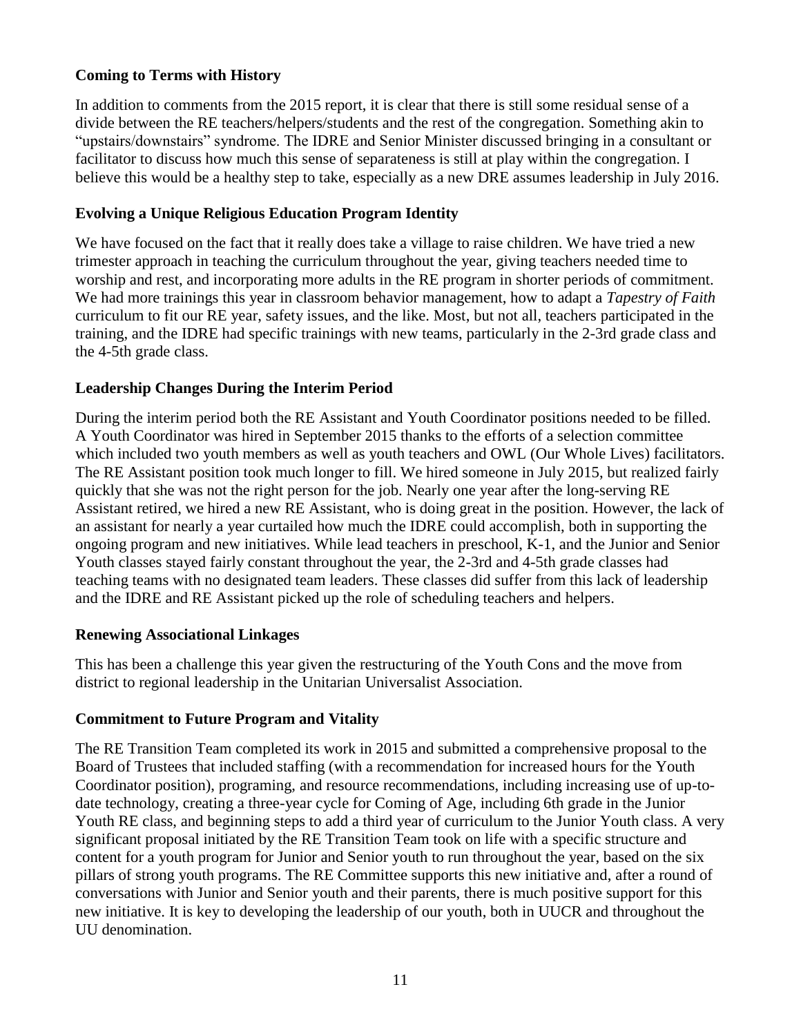### Coming to Terms with History

In addition to comments from the 2015 report, it is clear that there is still some residual sense of a divide between the RE teachers/helpers/students and the rest of the congregation. Something akin to "upstairs/downstairs" syndrome. The IDRE and Senior Minister discussed bringing in a consultant or facilitator to discuss how much this sense of separateness is still at play within the congregation. I believe this would be a healthy step to take, especially as a new DRE assumes leadership in July 2016.

### Evolving a Unique Religious Education Program Identity

We have focused on the fact that it really does take a village to raise children. We have tried a new trimester approach in teaching the curriculum throughout the year, giving teachers needed time to worship and rest, and incorporating more adults in the RE program in shorter periods of commitment. We had more trainings this year in classroom behavior management, how to adapt a *Tapestry of Faith* curriculum to fit our RE year, safety issues, and the like. Most, but not all, teachers participated in the training, and the IDRE had specific trainings with new teams, particularly in the 2-3rd grade class and the 4-5th grade class.

### Leadership Changes During the Interim Period

During the interim period both the RE Assistant and Youth Coordinator positions needed to be filled. A Youth Coordinator was hired in September 2015 thanks to the efforts of a selection committee which included two youth members as well as youth teachers and OWL (Our Whole Lives) facilitators. The RE Assistant position took much longer to fill. We hired someone in July 2015, but realized fairly quickly that she was not the right person for the job. Nearly one year after the long-serving RE Assistant retired, we hired a new RE Assistant, who is doing great in the position. However, the lack of an assistant for nearly a year curtailed how much the IDRE could accomplish, both in supporting the ongoing program and new initiatives. While lead teachers in preschool, K-1, and the Junior and Senior Youth classes stayed fairly constant throughout the year, the 2-3rd and 4-5th grade classes had teaching teams with no designated team leaders. These classes did suffer from this lack of leadership and the IDRE and RE Assistant picked up the role of scheduling teachers and helpers.

### Renewing Associational Linkages

This has been a challenge this year given the restructuring of the Youth Cons and the move from district to regional leadership in the Unitarian Universalist Association.

### Commitment to Future Program and Vitality

The RE Transition Team completed its work in 2015 and submitted a comprehensive proposal to the Board of Trustees that included staffing (with a recommendation for increased hours for the Youth Coordinator position), programing, and resource recommendations, including increasing use of up-to-date technology, creating a three-year cycle for Coming of Age, including 6th grade in the Junior Youth RE class, and beginning steps to add a third year of curriculum to the Junior Youth class. A very significant proposal initiated by the RE Transition Team took on life with a specific structure and content for a youth program for Junior and Senior youth to run throughout the year, based on the six pillars of strong youth programs. The RE Committee supports this new initiative and, after a round of conversations with Junior and Senior youth and their parents, there is much positive support for this new initiative. It is key to developing the leadership of our youth, both in UUCR and throughout the UU denomination.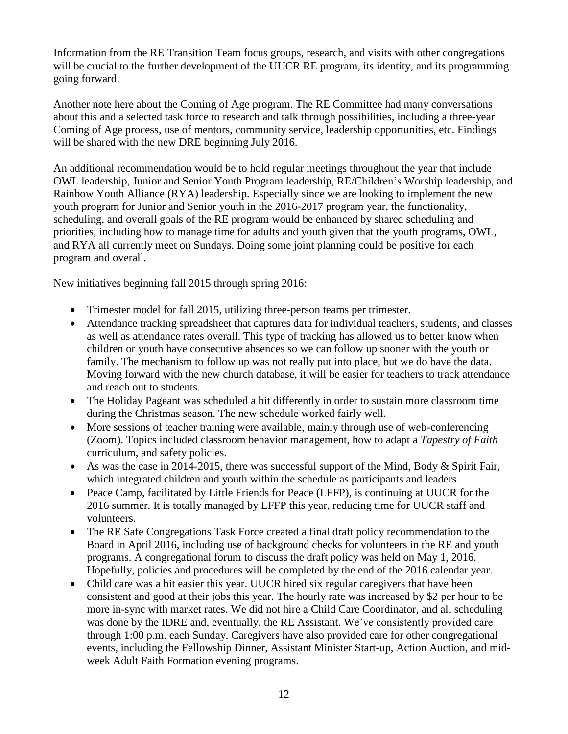Information from the RE Transition Team focus groups, research, and visits with other congregations will be crucial to the further development of the UUCR RE program, its identity, and its programming going forward.

Another note here about the Coming of Age program. The RE Committee had many conversations about this and a selected task force to research and talk through possibilities, including a three-year Coming of Age process, use of mentors, community service, leadership opportunities, etc. Findings will be shared with the new DRE beginning July 2016.

An additional recommendation would be to hold regular meetings throughout the year that include OWL leadership, Junior and Senior Youth Program leadership, RE/Children's Worship leadership, and Rainbow Youth Alliance (RYA) leadership. Especially since we are looking to implement the new youth program for Junior and Senior youth in the 2016-2017 program year, the functionality, scheduling, and overall goals of the RE program would be enhanced by shared scheduling and priorities, including how to manage time for adults and youth given that the youth programs, OWL, and RYA all currently meet on Sundays. Doing some joint planning could be positive for each program and overall.

New initiatives beginning fall 2015 through spring 2016:

- Trimester model for fall 2015, utilizing three-person teams per trimester.
- Attendance tracking spreadsheet that captures data for individual teachers, students, and classes as well as attendance rates overall. This type of tracking has allowed us to better know when children or youth have consecutive absences so we can follow up sooner with the youth or family. The mechanism to follow up was not really put into place, but we do have the data. Moving forward with the new church database, it will be easier for teachers to track attendance and reach out to students.
- The Holiday Pageant was scheduled a bit differently in order to sustain more classroom time during the Christmas season. The new schedule worked fairly well.
- More sessions of teacher training were available, mainly through use of web-conferencing (Zoom). Topics included classroom behavior management, how to adapt a *Tapestry of Faith* curriculum, and safety policies.
- As was the case in 2014-2015, there was successful support of the Mind, Body & Spirit Fair, which integrated children and youth within the schedule as participants and leaders.
- Peace Camp, facilitated by Little Friends for Peace (LFFP), is continuing at UUCR for the 2016 summer. It is totally managed by LFFP this year, reducing time for UUCR staff and volunteers.
- The RE Safe Congregations Task Force created a final draft policy recommendation to the Board in April 2016, including use of background checks for volunteers in the RE and youth programs. A congregational forum to discuss the draft policy was held on May 1, 2016. Hopefully, policies and procedures will be completed by the end of the 2016 calendar year.
- Child care was a bit easier this year. UUCR hired six regular caregivers that have been consistent and good at their jobs this year. The hourly rate was increased by $2 per hour to be more in-sync with market rates. We did not hire a Child Care Coordinator, and all scheduling was done by the IDRE and, eventually, the RE Assistant. We've consistently provided care through 1:00 p.m. each Sunday. Caregivers have also provided care for other congregational events, including the Fellowship Dinner, Assistant Minister Start-up, Action Auction, and mid-week Adult Faith Formation evening programs.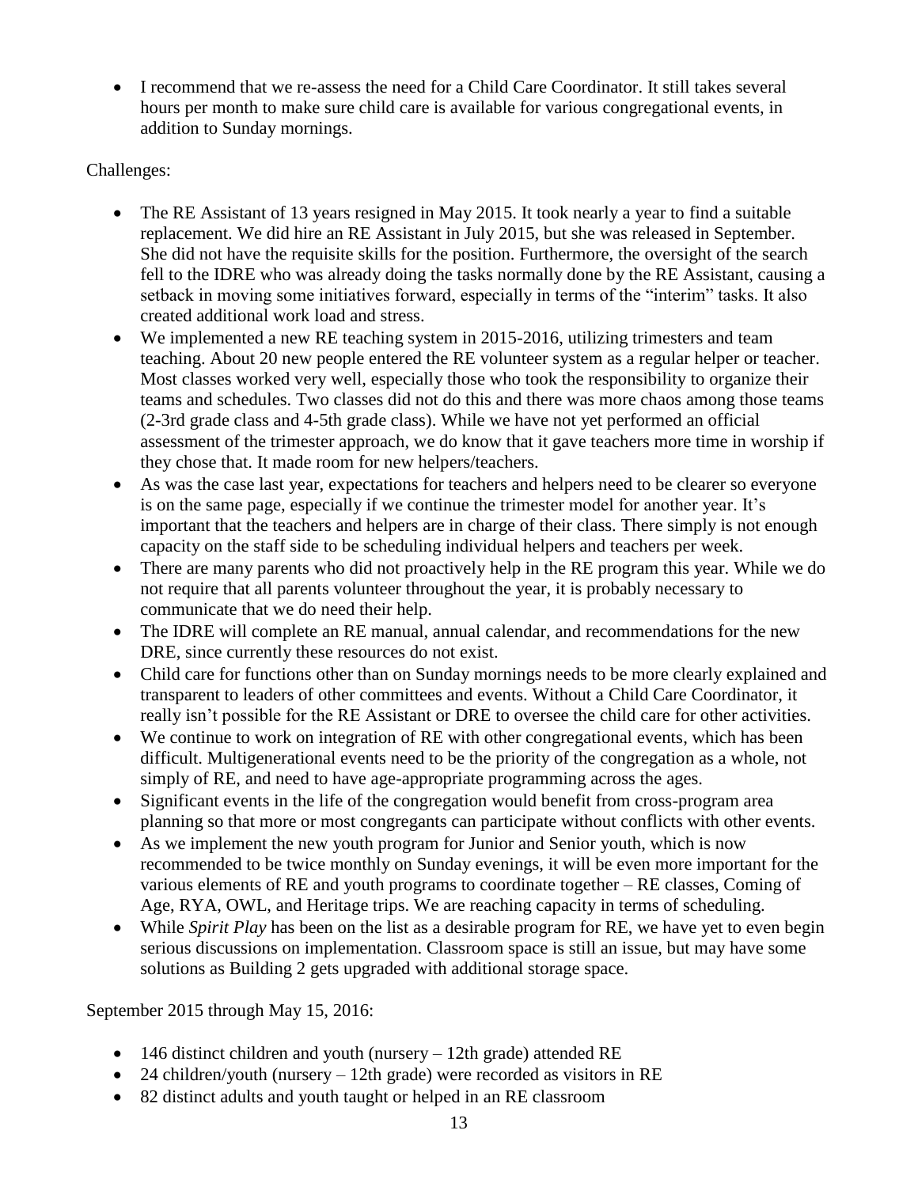- I recommend that we re-assess the need for a Child Care Coordinator. It still takes several hours per month to make sure child care is available for various congregational events, in addition to Sunday mornings.

Challenges:

- The RE Assistant of 13 years resigned in May 2015. It took nearly a year to find a suitable replacement. We did hire an RE Assistant in July 2015, but she was released in September. She did not have the requisite skills for the position. Furthermore, the oversight of the search fell to the IDRE who was already doing the tasks normally done by the RE Assistant, causing a setback in moving some initiatives forward, especially in terms of the "interim" tasks. It also created additional work load and stress.
- We implemented a new RE teaching system in 2015-2016, utilizing trimesters and team teaching. About 20 new people entered the RE volunteer system as a regular helper or teacher. Most classes worked very well, especially those who took the responsibility to organize their teams and schedules. Two classes did not do this and there was more chaos among those teams (2-3rd grade class and 4-5th grade class). While we have not yet performed an official assessment of the trimester approach, we do know that it gave teachers more time in worship if they chose that. It made room for new helpers/teachers.
- As was the case last year, expectations for teachers and helpers need to be clearer so everyone is on the same page, especially if we continue the trimester model for another year. It's important that the teachers and helpers are in charge of their class. There simply is not enough capacity on the staff side to be scheduling individual helpers and teachers per week.
- There are many parents who did not proactively help in the RE program this year. While we do not require that all parents volunteer throughout the year, it is probably necessary to communicate that we do need their help.
- The IDRE will complete an RE manual, annual calendar, and recommendations for the new DRE, since currently these resources do not exist.
- Child care for functions other than on Sunday mornings needs to be more clearly explained and transparent to leaders of other committees and events. Without a Child Care Coordinator, it really isn't possible for the RE Assistant or DRE to oversee the child care for other activities.
- We continue to work on integration of RE with other congregational events, which has been difficult. Multigenerational events need to be the priority of the congregation as a whole, not simply of RE, and need to have age-appropriate programming across the ages.
- Significant events in the life of the congregation would benefit from cross-program area planning so that more or most congregants can participate without conflicts with other events.
- As we implement the new youth program for Junior and Senior youth, which is now recommended to be twice monthly on Sunday evenings, it will be even more important for the various elements of RE and youth programs to coordinate together – RE classes, Coming of Age, RYA, OWL, and Heritage trips. We are reaching capacity in terms of scheduling.
- While *Spirit Play* has been on the list as a desirable program for RE, we have yet to even begin serious discussions on implementation. Classroom space is still an issue, but may have some solutions as Building 2 gets upgraded with additional storage space.

September 2015 through May 15, 2016:

- 146 distinct children and youth (nursery – 12th grade) attended RE
- 24 children/youth (nursery – 12th grade) were recorded as visitors in RE
- 82 distinct adults and youth taught or helped in an RE classroom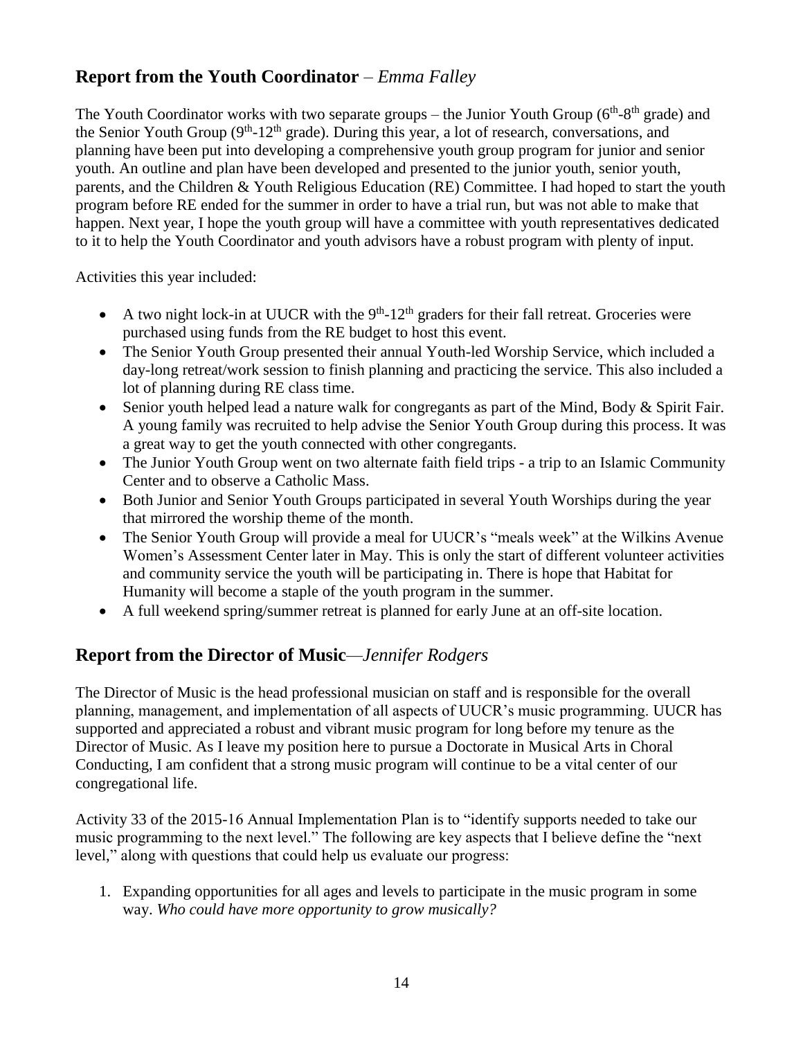## **Report from the Youth Coordinator** – *Emma Falley*

The Youth Coordinator works with two separate groups – the Junior Youth Group (6th-8th grade) and the Senior Youth Group (9th-12th grade). During this year, a lot of research, conversations, and planning have been put into developing a comprehensive youth group program for junior and senior youth. An outline and plan have been developed and presented to the junior youth, senior youth, parents, and the Children & Youth Religious Education (RE) Committee. I had hoped to start the youth program before RE ended for the summer in order to have a trial run, but was not able to make that happen. Next year, I hope the youth group will have a committee with youth representatives dedicated to it to help the Youth Coordinator and youth advisors have a robust program with plenty of input.

Activities this year included:

- A two night lock-in at UUCR with the 9th-12th graders for their fall retreat. Groceries were purchased using funds from the RE budget to host this event.
- The Senior Youth Group presented their annual Youth-led Worship Service, which included a day-long retreat/work session to finish planning and practicing the service. This also included a lot of planning during RE class time.
- Senior youth helped lead a nature walk for congregants as part of the Mind, Body & Spirit Fair. A young family was recruited to help advise the Senior Youth Group during this process. It was a great way to get the youth connected with other congregants.
- The Junior Youth Group went on two alternate faith field trips - a trip to an Islamic Community Center and to observe a Catholic Mass.
- Both Junior and Senior Youth Groups participated in several Youth Worships during the year that mirrored the worship theme of the month.
- The Senior Youth Group will provide a meal for UUCR's "meals week" at the Wilkins Avenue Women's Assessment Center later in May. This is only the start of different volunteer activities and community service the youth will be participating in. There is hope that Habitat for Humanity will become a staple of the youth program in the summer.
- A full weekend spring/summer retreat is planned for early June at an off-site location.

## **Report from the Director of Music**—*Jennifer Rodgers*

The Director of Music is the head professional musician on staff and is responsible for the overall planning, management, and implementation of all aspects of UUCR's music programming. UUCR has supported and appreciated a robust and vibrant music program for long before my tenure as the Director of Music. As I leave my position here to pursue a Doctorate in Musical Arts in Choral Conducting, I am confident that a strong music program will continue to be a vital center of our congregational life.

Activity 33 of the 2015-16 Annual Implementation Plan is to "identify supports needed to take our music programming to the next level." The following are key aspects that I believe define the "next level," along with questions that could help us evaluate our progress:

1. Expanding opportunities for all ages and levels to participate in the music program in some way. *Who could have more opportunity to grow musically?*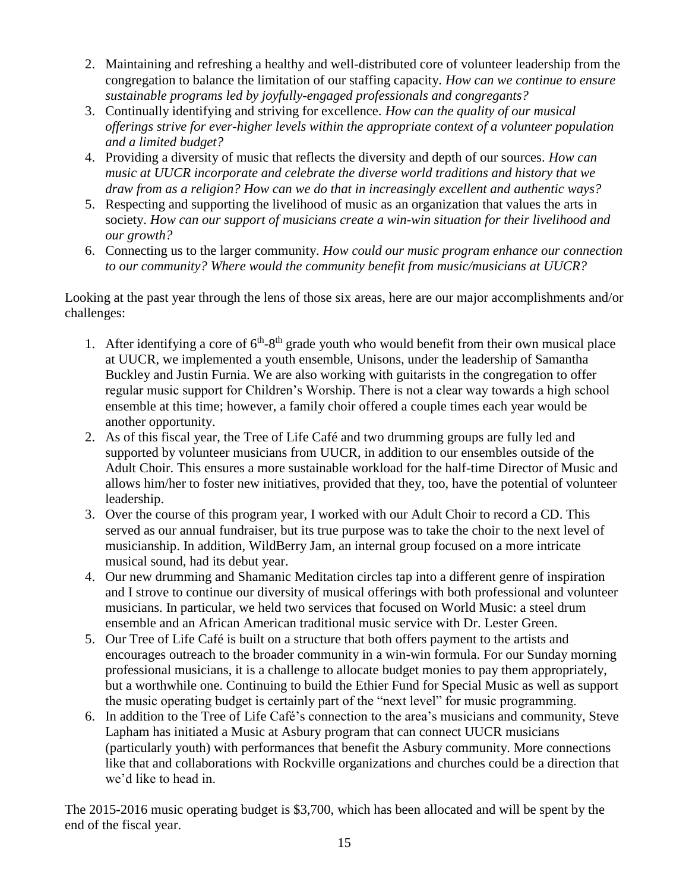2. Maintaining and refreshing a healthy and well-distributed core of volunteer leadership from the congregation to balance the limitation of our staffing capacity. *How can we continue to ensure sustainable programs led by joyfully-engaged professionals and congregants?*
3. Continually identifying and striving for excellence. *How can the quality of our musical offerings strive for ever-higher levels within the appropriate context of a volunteer population and a limited budget?*
4. Providing a diversity of music that reflects the diversity and depth of our sources. *How can music at UUCR incorporate and celebrate the diverse world traditions and history that we draw from as a religion? How can we do that in increasingly excellent and authentic ways?*
5. Respecting and supporting the livelihood of music as an organization that values the arts in society. *How can our support of musicians create a win-win situation for their livelihood and our growth?*
6. Connecting us to the larger community. *How could our music program enhance our connection to our community? Where would the community benefit from music/musicians at UUCR?*

Looking at the past year through the lens of those six areas, here are our major accomplishments and/or challenges:

1. After identifying a core of 6th-8th grade youth who would benefit from their own musical place at UUCR, we implemented a youth ensemble, Unisons, under the leadership of Samantha Buckley and Justin Furnia. We are also working with guitarists in the congregation to offer regular music support for Children's Worship. There is not a clear way towards a high school ensemble at this time; however, a family choir offered a couple times each year would be another opportunity.
2. As of this fiscal year, the Tree of Life Café and two drumming groups are fully led and supported by volunteer musicians from UUCR, in addition to our ensembles outside of the Adult Choir. This ensures a more sustainable workload for the half-time Director of Music and allows him/her to foster new initiatives, provided that they, too, have the potential of volunteer leadership.
3. Over the course of this program year, I worked with our Adult Choir to record a CD. This served as our annual fundraiser, but its true purpose was to take the choir to the next level of musicianship. In addition, WildBerry Jam, an internal group focused on a more intricate musical sound, had its debut year.
4. Our new drumming and Shamanic Meditation circles tap into a different genre of inspiration and I strove to continue our diversity of musical offerings with both professional and volunteer musicians. In particular, we held two services that focused on World Music: a steel drum ensemble and an African American traditional music service with Dr. Lester Green.
5. Our Tree of Life Café is built on a structure that both offers payment to the artists and encourages outreach to the broader community in a win-win formula. For our Sunday morning professional musicians, it is a challenge to allocate budget monies to pay them appropriately, but a worthwhile one. Continuing to build the Ethier Fund for Special Music as well as support the music operating budget is certainly part of the "next level" for music programming.
6. In addition to the Tree of Life Café's connection to the area's musicians and community, Steve Lapham has initiated a Music at Asbury program that can connect UUCR musicians (particularly youth) with performances that benefit the Asbury community. More connections like that and collaborations with Rockville organizations and churches could be a direction that we'd like to head in.

The 2015-2016 music operating budget is $3,700, which has been allocated and will be spent by the end of the fiscal year.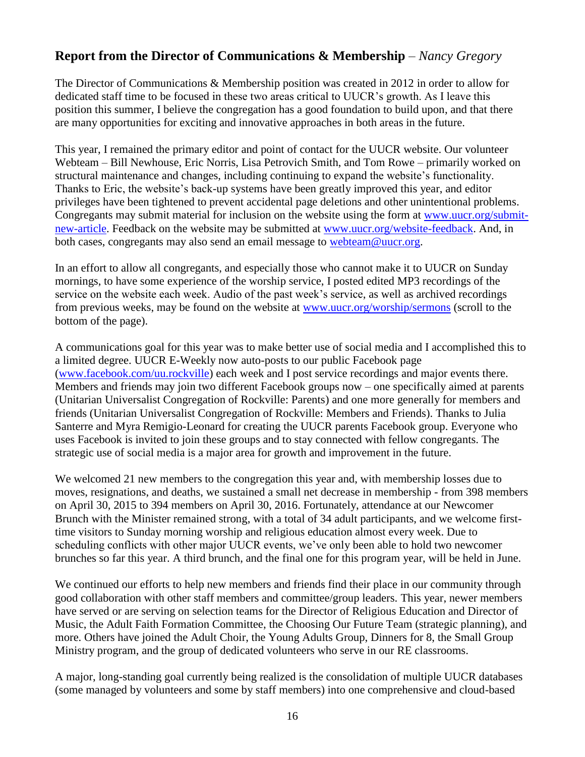## **Report from the Director of Communications & Membership** – *Nancy Gregory*

The Director of Communications & Membership position was created in 2012 in order to allow for dedicated staff time to be focused in these two areas critical to UUCR's growth. As I leave this position this summer, I believe the congregation has a good foundation to build upon, and that there are many opportunities for exciting and innovative approaches in both areas in the future.

This year, I remained the primary editor and point of contact for the UUCR website. Our volunteer Webteam – Bill Newhouse, Eric Norris, Lisa Petrovich Smith, and Tom Rowe – primarily worked on structural maintenance and changes, including continuing to expand the website's functionality. Thanks to Eric, the website's back-up systems have been greatly improved this year, and editor privileges have been tightened to prevent accidental page deletions and other unintentional problems. Congregants may submit material for inclusion on the website using the form at www.uucr.org/submit-new-article. Feedback on the website may be submitted at www.uucr.org/website-feedback. And, in both cases, congregants may also send an email message to webteam@uucr.org.

In an effort to allow all congregants, and especially those who cannot make it to UUCR on Sunday mornings, to have some experience of the worship service, I posted edited MP3 recordings of the service on the website each week. Audio of the past week's service, as well as archived recordings from previous weeks, may be found on the website at www.uucr.org/worship/sermons (scroll to the bottom of the page).

A communications goal for this year was to make better use of social media and I accomplished this to a limited degree. UUCR E-Weekly now auto-posts to our public Facebook page (www.facebook.com/uu.rockville) each week and I post service recordings and major events there. Members and friends may join two different Facebook groups now – one specifically aimed at parents (Unitarian Universalist Congregation of Rockville: Parents) and one more generally for members and friends (Unitarian Universalist Congregation of Rockville: Members and Friends). Thanks to Julia Santerre and Myra Remigio-Leonard for creating the UUCR parents Facebook group. Everyone who uses Facebook is invited to join these groups and to stay connected with fellow congregants. The strategic use of social media is a major area for growth and improvement in the future.

We welcomed 21 new members to the congregation this year and, with membership losses due to moves, resignations, and deaths, we sustained a small net decrease in membership - from 398 members on April 30, 2015 to 394 members on April 30, 2016. Fortunately, attendance at our Newcomer Brunch with the Minister remained strong, with a total of 34 adult participants, and we welcome first-time visitors to Sunday morning worship and religious education almost every week. Due to scheduling conflicts with other major UUCR events, we've only been able to hold two newcomer brunches so far this year. A third brunch, and the final one for this program year, will be held in June.

We continued our efforts to help new members and friends find their place in our community through good collaboration with other staff members and committee/group leaders. This year, newer members have served or are serving on selection teams for the Director of Religious Education and Director of Music, the Adult Faith Formation Committee, the Choosing Our Future Team (strategic planning), and more. Others have joined the Adult Choir, the Young Adults Group, Dinners for 8, the Small Group Ministry program, and the group of dedicated volunteers who serve in our RE classrooms.

A major, long-standing goal currently being realized is the consolidation of multiple UUCR databases (some managed by volunteers and some by staff members) into one comprehensive and cloud-based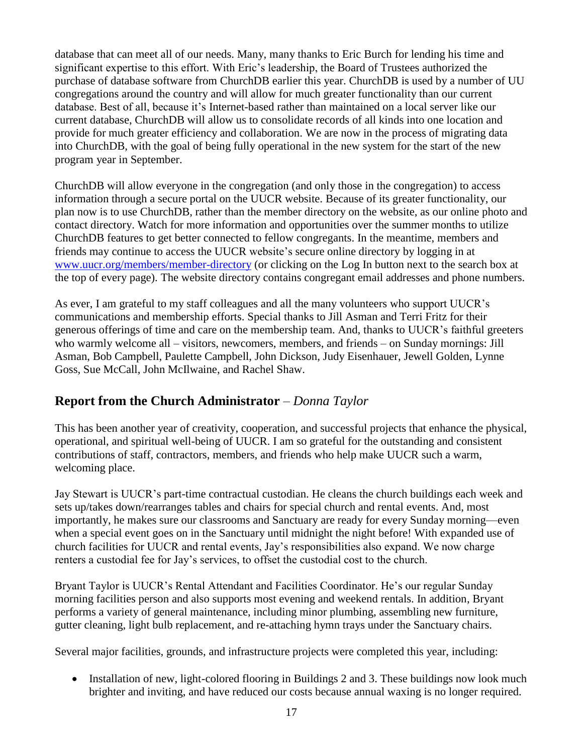database that can meet all of our needs. Many, many thanks to Eric Burch for lending his time and significant expertise to this effort. With Eric's leadership, the Board of Trustees authorized the purchase of database software from ChurchDB earlier this year. ChurchDB is used by a number of UU congregations around the country and will allow for much greater functionality than our current database. Best of all, because it's Internet-based rather than maintained on a local server like our current database, ChurchDB will allow us to consolidate records of all kinds into one location and provide for much greater efficiency and collaboration. We are now in the process of migrating data into ChurchDB, with the goal of being fully operational in the new system for the start of the new program year in September.

ChurchDB will allow everyone in the congregation (and only those in the congregation) to access information through a secure portal on the UUCR website. Because of its greater functionality, our plan now is to use ChurchDB, rather than the member directory on the website, as our online photo and contact directory. Watch for more information and opportunities over the summer months to utilize ChurchDB features to get better connected to fellow congregants. In the meantime, members and friends may continue to access the UUCR website's secure online directory by logging in at [www.uucr.org/members/member-directory](www.uucr.org/members/member-directory) (or clicking on the Log In button next to the search box at the top of every page). The website directory contains congregant email addresses and phone numbers.

As ever, I am grateful to my staff colleagues and all the many volunteers who support UUCR's communications and membership efforts. Special thanks to Jill Asman and Terri Fritz for their generous offerings of time and care on the membership team. And, thanks to UUCR's faithful greeters who warmly welcome all – visitors, newcomers, members, and friends – on Sunday mornings: Jill Asman, Bob Campbell, Paulette Campbell, John Dickson, Judy Eisenhauer, Jewell Golden, Lynne Goss, Sue McCall, John McIlwaine, and Rachel Shaw.

## Report from the Church Administrator – *Donna Taylor*

This has been another year of creativity, cooperation, and successful projects that enhance the physical, operational, and spiritual well-being of UUCR. I am so grateful for the outstanding and consistent contributions of staff, contractors, members, and friends who help make UUCR such a warm, welcoming place.

Jay Stewart is UUCR's part-time contractual custodian. He cleans the church buildings each week and sets up/takes down/rearranges tables and chairs for special church and rental events. And, most importantly, he makes sure our classrooms and Sanctuary are ready for every Sunday morning—even when a special event goes on in the Sanctuary until midnight the night before! With expanded use of church facilities for UUCR and rental events, Jay's responsibilities also expand. We now charge renters a custodial fee for Jay's services, to offset the custodial cost to the church.

Bryant Taylor is UUCR's Rental Attendant and Facilities Coordinator. He's our regular Sunday morning facilities person and also supports most evening and weekend rentals. In addition, Bryant performs a variety of general maintenance, including minor plumbing, assembling new furniture, gutter cleaning, light bulb replacement, and re-attaching hymn trays under the Sanctuary chairs.

Several major facilities, grounds, and infrastructure projects were completed this year, including:

- Installation of new, light-colored flooring in Buildings 2 and 3. These buildings now look much brighter and inviting, and have reduced our costs because annual waxing is no longer required.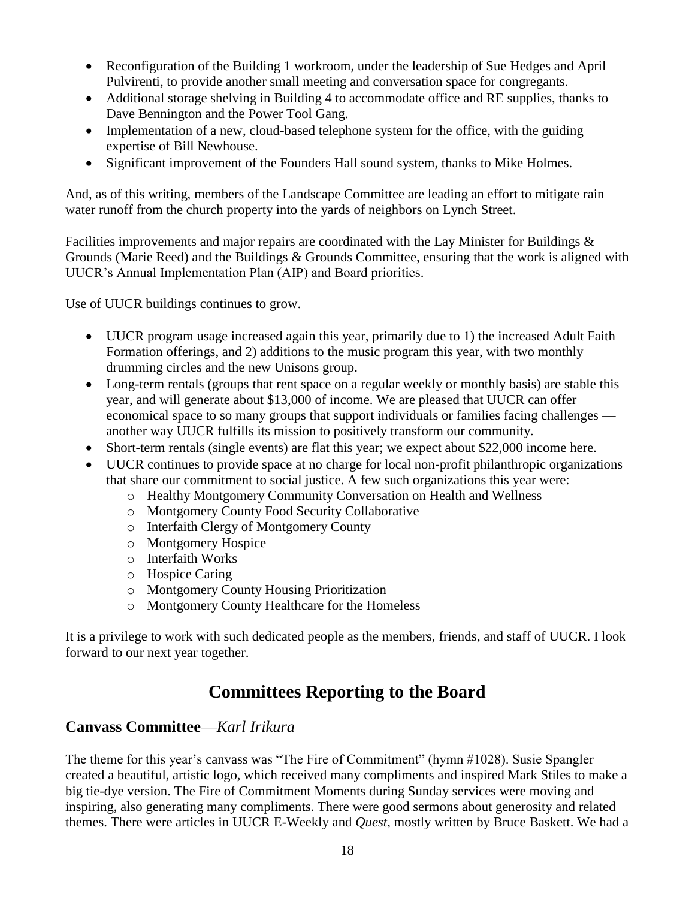- Reconfiguration of the Building 1 workroom, under the leadership of Sue Hedges and April Pulvirenti, to provide another small meeting and conversation space for congregants.
- Additional storage shelving in Building 4 to accommodate office and RE supplies, thanks to Dave Bennington and the Power Tool Gang.
- Implementation of a new, cloud-based telephone system for the office, with the guiding expertise of Bill Newhouse.
- Significant improvement of the Founders Hall sound system, thanks to Mike Holmes.

And, as of this writing, members of the Landscape Committee are leading an effort to mitigate rain water runoff from the church property into the yards of neighbors on Lynch Street.

Facilities improvements and major repairs are coordinated with the Lay Minister for Buildings & Grounds (Marie Reed) and the Buildings & Grounds Committee, ensuring that the work is aligned with UUCR's Annual Implementation Plan (AIP) and Board priorities.

Use of UUCR buildings continues to grow.

- UUCR program usage increased again this year, primarily due to 1) the increased Adult Faith Formation offerings, and 2) additions to the music program this year, with two monthly drumming circles and the new Unisons group.
- Long-term rentals (groups that rent space on a regular weekly or monthly basis) are stable this year, and will generate about $13,000 of income. We are pleased that UUCR can offer economical space to so many groups that support individuals or families facing challenges — another way UUCR fulfills its mission to positively transform our community.
- Short-term rentals (single events) are flat this year; we expect about $22,000 income here.
- UUCR continues to provide space at no charge for local non-profit philanthropic organizations that share our commitment to social justice. A few such organizations this year were:
  - Healthy Montgomery Community Conversation on Health and Wellness
  - Montgomery County Food Security Collaborative
  - Interfaith Clergy of Montgomery County
  - Montgomery Hospice
  - Interfaith Works
  - Hospice Caring
  - Montgomery County Housing Prioritization
  - Montgomery County Healthcare for the Homeless

It is a privilege to work with such dedicated people as the members, friends, and staff of UUCR. I look forward to our next year together.

# Committees Reporting to the Board

## Canvass Committee—*Karl Irikura*

The theme for this year's canvass was "The Fire of Commitment" (hymn #1028). Susie Spangler created a beautiful, artistic logo, which received many compliments and inspired Mark Stiles to make a big tie-dye version. The Fire of Commitment Moments during Sunday services were moving and inspiring, also generating many compliments. There were good sermons about generosity and related themes. There were articles in UUCR E-Weekly and *Quest*, mostly written by Bruce Baskett. We had a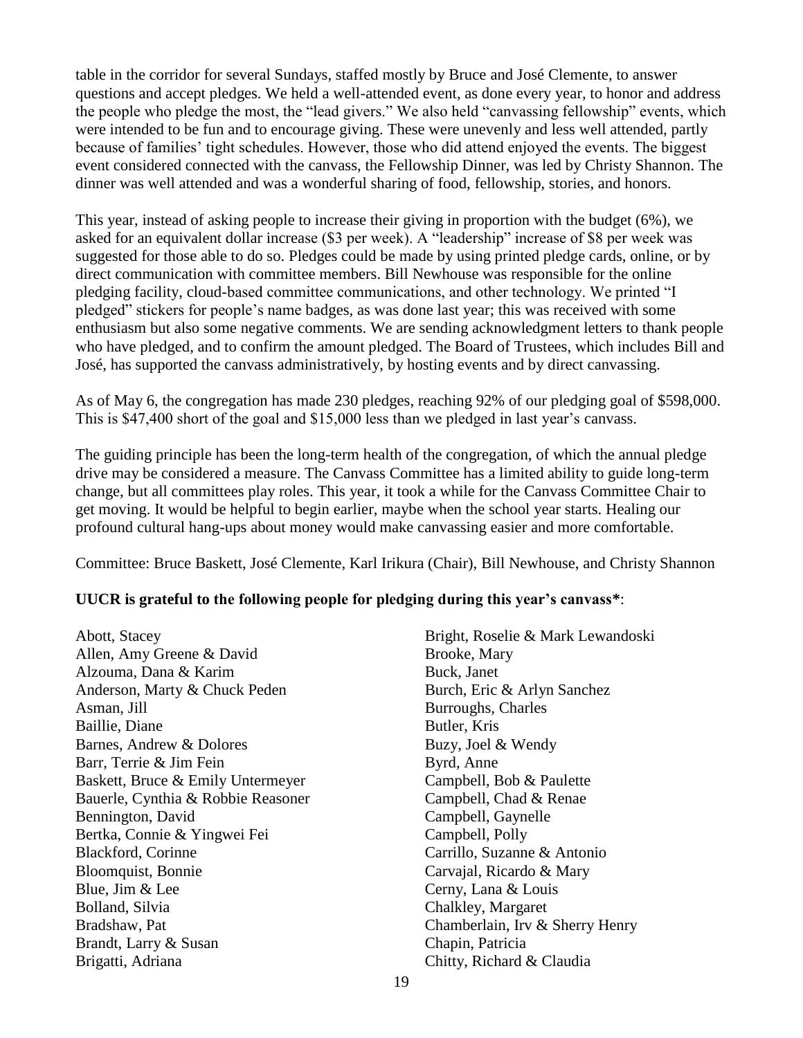table in the corridor for several Sundays, staffed mostly by Bruce and José Clemente, to answer questions and accept pledges. We held a well-attended event, as done every year, to honor and address the people who pledge the most, the "lead givers." We also held "canvassing fellowship" events, which were intended to be fun and to encourage giving. These were unevenly and less well attended, partly because of families' tight schedules. However, those who did attend enjoyed the events. The biggest event considered connected with the canvass, the Fellowship Dinner, was led by Christy Shannon. The dinner was well attended and was a wonderful sharing of food, fellowship, stories, and honors.

This year, instead of asking people to increase their giving in proportion with the budget (6%), we asked for an equivalent dollar increase ($3 per week). A "leadership" increase of $8 per week was suggested for those able to do so. Pledges could be made by using printed pledge cards, online, or by direct communication with committee members. Bill Newhouse was responsible for the online pledging facility, cloud-based committee communications, and other technology. We printed "I pledged" stickers for people's name badges, as was done last year; this was received with some enthusiasm but also some negative comments. We are sending acknowledgment letters to thank people who have pledged, and to confirm the amount pledged. The Board of Trustees, which includes Bill and José, has supported the canvass administratively, by hosting events and by direct canvassing.

As of May 6, the congregation has made 230 pledges, reaching 92% of our pledging goal of $598,000. This is $47,400 short of the goal and $15,000 less than we pledged in last year's canvass.

The guiding principle has been the long-term health of the congregation, of which the annual pledge drive may be considered a measure. The Canvass Committee has a limited ability to guide long-term change, but all committees play roles. This year, it took a while for the Canvass Committee Chair to get moving. It would be helpful to begin earlier, maybe when the school year starts. Healing our profound cultural hang-ups about money would make canvassing easier and more comfortable.

Committee: Bruce Baskett, José Clemente, Karl Irikura (Chair), Bill Newhouse, and Christy Shannon

**UUCR is grateful to the following people for pledging during this year's canvass***:

Abott, Stacey
Allen, Amy Greene & David
Alzouma, Dana & Karim
Anderson, Marty & Chuck Peden
Asman, Jill
Baillie, Diane
Barnes, Andrew & Dolores
Barr, Terrie & Jim Fein
Baskett, Bruce & Emily Untermeyer
Bauerle, Cynthia & Robbie Reasoner
Bennington, David
Bertka, Connie & Yingwei Fei
Blackford, Corinne
Bloomquist, Bonnie
Blue, Jim & Lee
Bolland, Silvia
Bradshaw, Pat
Brandt, Larry & Susan
Brigatti, Adriana
Bright, Roselie & Mark Lewandoski
Brooke, Mary
Buck, Janet
Burch, Eric & Arlyn Sanchez
Burroughs, Charles
Butler, Kris
Buzy, Joel & Wendy
Byrd, Anne
Campbell, Bob & Paulette
Campbell, Chad & Renae
Campbell, Gaynelle
Campbell, Polly
Carrillo, Suzanne & Antonio
Carvajal, Ricardo & Mary
Cerny, Lana & Louis
Chalkley, Margaret
Chamberlain, Irv & Sherry Henry
Chapin, Patricia
Chitty, Richard & Claudia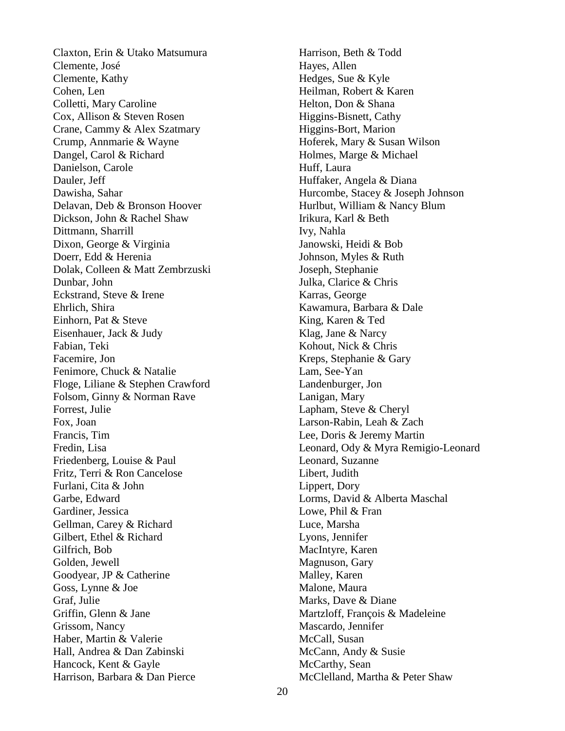Claxton, Erin & Utako Matsumura
Clemente, José
Clemente, Kathy
Cohen, Len
Colletti, Mary Caroline
Cox, Allison & Steven Rosen
Crane, Cammy & Alex Szatmary
Crump, Annmarie & Wayne
Dangel, Carol & Richard
Danielson, Carole
Dauler, Jeff
Dawisha, Sahar
Delavan, Deb & Bronson Hoover
Dickson, John & Rachel Shaw
Dittmann, Sharrill
Dixon, George & Virginia
Doerr, Edd & Herenia
Dolak, Colleen & Matt Zembrzuski
Dunbar, John
Eckstrand, Steve & Irene
Ehrlich, Shira
Einhorn, Pat & Steve
Eisenhauer, Jack & Judy
Fabian, Teki
Facemire, Jon
Fenimore, Chuck & Natalie
Floge, Liliane & Stephen Crawford
Folsom, Ginny & Norman Rave
Forrest, Julie
Fox, Joan
Francis, Tim
Fredin, Lisa
Friedenberg, Louise & Paul
Fritz, Terri & Ron Cancelose
Furlani, Cita & John
Garbe, Edward
Gardiner, Jessica
Gellman, Carey & Richard
Gilbert, Ethel & Richard
Gilfrich, Bob
Golden, Jewell
Goodyear, JP & Catherine
Goss, Lynne & Joe
Graf, Julie
Griffin, Glenn & Jane
Grissom, Nancy
Haber, Martin & Valerie
Hall, Andrea & Dan Zabinski
Hancock, Kent & Gayle
Harrison, Barbara & Dan Pierce
Harrison, Beth & Todd
Hayes, Allen
Hedges, Sue & Kyle
Heilman, Robert & Karen
Helton, Don & Shana
Higgins-Bisnett, Cathy
Higgins-Bort, Marion
Hoferek, Mary & Susan Wilson
Holmes, Marge & Michael
Huff, Laura
Huffaker, Angela & Diana
Hurcombe, Stacey & Joseph Johnson
Hurlbut, William & Nancy Blum
Irikura, Karl & Beth
Ivy, Nahla
Janowski, Heidi & Bob
Johnson, Myles & Ruth
Joseph, Stephanie
Julka, Clarice & Chris
Karras, George
Kawamura, Barbara & Dale
King, Karen & Ted
Klag, Jane & Narcy
Kohout, Nick & Chris
Kreps, Stephanie & Gary
Lam, See-Yan
Landenburger, Jon
Lanigan, Mary
Lapham, Steve & Cheryl
Larson-Rabin, Leah & Zach
Lee, Doris & Jeremy Martin
Leonard, Ody & Myra Remigio-Leonard
Leonard, Suzanne
Libert, Judith
Lippert, Dory
Lorms, David & Alberta Maschal
Lowe, Phil & Fran
Luce, Marsha
Lyons, Jennifer
MacIntyre, Karen
Magnuson, Gary
Malley, Karen
Malone, Maura
Marks, Dave & Diane
Martzloff, François & Madeleine
Mascardo, Jennifer
McCall, Susan
McCann, Andy & Susie
McCarthy, Sean
McClelland, Martha & Peter Shaw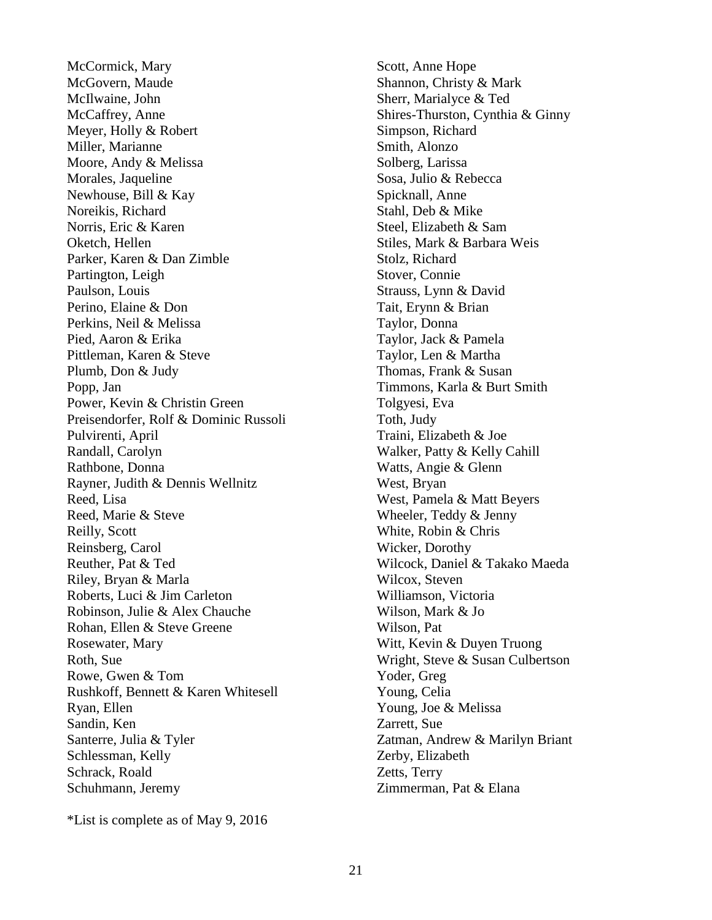McCormick, Mary
McGovern, Maude
McIlwaine, John
McCaffrey, Anne
Meyer, Holly & Robert
Miller, Marianne
Moore, Andy & Melissa
Morales, Jaqueline
Newhouse, Bill & Kay
Noreikis, Richard
Norris, Eric & Karen
Oketch, Hellen
Parker, Karen & Dan Zimble
Partington, Leigh
Paulson, Louis
Perino, Elaine & Don
Perkins, Neil & Melissa
Pied, Aaron & Erika
Pittleman, Karen & Steve
Plumb, Don & Judy
Popp, Jan
Power, Kevin & Christin Green
Preisendorfer, Rolf & Dominic Russoli
Pulvirenti, April
Randall, Carolyn
Rathbone, Donna
Rayner, Judith & Dennis Wellnitz
Reed, Lisa
Reed, Marie & Steve
Reilly, Scott
Reinsberg, Carol
Reuther, Pat & Ted
Riley, Bryan & Marla
Roberts, Luci & Jim Carleton
Robinson, Julie & Alex Chauche
Rohan, Ellen & Steve Greene
Rosewater, Mary
Roth, Sue
Rowe, Gwen & Tom
Rushkoff, Bennett & Karen Whitesell
Ryan, Ellen
Sandin, Ken
Santerre, Julia & Tyler
Schlessman, Kelly
Schrack, Roald
Schuhmann, Jeremy
Scott, Anne Hope
Shannon, Christy & Mark
Sherr, Marialyce & Ted
Shires-Thurston, Cynthia & Ginny
Simpson, Richard
Smith, Alonzo
Solberg, Larissa
Sosa, Julio & Rebecca
Spicknall, Anne
Stahl, Deb & Mike
Steel, Elizabeth & Sam
Stiles, Mark & Barbara Weis
Stolz, Richard
Stover, Connie
Strauss, Lynn & David
Tait, Erynn & Brian
Taylor, Donna
Taylor, Jack & Pamela
Taylor, Len & Martha
Thomas, Frank & Susan
Timmons, Karla & Burt Smith
Tolgyesi, Eva
Toth, Judy
Traini, Elizabeth & Joe
Walker, Patty & Kelly Cahill
Watts, Angie & Glenn
West, Bryan
West, Pamela & Matt Beyers
Wheeler, Teddy & Jenny
White, Robin & Chris
Wicker, Dorothy
Wilcock, Daniel & Takako Maeda
Wilcox, Steven
Williamson, Victoria
Wilson, Mark & Jo
Wilson, Pat
Witt, Kevin & Duyen Truong
Wright, Steve & Susan Culbertson
Yoder, Greg
Young, Celia
Young, Joe & Melissa
Zarrett, Sue
Zatman, Andrew & Marilyn Briant
Zerby, Elizabeth
Zetts, Terry
Zimmerman, Pat & Elana

*List is complete as of May 9, 2016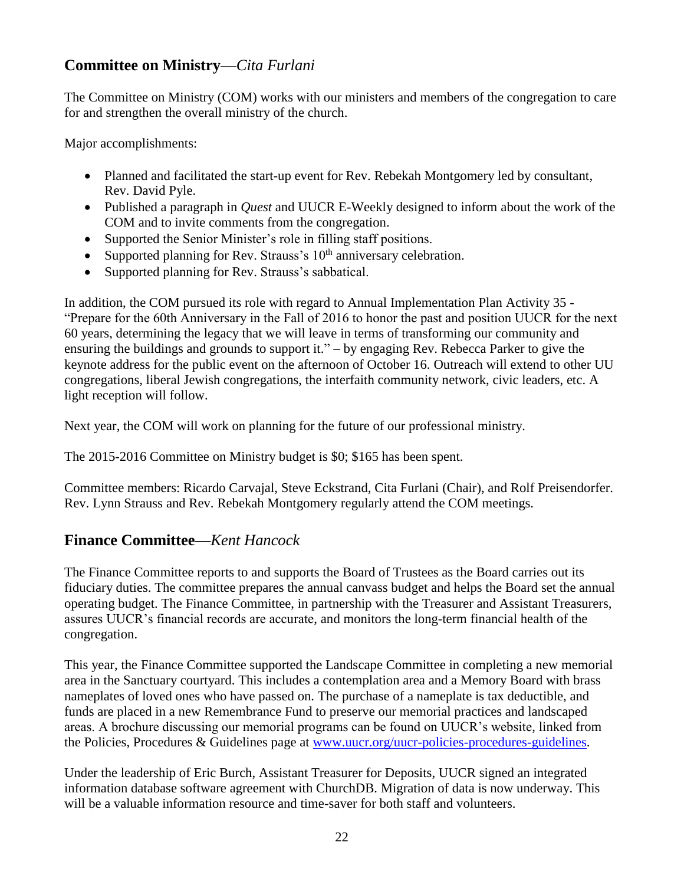## Committee on Ministry—*Cita Furlani*

The Committee on Ministry (COM) works with our ministers and members of the congregation to care for and strengthen the overall ministry of the church.

Major accomplishments:

- Planned and facilitated the start-up event for Rev. Rebekah Montgomery led by consultant, Rev. David Pyle.
- Published a paragraph in *Quest* and UUCR E-Weekly designed to inform about the work of the COM and to invite comments from the congregation.
- Supported the Senior Minister's role in filling staff positions.
- Supported planning for Rev. Strauss's 10th anniversary celebration.
- Supported planning for Rev. Strauss's sabbatical.

In addition, the COM pursued its role with regard to Annual Implementation Plan Activity 35 - "Prepare for the 60th Anniversary in the Fall of 2016 to honor the past and position UUCR for the next 60 years, determining the legacy that we will leave in terms of transforming our community and ensuring the buildings and grounds to support it." – by engaging Rev. Rebecca Parker to give the keynote address for the public event on the afternoon of October 16. Outreach will extend to other UU congregations, liberal Jewish congregations, the interfaith community network, civic leaders, etc. A light reception will follow.

Next year, the COM will work on planning for the future of our professional ministry.

The 2015-2016 Committee on Ministry budget is $0; $165 has been spent.

Committee members: Ricardo Carvajal, Steve Eckstrand, Cita Furlani (Chair), and Rolf Preisendorfer. Rev. Lynn Strauss and Rev. Rebekah Montgomery regularly attend the COM meetings.

## Finance Committee—*Kent Hancock*

The Finance Committee reports to and supports the Board of Trustees as the Board carries out its fiduciary duties. The committee prepares the annual canvass budget and helps the Board set the annual operating budget. The Finance Committee, in partnership with the Treasurer and Assistant Treasurers, assures UUCR's financial records are accurate, and monitors the long-term financial health of the congregation.

This year, the Finance Committee supported the Landscape Committee in completing a new memorial area in the Sanctuary courtyard. This includes a contemplation area and a Memory Board with brass nameplates of loved ones who have passed on. The purchase of a nameplate is tax deductible, and funds are placed in a new Remembrance Fund to preserve our memorial practices and landscaped areas. A brochure discussing our memorial programs can be found on UUCR's website, linked from the Policies, Procedures & Guidelines page at www.uucr.org/uucr-policies-procedures-guidelines.

Under the leadership of Eric Burch, Assistant Treasurer for Deposits, UUCR signed an integrated information database software agreement with ChurchDB. Migration of data is now underway. This will be a valuable information resource and time-saver for both staff and volunteers.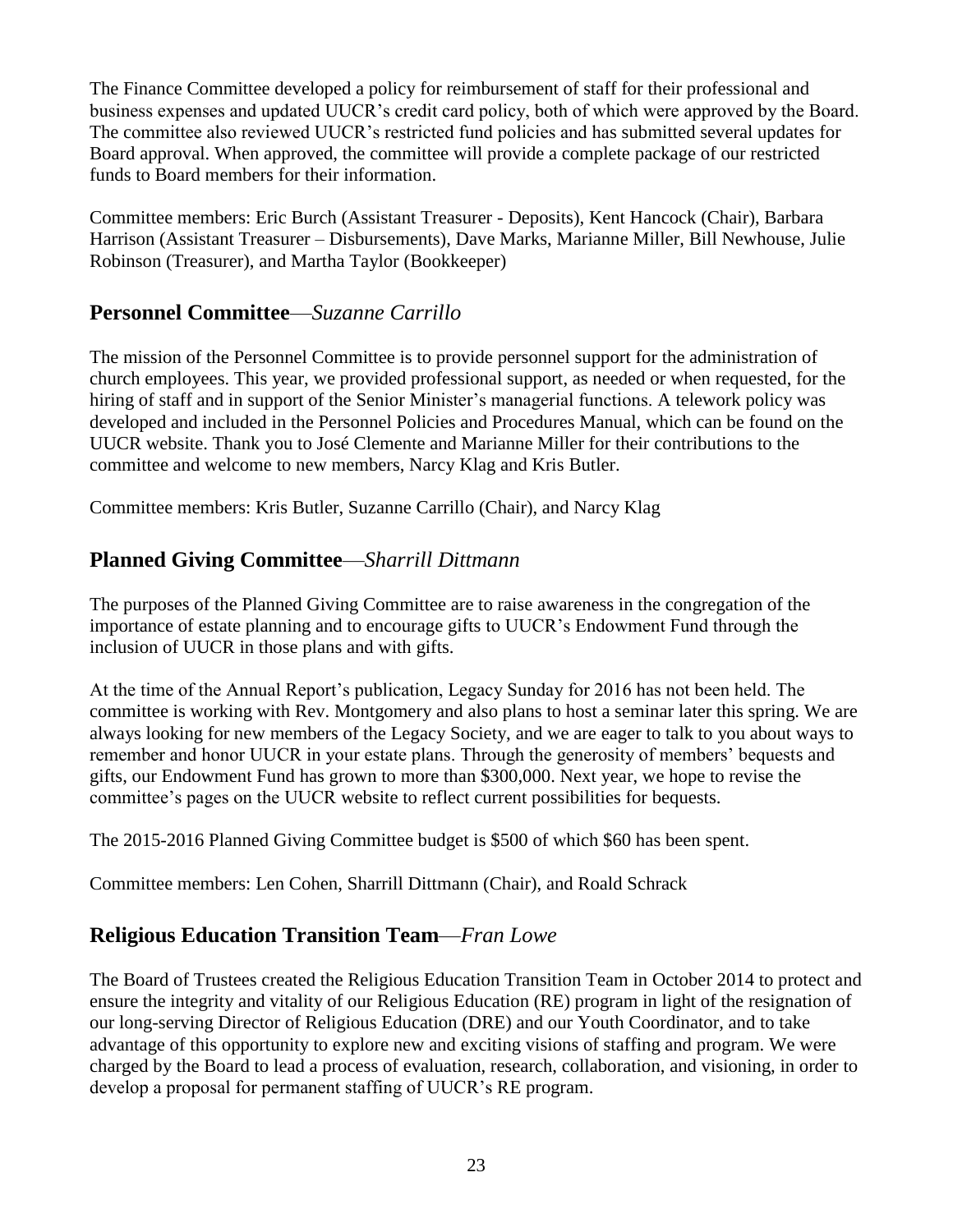The Finance Committee developed a policy for reimbursement of staff for their professional and business expenses and updated UUCR's credit card policy, both of which were approved by the Board. The committee also reviewed UUCR's restricted fund policies and has submitted several updates for Board approval. When approved, the committee will provide a complete package of our restricted funds to Board members for their information.

Committee members: Eric Burch (Assistant Treasurer - Deposits), Kent Hancock (Chair), Barbara Harrison (Assistant Treasurer – Disbursements), Dave Marks, Marianne Miller, Bill Newhouse, Julie Robinson (Treasurer), and Martha Taylor (Bookkeeper)

## **Personnel Committee**—*Suzanne Carrillo*

The mission of the Personnel Committee is to provide personnel support for the administration of church employees. This year, we provided professional support, as needed or when requested, for the hiring of staff and in support of the Senior Minister's managerial functions. A telework policy was developed and included in the Personnel Policies and Procedures Manual, which can be found on the UUCR website. Thank you to José Clemente and Marianne Miller for their contributions to the committee and welcome to new members, Narcy Klag and Kris Butler.

Committee members: Kris Butler, Suzanne Carrillo (Chair), and Narcy Klag

## **Planned Giving Committee**—*Sharrill Dittmann*

The purposes of the Planned Giving Committee are to raise awareness in the congregation of the importance of estate planning and to encourage gifts to UUCR's Endowment Fund through the inclusion of UUCR in those plans and with gifts.

At the time of the Annual Report's publication, Legacy Sunday for 2016 has not been held. The committee is working with Rev. Montgomery and also plans to host a seminar later this spring. We are always looking for new members of the Legacy Society, and we are eager to talk to you about ways to remember and honor UUCR in your estate plans. Through the generosity of members' bequests and gifts, our Endowment Fund has grown to more than $300,000. Next year, we hope to revise the committee's pages on the UUCR website to reflect current possibilities for bequests.

The 2015-2016 Planned Giving Committee budget is $500 of which $60 has been spent.

Committee members: Len Cohen, Sharrill Dittmann (Chair), and Roald Schrack

## **Religious Education Transition Team**—*Fran Lowe*

The Board of Trustees created the Religious Education Transition Team in October 2014 to protect and ensure the integrity and vitality of our Religious Education (RE) program in light of the resignation of our long-serving Director of Religious Education (DRE) and our Youth Coordinator, and to take advantage of this opportunity to explore new and exciting visions of staffing and program. We were charged by the Board to lead a process of evaluation, research, collaboration, and visioning, in order to develop a proposal for permanent staffing of UUCR's RE program.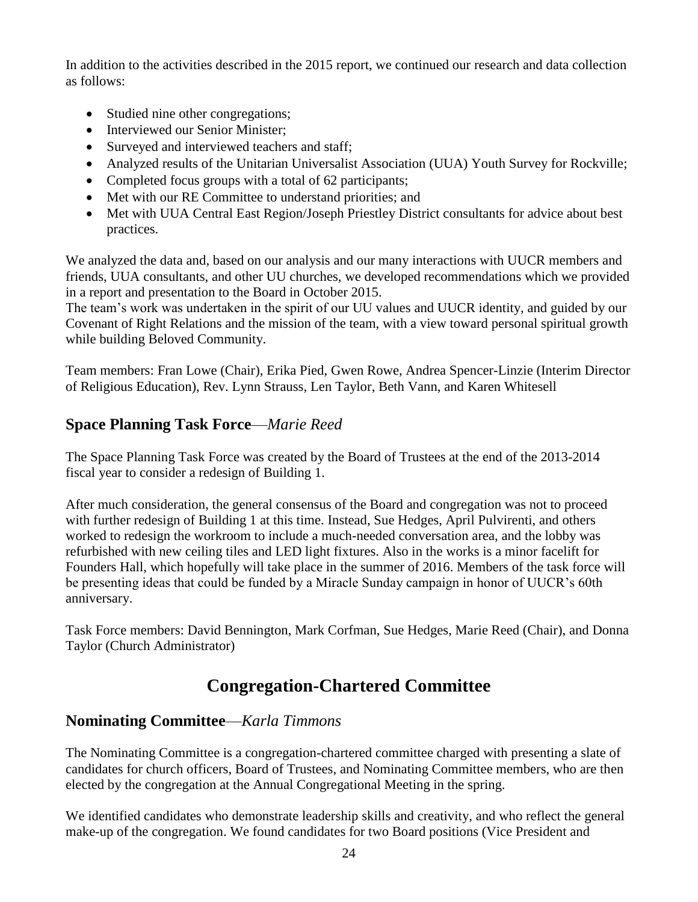In addition to the activities described in the 2015 report, we continued our research and data collection as follows:

- Studied nine other congregations;
- Interviewed our Senior Minister;
- Surveyed and interviewed teachers and staff;
- Analyzed results of the Unitarian Universalist Association (UUA) Youth Survey for Rockville;
- Completed focus groups with a total of 62 participants;
- Met with our RE Committee to understand priorities; and
- Met with UUA Central East Region/Joseph Priestley District consultants for advice about best practices.

We analyzed the data and, based on our analysis and our many interactions with UUCR members and friends, UUA consultants, and other UU churches, we developed recommendations which we provided in a report and presentation to the Board in October 2015.
The team's work was undertaken in the spirit of our UU values and UUCR identity, and guided by our Covenant of Right Relations and the mission of the team, with a view toward personal spiritual growth while building Beloved Community.

Team members: Fran Lowe (Chair), Erika Pied, Gwen Rowe, Andrea Spencer-Linzie (Interim Director of Religious Education), Rev. Lynn Strauss, Len Taylor, Beth Vann, and Karen Whitesell

### Space Planning Task Force—*Marie Reed*

The Space Planning Task Force was created by the Board of Trustees at the end of the 2013-2014 fiscal year to consider a redesign of Building 1.

After much consideration, the general consensus of the Board and congregation was not to proceed with further redesign of Building 1 at this time. Instead, Sue Hedges, April Pulvirenti, and others worked to redesign the workroom to include a much-needed conversation area, and the lobby was refurbished with new ceiling tiles and LED light fixtures. Also in the works is a minor facelift for Founders Hall, which hopefully will take place in the summer of 2016. Members of the task force will be presenting ideas that could be funded by a Miracle Sunday campaign in honor of UUCR's 60th anniversary.

Task Force members: David Bennington, Mark Corfman, Sue Hedges, Marie Reed (Chair), and Donna Taylor (Church Administrator)

## Congregation-Chartered Committee

### Nominating Committee—*Karla Timmons*

The Nominating Committee is a congregation-chartered committee charged with presenting a slate of candidates for church officers, Board of Trustees, and Nominating Committee members, who are then elected by the congregation at the Annual Congregational Meeting in the spring.

We identified candidates who demonstrate leadership skills and creativity, and who reflect the general make-up of the congregation. We found candidates for two Board positions (Vice President and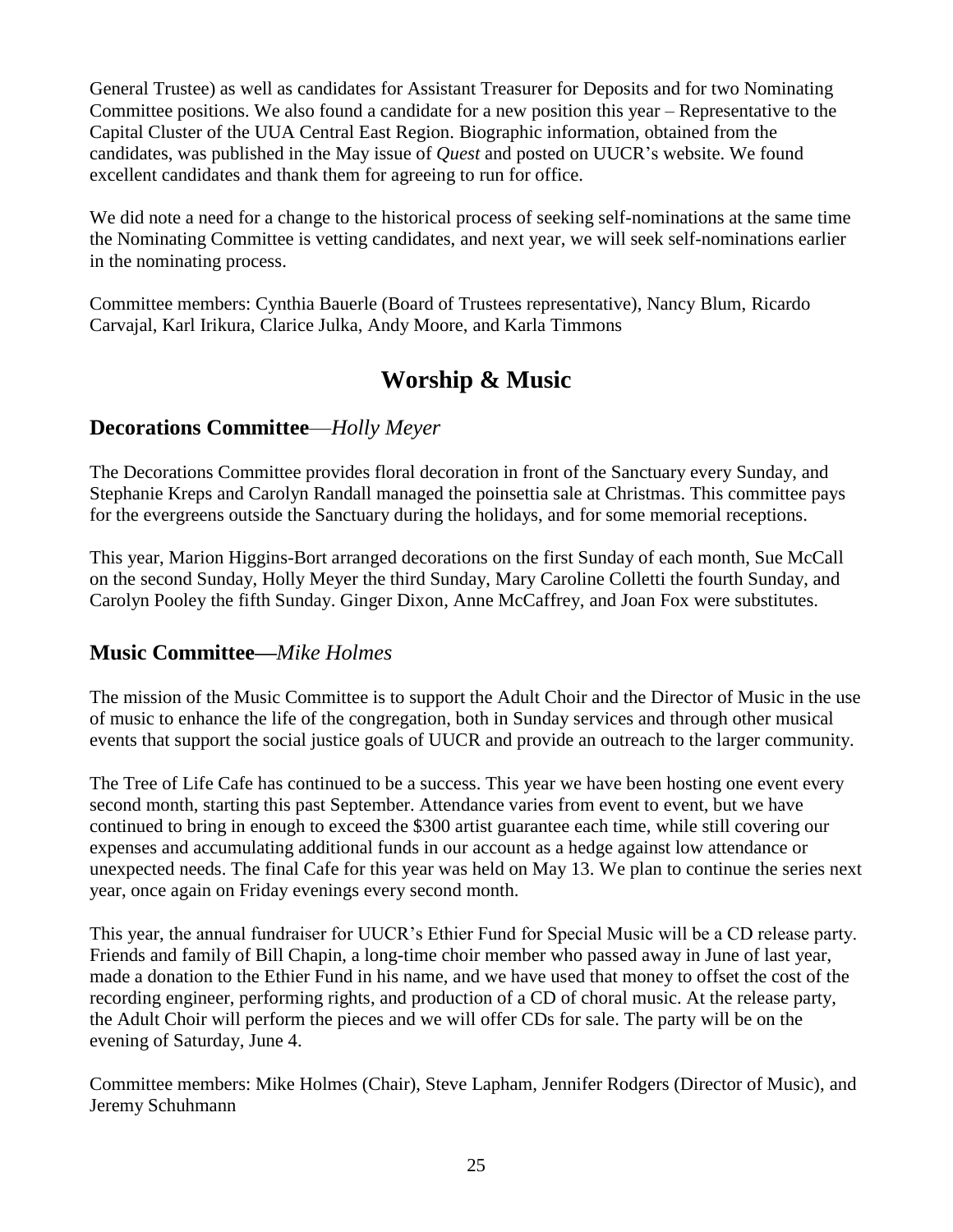General Trustee) as well as candidates for Assistant Treasurer for Deposits and for two Nominating Committee positions. We also found a candidate for a new position this year – Representative to the Capital Cluster of the UUA Central East Region. Biographic information, obtained from the candidates, was published in the May issue of *Quest* and posted on UUCR's website. We found excellent candidates and thank them for agreeing to run for office.

We did note a need for a change to the historical process of seeking self-nominations at the same time the Nominating Committee is vetting candidates, and next year, we will seek self-nominations earlier in the nominating process.

Committee members: Cynthia Bauerle (Board of Trustees representative), Nancy Blum, Ricardo Carvajal, Karl Irikura, Clarice Julka, Andy Moore, and Karla Timmons

# Worship & Music

## Decorations Committee—*Holly Meyer*

The Decorations Committee provides floral decoration in front of the Sanctuary every Sunday, and Stephanie Kreps and Carolyn Randall managed the poinsettia sale at Christmas. This committee pays for the evergreens outside the Sanctuary during the holidays, and for some memorial receptions.

This year, Marion Higgins-Bort arranged decorations on the first Sunday of each month, Sue McCall on the second Sunday, Holly Meyer the third Sunday, Mary Caroline Colletti the fourth Sunday, and Carolyn Pooley the fifth Sunday. Ginger Dixon, Anne McCaffrey, and Joan Fox were substitutes.

## Music Committee—*Mike Holmes*

The mission of the Music Committee is to support the Adult Choir and the Director of Music in the use of music to enhance the life of the congregation, both in Sunday services and through other musical events that support the social justice goals of UUCR and provide an outreach to the larger community.

The Tree of Life Cafe has continued to be a success. This year we have been hosting one event every second month, starting this past September. Attendance varies from event to event, but we have continued to bring in enough to exceed the $300 artist guarantee each time, while still covering our expenses and accumulating additional funds in our account as a hedge against low attendance or unexpected needs. The final Cafe for this year was held on May 13. We plan to continue the series next year, once again on Friday evenings every second month.

This year, the annual fundraiser for UUCR's Ethier Fund for Special Music will be a CD release party. Friends and family of Bill Chapin, a long-time choir member who passed away in June of last year, made a donation to the Ethier Fund in his name, and we have used that money to offset the cost of the recording engineer, performing rights, and production of a CD of choral music. At the release party, the Adult Choir will perform the pieces and we will offer CDs for sale. The party will be on the evening of Saturday, June 4.

Committee members: Mike Holmes (Chair), Steve Lapham, Jennifer Rodgers (Director of Music), and Jeremy Schuhmann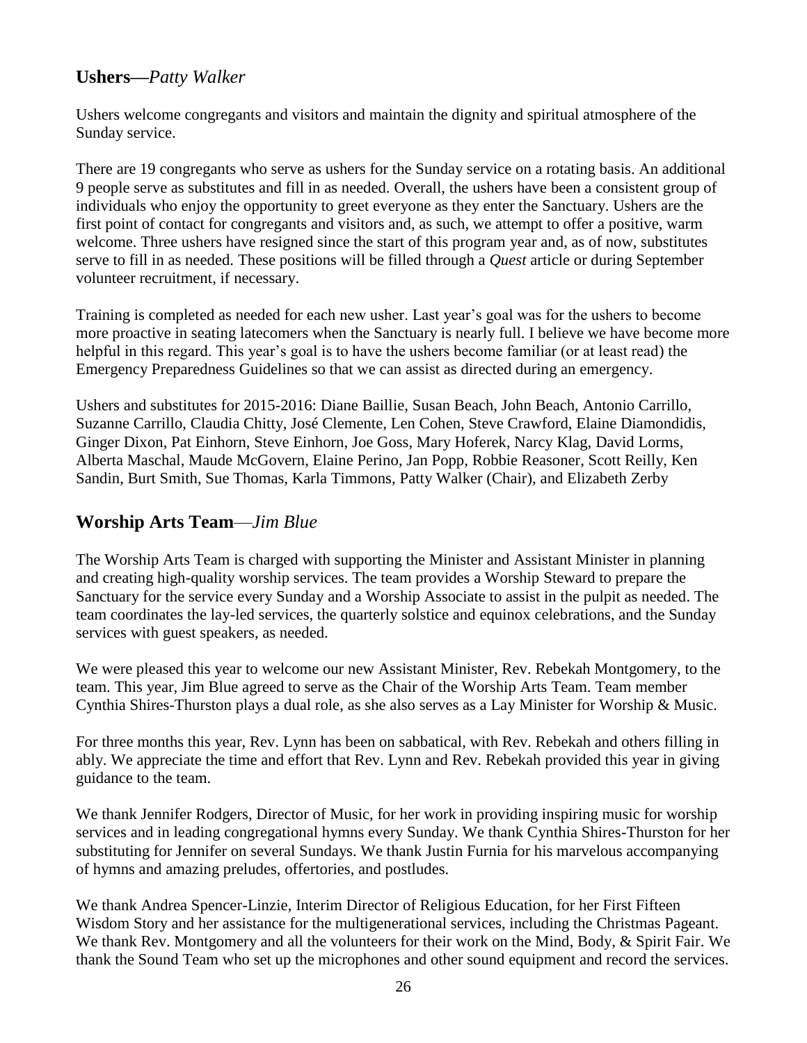## **Ushers**—*Patty Walker*

Ushers welcome congregants and visitors and maintain the dignity and spiritual atmosphere of the Sunday service.

There are 19 congregants who serve as ushers for the Sunday service on a rotating basis. An additional 9 people serve as substitutes and fill in as needed. Overall, the ushers have been a consistent group of individuals who enjoy the opportunity to greet everyone as they enter the Sanctuary. Ushers are the first point of contact for congregants and visitors and, as such, we attempt to offer a positive, warm welcome. Three ushers have resigned since the start of this program year and, as of now, substitutes serve to fill in as needed. These positions will be filled through a *Quest* article or during September volunteer recruitment, if necessary.

Training is completed as needed for each new usher. Last year's goal was for the ushers to become more proactive in seating latecomers when the Sanctuary is nearly full. I believe we have become more helpful in this regard. This year's goal is to have the ushers become familiar (or at least read) the Emergency Preparedness Guidelines so that we can assist as directed during an emergency.

Ushers and substitutes for 2015-2016: Diane Baillie, Susan Beach, John Beach, Antonio Carrillo, Suzanne Carrillo, Claudia Chitty, José Clemente, Len Cohen, Steve Crawford, Elaine Diamondidis, Ginger Dixon, Pat Einhorn, Steve Einhorn, Joe Goss, Mary Hoferek, Narcy Klag, David Lorms, Alberta Maschal, Maude McGovern, Elaine Perino, Jan Popp, Robbie Reasoner, Scott Reilly, Ken Sandin, Burt Smith, Sue Thomas, Karla Timmons, Patty Walker (Chair), and Elizabeth Zerby

## **Worship Arts Team**—*Jim Blue*

The Worship Arts Team is charged with supporting the Minister and Assistant Minister in planning and creating high-quality worship services. The team provides a Worship Steward to prepare the Sanctuary for the service every Sunday and a Worship Associate to assist in the pulpit as needed. The team coordinates the lay-led services, the quarterly solstice and equinox celebrations, and the Sunday services with guest speakers, as needed.

We were pleased this year to welcome our new Assistant Minister, Rev. Rebekah Montgomery, to the team. This year, Jim Blue agreed to serve as the Chair of the Worship Arts Team. Team member Cynthia Shires-Thurston plays a dual role, as she also serves as a Lay Minister for Worship & Music.

For three months this year, Rev. Lynn has been on sabbatical, with Rev. Rebekah and others filling in ably. We appreciate the time and effort that Rev. Lynn and Rev. Rebekah provided this year in giving guidance to the team.

We thank Jennifer Rodgers, Director of Music, for her work in providing inspiring music for worship services and in leading congregational hymns every Sunday. We thank Cynthia Shires-Thurston for her substituting for Jennifer on several Sundays. We thank Justin Furnia for his marvelous accompanying of hymns and amazing preludes, offertories, and postludes.

We thank Andrea Spencer-Linzie, Interim Director of Religious Education, for her First Fifteen Wisdom Story and her assistance for the multigenerational services, including the Christmas Pageant. We thank Rev. Montgomery and all the volunteers for their work on the Mind, Body, & Spirit Fair. We thank the Sound Team who set up the microphones and other sound equipment and record the services.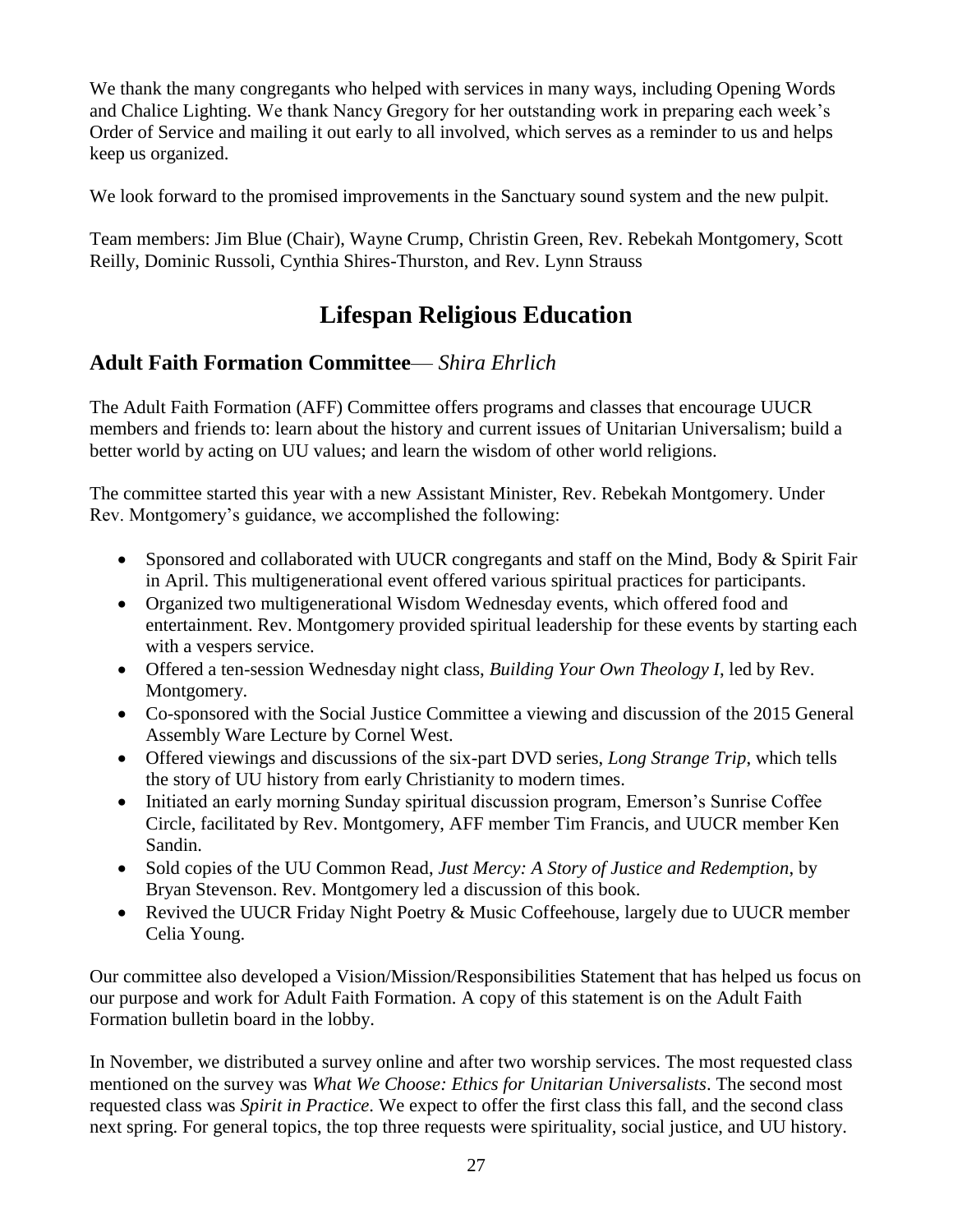We thank the many congregants who helped with services in many ways, including Opening Words and Chalice Lighting. We thank Nancy Gregory for her outstanding work in preparing each week's Order of Service and mailing it out early to all involved, which serves as a reminder to us and helps keep us organized.

We look forward to the promised improvements in the Sanctuary sound system and the new pulpit.

Team members: Jim Blue (Chair), Wayne Crump, Christin Green, Rev. Rebekah Montgomery, Scott Reilly, Dominic Russoli, Cynthia Shires-Thurston, and Rev. Lynn Strauss

# Lifespan Religious Education

## Adult Faith Formation Committee— *Shira Ehrlich*

The Adult Faith Formation (AFF) Committee offers programs and classes that encourage UUCR members and friends to: learn about the history and current issues of Unitarian Universalism; build a better world by acting on UU values; and learn the wisdom of other world religions.

The committee started this year with a new Assistant Minister, Rev. Rebekah Montgomery. Under Rev. Montgomery's guidance, we accomplished the following:

- Sponsored and collaborated with UUCR congregants and staff on the Mind, Body & Spirit Fair in April. This multigenerational event offered various spiritual practices for participants.
- Organized two multigenerational Wisdom Wednesday events, which offered food and entertainment. Rev. Montgomery provided spiritual leadership for these events by starting each with a vespers service.
- Offered a ten-session Wednesday night class, *Building Your Own Theology I*, led by Rev. Montgomery.
- Co-sponsored with the Social Justice Committee a viewing and discussion of the 2015 General Assembly Ware Lecture by Cornel West.
- Offered viewings and discussions of the six-part DVD series, *Long Strange Trip*, which tells the story of UU history from early Christianity to modern times.
- Initiated an early morning Sunday spiritual discussion program, Emerson's Sunrise Coffee Circle, facilitated by Rev. Montgomery, AFF member Tim Francis, and UUCR member Ken Sandin.
- Sold copies of the UU Common Read, *Just Mercy: A Story of Justice and Redemption*, by Bryan Stevenson. Rev. Montgomery led a discussion of this book.
- Revived the UUCR Friday Night Poetry & Music Coffeehouse, largely due to UUCR member Celia Young.

Our committee also developed a Vision/Mission/Responsibilities Statement that has helped us focus on our purpose and work for Adult Faith Formation. A copy of this statement is on the Adult Faith Formation bulletin board in the lobby.

In November, we distributed a survey online and after two worship services. The most requested class mentioned on the survey was *What We Choose: Ethics for Unitarian Universalists*. The second most requested class was *Spirit in Practice*. We expect to offer the first class this fall, and the second class next spring. For general topics, the top three requests were spirituality, social justice, and UU history.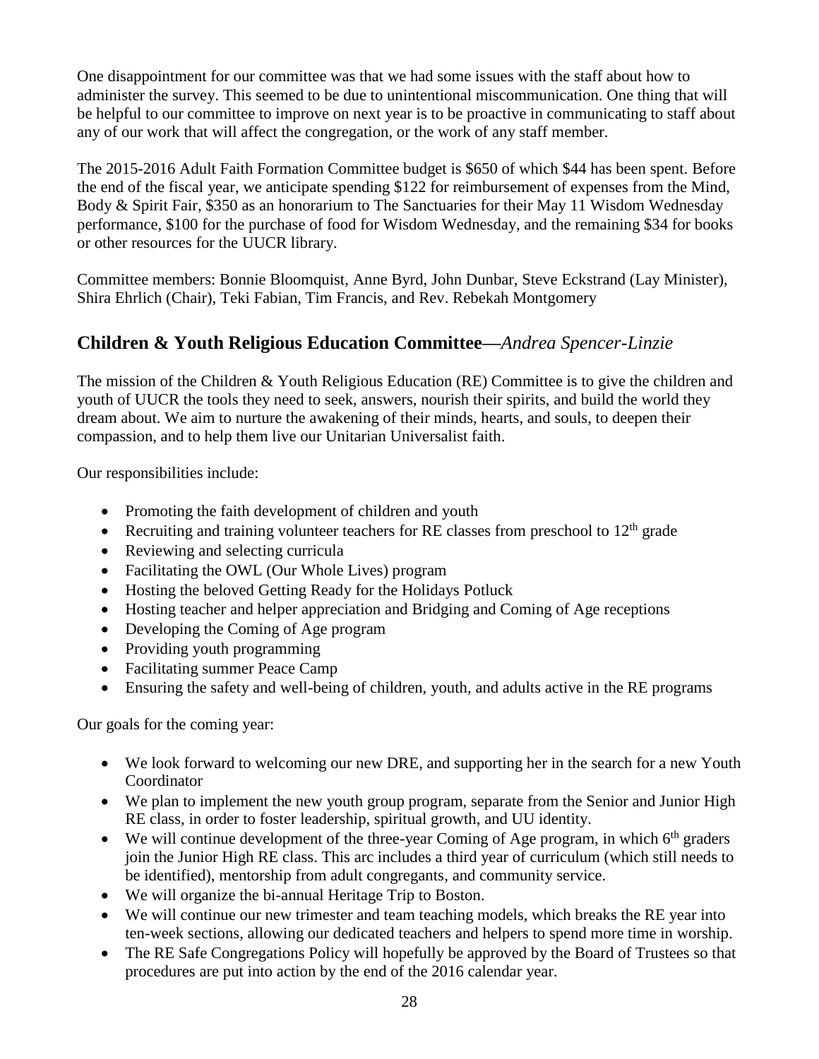One disappointment for our committee was that we had some issues with the staff about how to administer the survey. This seemed to be due to unintentional miscommunication. One thing that will be helpful to our committee to improve on next year is to be proactive in communicating to staff about any of our work that will affect the congregation, or the work of any staff member.

The 2015-2016 Adult Faith Formation Committee budget is $650 of which $44 has been spent. Before the end of the fiscal year, we anticipate spending $122 for reimbursement of expenses from the Mind, Body & Spirit Fair, $350 as an honorarium to The Sanctuaries for their May 11 Wisdom Wednesday performance, $100 for the purchase of food for Wisdom Wednesday, and the remaining $34 for books or other resources for the UUCR library.

Committee members: Bonnie Bloomquist, Anne Byrd, John Dunbar, Steve Eckstrand (Lay Minister), Shira Ehrlich (Chair), Teki Fabian, Tim Francis, and Rev. Rebekah Montgomery

## Children & Youth Religious Education Committee—*Andrea Spencer-Linzie*

The mission of the Children & Youth Religious Education (RE) Committee is to give the children and youth of UUCR the tools they need to seek, answers, nourish their spirits, and build the world they dream about. We aim to nurture the awakening of their minds, hearts, and souls, to deepen their compassion, and to help them live our Unitarian Universalist faith.

Our responsibilities include:

- Promoting the faith development of children and youth
- Recruiting and training volunteer teachers for RE classes from preschool to 12th grade
- Reviewing and selecting curricula
- Facilitating the OWL (Our Whole Lives) program
- Hosting the beloved Getting Ready for the Holidays Potluck
- Hosting teacher and helper appreciation and Bridging and Coming of Age receptions
- Developing the Coming of Age program
- Providing youth programming
- Facilitating summer Peace Camp
- Ensuring the safety and well-being of children, youth, and adults active in the RE programs

Our goals for the coming year:

- We look forward to welcoming our new DRE, and supporting her in the search for a new Youth Coordinator
- We plan to implement the new youth group program, separate from the Senior and Junior High RE class, in order to foster leadership, spiritual growth, and UU identity.
- We will continue development of the three-year Coming of Age program, in which 6th graders join the Junior High RE class. This arc includes a third year of curriculum (which still needs to be identified), mentorship from adult congregants, and community service.
- We will organize the bi-annual Heritage Trip to Boston.
- We will continue our new trimester and team teaching models, which breaks the RE year into ten-week sections, allowing our dedicated teachers and helpers to spend more time in worship.
- The RE Safe Congregations Policy will hopefully be approved by the Board of Trustees so that procedures are put into action by the end of the 2016 calendar year.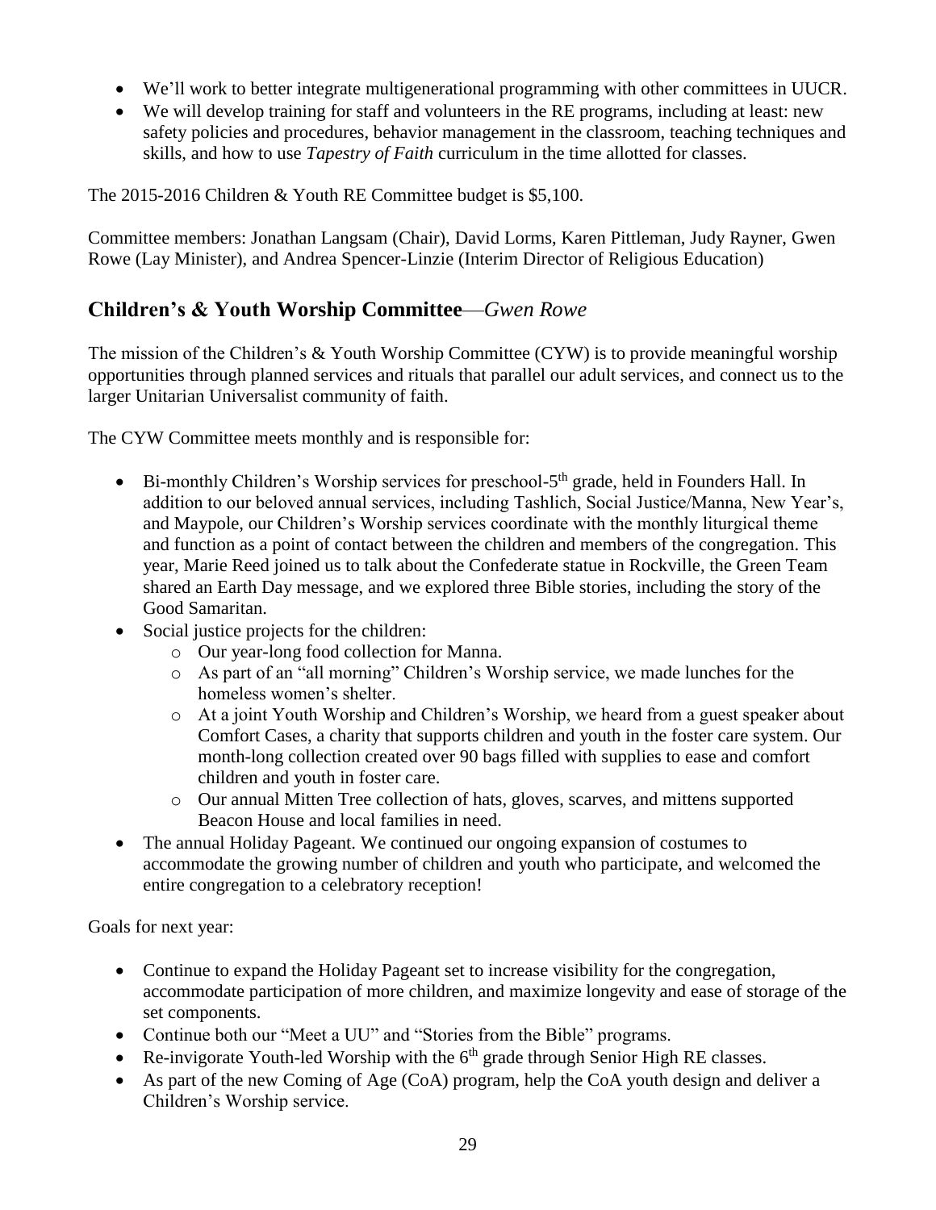- We'll work to better integrate multigenerational programming with other committees in UUCR.
- We will develop training for staff and volunteers in the RE programs, including at least: new safety policies and procedures, behavior management in the classroom, teaching techniques and skills, and how to use *Tapestry of Faith* curriculum in the time allotted for classes.

The 2015-2016 Children & Youth RE Committee budget is $5,100.

Committee members: Jonathan Langsam (Chair), David Lorms, Karen Pittleman, Judy Rayner, Gwen Rowe (Lay Minister), and Andrea Spencer-Linzie (Interim Director of Religious Education)

## Children's & Youth Worship Committee—*Gwen Rowe*

The mission of the Children's & Youth Worship Committee (CYW) is to provide meaningful worship opportunities through planned services and rituals that parallel our adult services, and connect us to the larger Unitarian Universalist community of faith.

The CYW Committee meets monthly and is responsible for:

- Bi-monthly Children's Worship services for preschool-5th grade, held in Founders Hall. In addition to our beloved annual services, including Tashlich, Social Justice/Manna, New Year's, and Maypole, our Children's Worship services coordinate with the monthly liturgical theme and function as a point of contact between the children and members of the congregation. This year, Marie Reed joined us to talk about the Confederate statue in Rockville, the Green Team shared an Earth Day message, and we explored three Bible stories, including the story of the Good Samaritan.
- Social justice projects for the children:
  - Our year-long food collection for Manna.
  - As part of an "all morning" Children's Worship service, we made lunches for the homeless women's shelter.
  - At a joint Youth Worship and Children's Worship, we heard from a guest speaker about Comfort Cases, a charity that supports children and youth in the foster care system. Our month-long collection created over 90 bags filled with supplies to ease and comfort children and youth in foster care.
  - Our annual Mitten Tree collection of hats, gloves, scarves, and mittens supported Beacon House and local families in need.
- The annual Holiday Pageant. We continued our ongoing expansion of costumes to accommodate the growing number of children and youth who participate, and welcomed the entire congregation to a celebratory reception!

Goals for next year:

- Continue to expand the Holiday Pageant set to increase visibility for the congregation, accommodate participation of more children, and maximize longevity and ease of storage of the set components.
- Continue both our "Meet a UU" and "Stories from the Bible" programs.
- Re-invigorate Youth-led Worship with the 6th grade through Senior High RE classes.
- As part of the new Coming of Age (CoA) program, help the CoA youth design and deliver a Children's Worship service.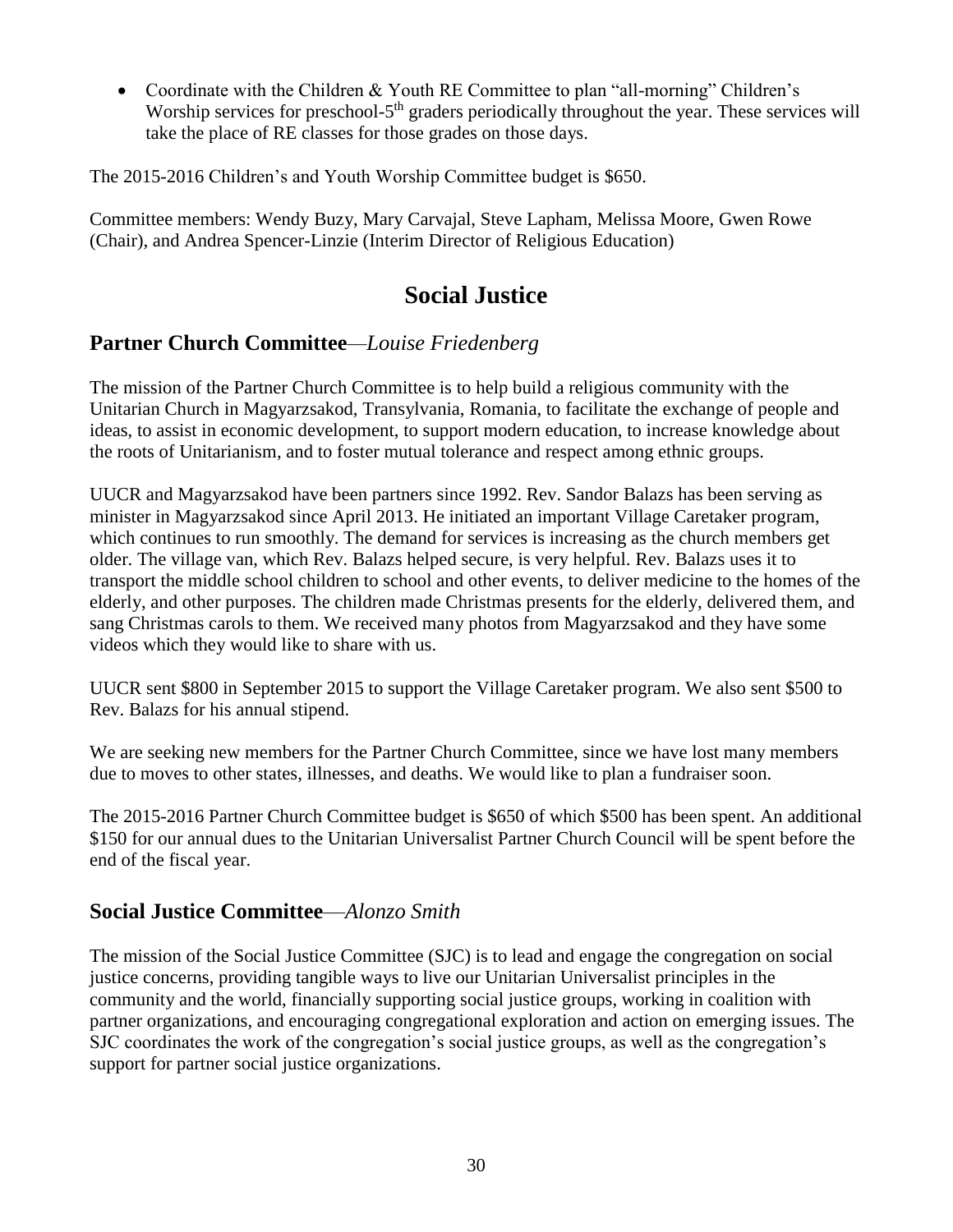- Coordinate with the Children & Youth RE Committee to plan "all-morning" Children's Worship services for preschool-5th graders periodically throughout the year. These services will take the place of RE classes for those grades on those days.

The 2015-2016 Children's and Youth Worship Committee budget is $650.

Committee members: Wendy Buzy, Mary Carvajal, Steve Lapham, Melissa Moore, Gwen Rowe (Chair), and Andrea Spencer-Linzie (Interim Director of Religious Education)

# Social Justice

## Partner Church Committee—*Louise Friedenberg*

The mission of the Partner Church Committee is to help build a religious community with the Unitarian Church in Magyarzsakod, Transylvania, Romania, to facilitate the exchange of people and ideas, to assist in economic development, to support modern education, to increase knowledge about the roots of Unitarianism, and to foster mutual tolerance and respect among ethnic groups.

UUCR and Magyarzsakod have been partners since 1992. Rev. Sandor Balazs has been serving as minister in Magyarzsakod since April 2013. He initiated an important Village Caretaker program, which continues to run smoothly. The demand for services is increasing as the church members get older. The village van, which Rev. Balazs helped secure, is very helpful. Rev. Balazs uses it to transport the middle school children to school and other events, to deliver medicine to the homes of the elderly, and other purposes. The children made Christmas presents for the elderly, delivered them, and sang Christmas carols to them. We received many photos from Magyarzsakod and they have some videos which they would like to share with us.

UUCR sent $800 in September 2015 to support the Village Caretaker program. We also sent $500 to Rev. Balazs for his annual stipend.

We are seeking new members for the Partner Church Committee, since we have lost many members due to moves to other states, illnesses, and deaths. We would like to plan a fundraiser soon.

The 2015-2016 Partner Church Committee budget is $650 of which $500 has been spent. An additional $150 for our annual dues to the Unitarian Universalist Partner Church Council will be spent before the end of the fiscal year.

## Social Justice Committee—*Alonzo Smith*

The mission of the Social Justice Committee (SJC) is to lead and engage the congregation on social justice concerns, providing tangible ways to live our Unitarian Universalist principles in the community and the world, financially supporting social justice groups, working in coalition with partner organizations, and encouraging congregational exploration and action on emerging issues. The SJC coordinates the work of the congregation's social justice groups, as well as the congregation's support for partner social justice organizations.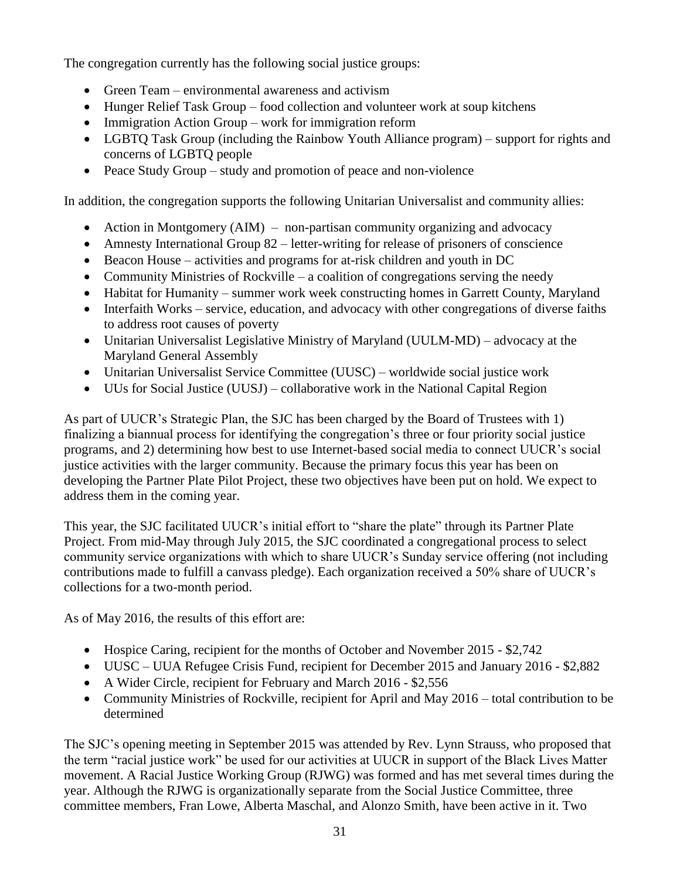The congregation currently has the following social justice groups:

- Green Team – environmental awareness and activism
- Hunger Relief Task Group – food collection and volunteer work at soup kitchens
- Immigration Action Group – work for immigration reform
- LGBTQ Task Group (including the Rainbow Youth Alliance program) – support for rights and concerns of LGBTQ people
- Peace Study Group – study and promotion of peace and non-violence

In addition, the congregation supports the following Unitarian Universalist and community allies:

- Action in Montgomery (AIM) – non-partisan community organizing and advocacy
- Amnesty International Group 82 – letter-writing for release of prisoners of conscience
- Beacon House – activities and programs for at-risk children and youth in DC
- Community Ministries of Rockville – a coalition of congregations serving the needy
- Habitat for Humanity – summer work week constructing homes in Garrett County, Maryland
- Interfaith Works – service, education, and advocacy with other congregations of diverse faiths to address root causes of poverty
- Unitarian Universalist Legislative Ministry of Maryland (UULM-MD) – advocacy at the Maryland General Assembly
- Unitarian Universalist Service Committee (UUSC) – worldwide social justice work
- UUs for Social Justice (UUSJ) – collaborative work in the National Capital Region

As part of UUCR's Strategic Plan, the SJC has been charged by the Board of Trustees with 1) finalizing a biannual process for identifying the congregation's three or four priority social justice programs, and 2) determining how best to use Internet-based social media to connect UUCR's social justice activities with the larger community. Because the primary focus this year has been on developing the Partner Plate Pilot Project, these two objectives have been put on hold. We expect to address them in the coming year.

This year, the SJC facilitated UUCR's initial effort to "share the plate" through its Partner Plate Project. From mid-May through July 2015, the SJC coordinated a congregational process to select community service organizations with which to share UUCR's Sunday service offering (not including contributions made to fulfill a canvass pledge). Each organization received a 50% share of UUCR's collections for a two-month period.

As of May 2016, the results of this effort are:

- Hospice Caring, recipient for the months of October and November 2015 - $2,742
- UUSC – UUA Refugee Crisis Fund, recipient for December 2015 and January 2016 - $2,882
- A Wider Circle, recipient for February and March 2016 - $2,556
- Community Ministries of Rockville, recipient for April and May 2016 – total contribution to be determined

The SJC's opening meeting in September 2015 was attended by Rev. Lynn Strauss, who proposed that the term "racial justice work" be used for our activities at UUCR in support of the Black Lives Matter movement. A Racial Justice Working Group (RJWG) was formed and has met several times during the year. Although the RJWG is organizationally separate from the Social Justice Committee, three committee members, Fran Lowe, Alberta Maschal, and Alonzo Smith, have been active in it. Two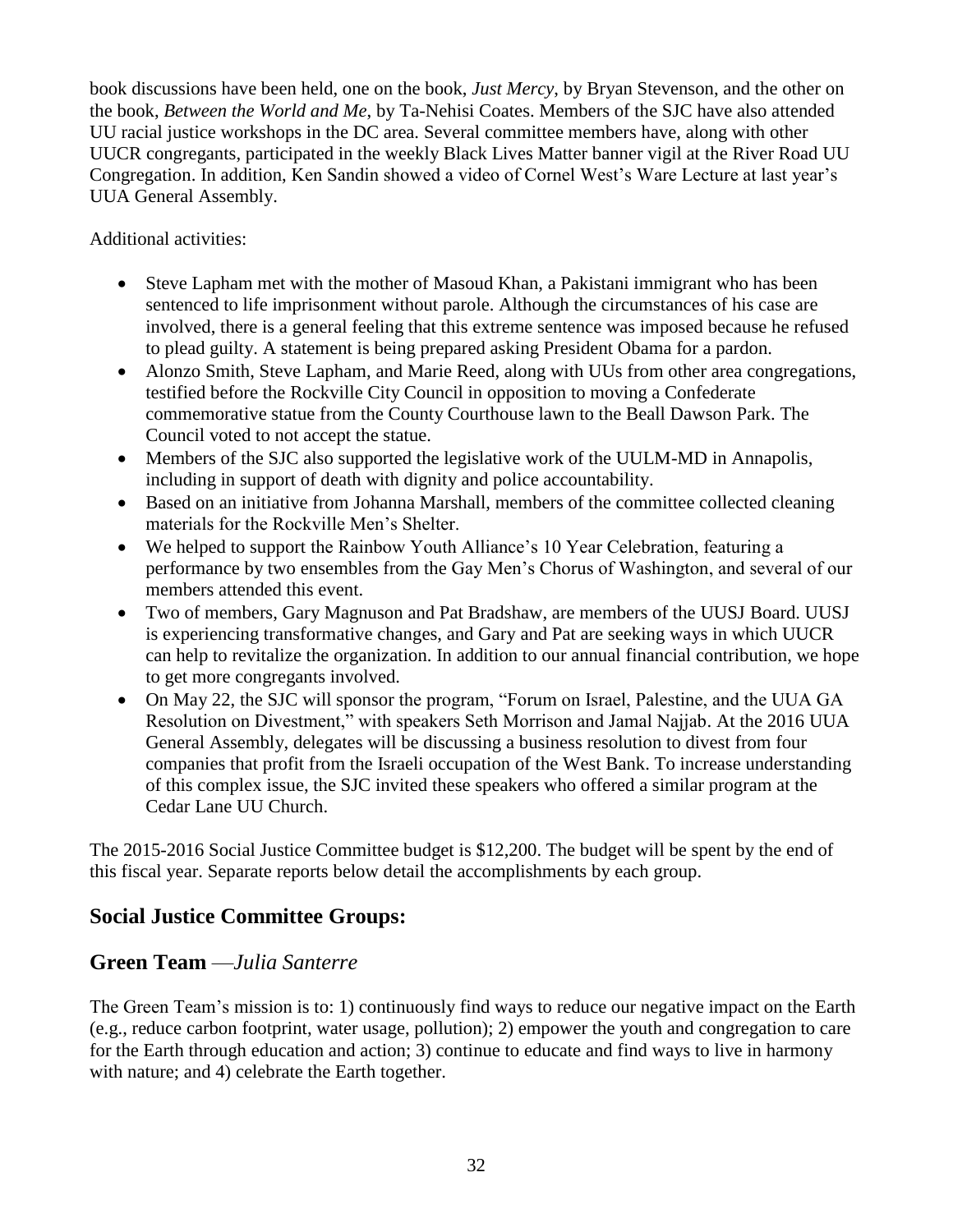book discussions have been held, one on the book, *Just Mercy*, by Bryan Stevenson, and the other on the book, *Between the World and Me*, by Ta-Nehisi Coates. Members of the SJC have also attended UU racial justice workshops in the DC area. Several committee members have, along with other UUCR congregants, participated in the weekly Black Lives Matter banner vigil at the River Road UU Congregation. In addition, Ken Sandin showed a video of Cornel West's Ware Lecture at last year's UUA General Assembly.

Additional activities:

- Steve Lapham met with the mother of Masoud Khan, a Pakistani immigrant who has been sentenced to life imprisonment without parole. Although the circumstances of his case are involved, there is a general feeling that this extreme sentence was imposed because he refused to plead guilty. A statement is being prepared asking President Obama for a pardon.
- Alonzo Smith, Steve Lapham, and Marie Reed, along with UUs from other area congregations, testified before the Rockville City Council in opposition to moving a Confederate commemorative statue from the County Courthouse lawn to the Beall Dawson Park. The Council voted to not accept the statue.
- Members of the SJC also supported the legislative work of the UULM-MD in Annapolis, including in support of death with dignity and police accountability.
- Based on an initiative from Johanna Marshall, members of the committee collected cleaning materials for the Rockville Men's Shelter.
- We helped to support the Rainbow Youth Alliance's 10 Year Celebration, featuring a performance by two ensembles from the Gay Men's Chorus of Washington, and several of our members attended this event.
- Two of members, Gary Magnuson and Pat Bradshaw, are members of the UUSJ Board. UUSJ is experiencing transformative changes, and Gary and Pat are seeking ways in which UUCR can help to revitalize the organization. In addition to our annual financial contribution, we hope to get more congregants involved.
- On May 22, the SJC will sponsor the program, "Forum on Israel, Palestine, and the UUA GA Resolution on Divestment," with speakers Seth Morrison and Jamal Najjab. At the 2016 UUA General Assembly, delegates will be discussing a business resolution to divest from four companies that profit from the Israeli occupation of the West Bank. To increase understanding of this complex issue, the SJC invited these speakers who offered a similar program at the Cedar Lane UU Church.

The 2015-2016 Social Justice Committee budget is $12,200. The budget will be spent by the end of this fiscal year. Separate reports below detail the accomplishments by each group.

## Social Justice Committee Groups:

## Green Team —*Julia Santerre*

The Green Team's mission is to: 1) continuously find ways to reduce our negative impact on the Earth (e.g., reduce carbon footprint, water usage, pollution); 2) empower the youth and congregation to care for the Earth through education and action; 3) continue to educate and find ways to live in harmony with nature; and 4) celebrate the Earth together.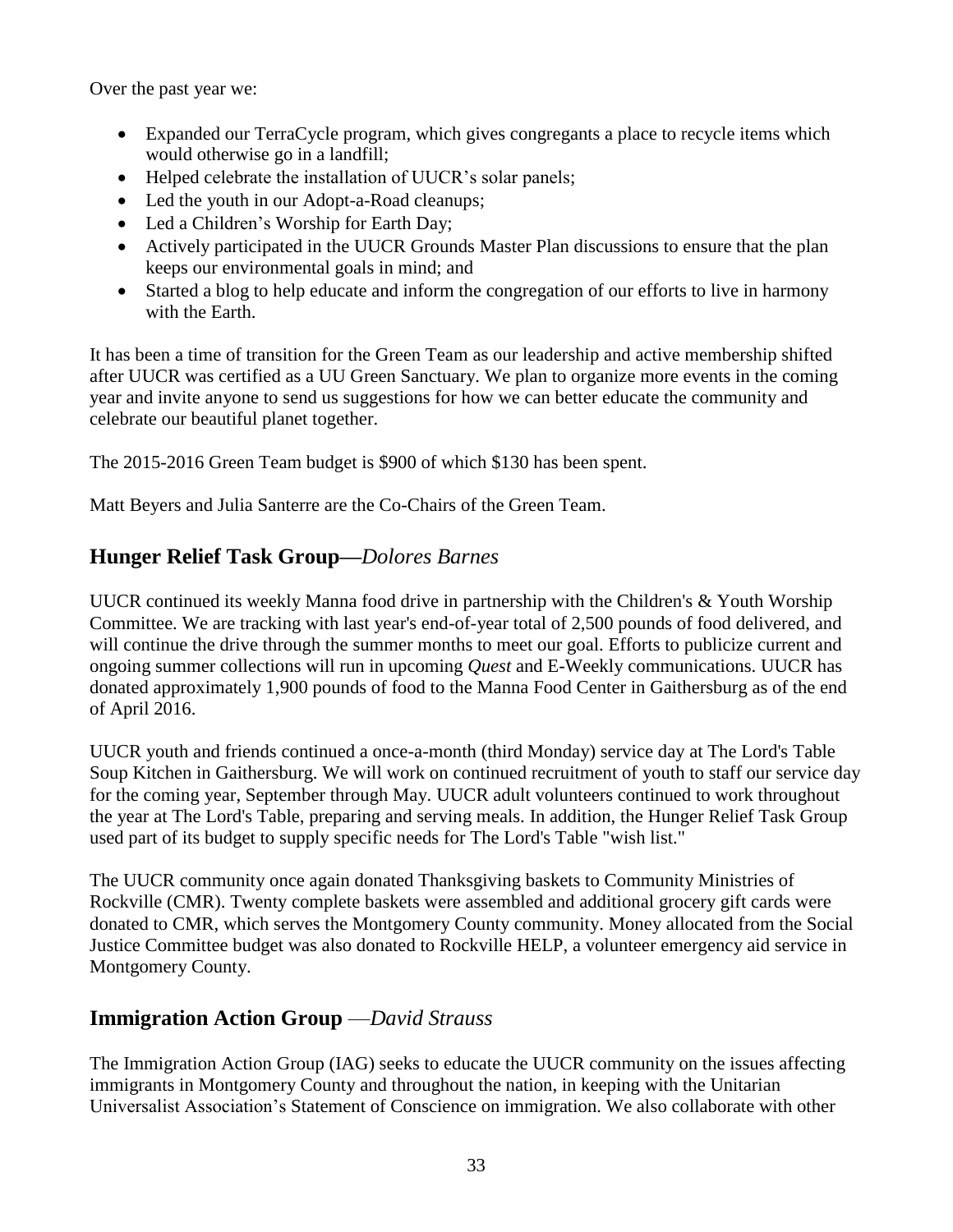Over the past year we:

- Expanded our TerraCycle program, which gives congregants a place to recycle items which would otherwise go in a landfill;
- Helped celebrate the installation of UUCR's solar panels;
- Led the youth in our Adopt-a-Road cleanups;
- Led a Children's Worship for Earth Day;
- Actively participated in the UUCR Grounds Master Plan discussions to ensure that the plan keeps our environmental goals in mind; and
- Started a blog to help educate and inform the congregation of our efforts to live in harmony with the Earth.

It has been a time of transition for the Green Team as our leadership and active membership shifted after UUCR was certified as a UU Green Sanctuary. We plan to organize more events in the coming year and invite anyone to send us suggestions for how we can better educate the community and celebrate our beautiful planet together.

The 2015-2016 Green Team budget is $900 of which $130 has been spent.

Matt Beyers and Julia Santerre are the Co-Chairs of the Green Team.

## Hunger Relief Task Group—*Dolores Barnes*

UUCR continued its weekly Manna food drive in partnership with the Children's & Youth Worship Committee. We are tracking with last year's end-of-year total of 2,500 pounds of food delivered, and will continue the drive through the summer months to meet our goal. Efforts to publicize current and ongoing summer collections will run in upcoming *Quest* and E-Weekly communications. UUCR has donated approximately 1,900 pounds of food to the Manna Food Center in Gaithersburg as of the end of April 2016.

UUCR youth and friends continued a once-a-month (third Monday) service day at The Lord's Table Soup Kitchen in Gaithersburg. We will work on continued recruitment of youth to staff our service day for the coming year, September through May. UUCR adult volunteers continued to work throughout the year at The Lord's Table, preparing and serving meals. In addition, the Hunger Relief Task Group used part of its budget to supply specific needs for The Lord's Table "wish list."

The UUCR community once again donated Thanksgiving baskets to Community Ministries of Rockville (CMR). Twenty complete baskets were assembled and additional grocery gift cards were donated to CMR, which serves the Montgomery County community. Money allocated from the Social Justice Committee budget was also donated to Rockville HELP, a volunteer emergency aid service in Montgomery County.

## Immigration Action Group —*David Strauss*

The Immigration Action Group (IAG) seeks to educate the UUCR community on the issues affecting immigrants in Montgomery County and throughout the nation, in keeping with the Unitarian Universalist Association's Statement of Conscience on immigration. We also collaborate with other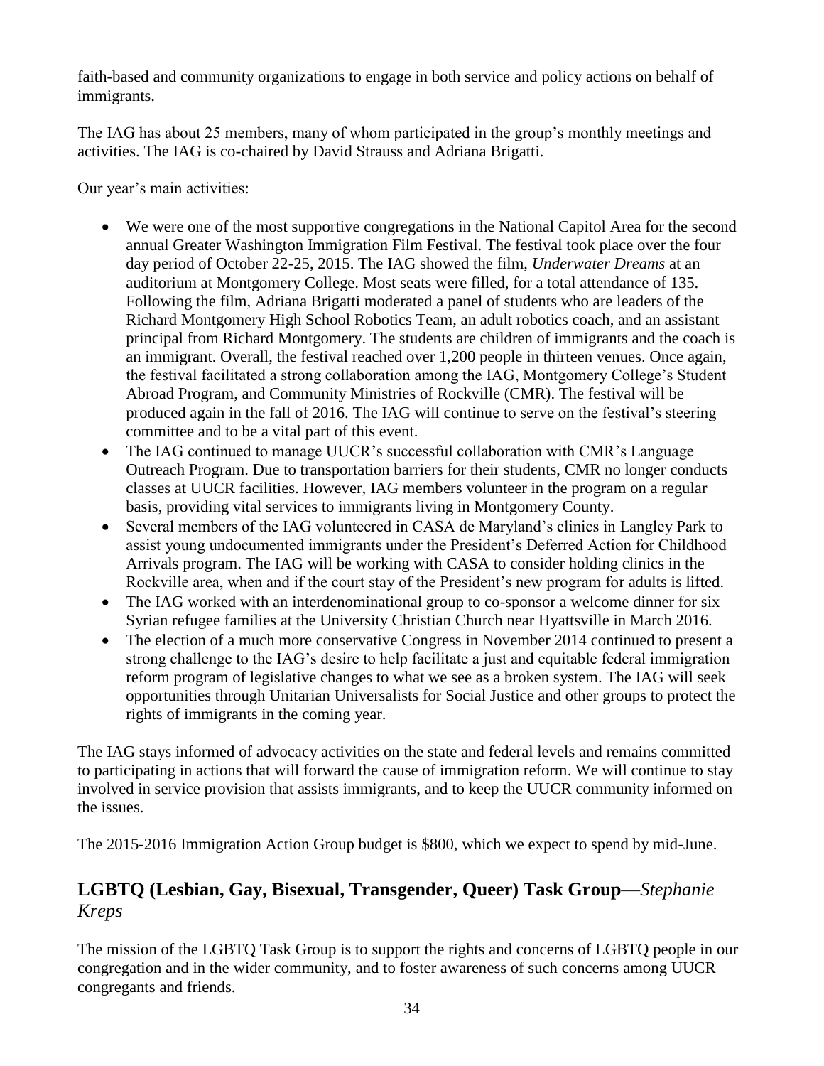faith-based and community organizations to engage in both service and policy actions on behalf of immigrants.

The IAG has about 25 members, many of whom participated in the group's monthly meetings and activities. The IAG is co-chaired by David Strauss and Adriana Brigatti.

Our year's main activities:

- We were one of the most supportive congregations in the National Capitol Area for the second annual Greater Washington Immigration Film Festival. The festival took place over the four day period of October 22-25, 2015. The IAG showed the film, *Underwater Dreams* at an auditorium at Montgomery College. Most seats were filled, for a total attendance of 135. Following the film, Adriana Brigatti moderated a panel of students who are leaders of the Richard Montgomery High School Robotics Team, an adult robotics coach, and an assistant principal from Richard Montgomery. The students are children of immigrants and the coach is an immigrant. Overall, the festival reached over 1,200 people in thirteen venues. Once again, the festival facilitated a strong collaboration among the IAG, Montgomery College's Student Abroad Program, and Community Ministries of Rockville (CMR). The festival will be produced again in the fall of 2016. The IAG will continue to serve on the festival's steering committee and to be a vital part of this event.
- The IAG continued to manage UUCR's successful collaboration with CMR's Language Outreach Program. Due to transportation barriers for their students, CMR no longer conducts classes at UUCR facilities. However, IAG members volunteer in the program on a regular basis, providing vital services to immigrants living in Montgomery County.
- Several members of the IAG volunteered in CASA de Maryland's clinics in Langley Park to assist young undocumented immigrants under the President's Deferred Action for Childhood Arrivals program. The IAG will be working with CASA to consider holding clinics in the Rockville area, when and if the court stay of the President's new program for adults is lifted.
- The IAG worked with an interdenominational group to co-sponsor a welcome dinner for six Syrian refugee families at the University Christian Church near Hyattsville in March 2016.
- The election of a much more conservative Congress in November 2014 continued to present a strong challenge to the IAG's desire to help facilitate a just and equitable federal immigration reform program of legislative changes to what we see as a broken system. The IAG will seek opportunities through Unitarian Universalists for Social Justice and other groups to protect the rights of immigrants in the coming year.

The IAG stays informed of advocacy activities on the state and federal levels and remains committed to participating in actions that will forward the cause of immigration reform. We will continue to stay involved in service provision that assists immigrants, and to keep the UUCR community informed on the issues.

The 2015-2016 Immigration Action Group budget is $800, which we expect to spend by mid-June.

## LGBTQ (Lesbian, Gay, Bisexual, Transgender, Queer) Task Group—*Stephanie Kreps*

The mission of the LGBTQ Task Group is to support the rights and concerns of LGBTQ people in our congregation and in the wider community, and to foster awareness of such concerns among UUCR congregants and friends.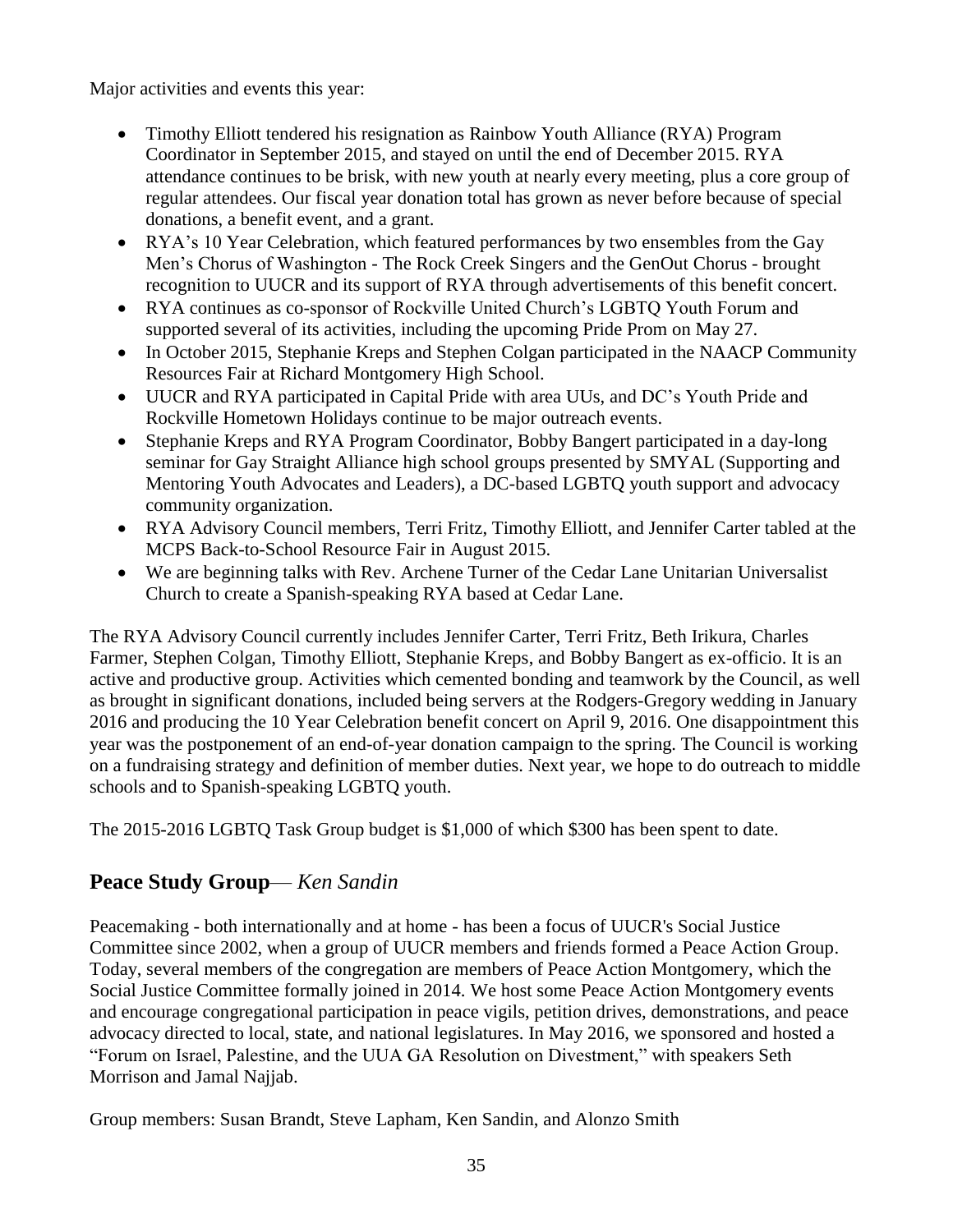Major activities and events this year:

- Timothy Elliott tendered his resignation as Rainbow Youth Alliance (RYA) Program Coordinator in September 2015, and stayed on until the end of December 2015. RYA attendance continues to be brisk, with new youth at nearly every meeting, plus a core group of regular attendees. Our fiscal year donation total has grown as never before because of special donations, a benefit event, and a grant.
- RYA's 10 Year Celebration, which featured performances by two ensembles from the Gay Men's Chorus of Washington - The Rock Creek Singers and the GenOut Chorus - brought recognition to UUCR and its support of RYA through advertisements of this benefit concert.
- RYA continues as co-sponsor of Rockville United Church's LGBTQ Youth Forum and supported several of its activities, including the upcoming Pride Prom on May 27.
- In October 2015, Stephanie Kreps and Stephen Colgan participated in the NAACP Community Resources Fair at Richard Montgomery High School.
- UUCR and RYA participated in Capital Pride with area UUs, and DC's Youth Pride and Rockville Hometown Holidays continue to be major outreach events.
- Stephanie Kreps and RYA Program Coordinator, Bobby Bangert participated in a day-long seminar for Gay Straight Alliance high school groups presented by SMYAL (Supporting and Mentoring Youth Advocates and Leaders), a DC-based LGBTQ youth support and advocacy community organization.
- RYA Advisory Council members, Terri Fritz, Timothy Elliott, and Jennifer Carter tabled at the MCPS Back-to-School Resource Fair in August 2015.
- We are beginning talks with Rev. Archene Turner of the Cedar Lane Unitarian Universalist Church to create a Spanish-speaking RYA based at Cedar Lane.

The RYA Advisory Council currently includes Jennifer Carter, Terri Fritz, Beth Irikura, Charles Farmer, Stephen Colgan, Timothy Elliott, Stephanie Kreps, and Bobby Bangert as ex-officio. It is an active and productive group. Activities which cemented bonding and teamwork by the Council, as well as brought in significant donations, included being servers at the Rodgers-Gregory wedding in January 2016 and producing the 10 Year Celebration benefit concert on April 9, 2016. One disappointment this year was the postponement of an end-of-year donation campaign to the spring. The Council is working on a fundraising strategy and definition of member duties. Next year, we hope to do outreach to middle schools and to Spanish-speaking LGBTQ youth.

The 2015-2016 LGBTQ Task Group budget is $1,000 of which $300 has been spent to date.

## Peace Study Group— *Ken Sandin*

Peacemaking - both internationally and at home - has been a focus of UUCR's Social Justice Committee since 2002, when a group of UUCR members and friends formed a Peace Action Group. Today, several members of the congregation are members of Peace Action Montgomery, which the Social Justice Committee formally joined in 2014. We host some Peace Action Montgomery events and encourage congregational participation in peace vigils, petition drives, demonstrations, and peace advocacy directed to local, state, and national legislatures. In May 2016, we sponsored and hosted a "Forum on Israel, Palestine, and the UUA GA Resolution on Divestment," with speakers Seth Morrison and Jamal Najjab.

Group members: Susan Brandt, Steve Lapham, Ken Sandin, and Alonzo Smith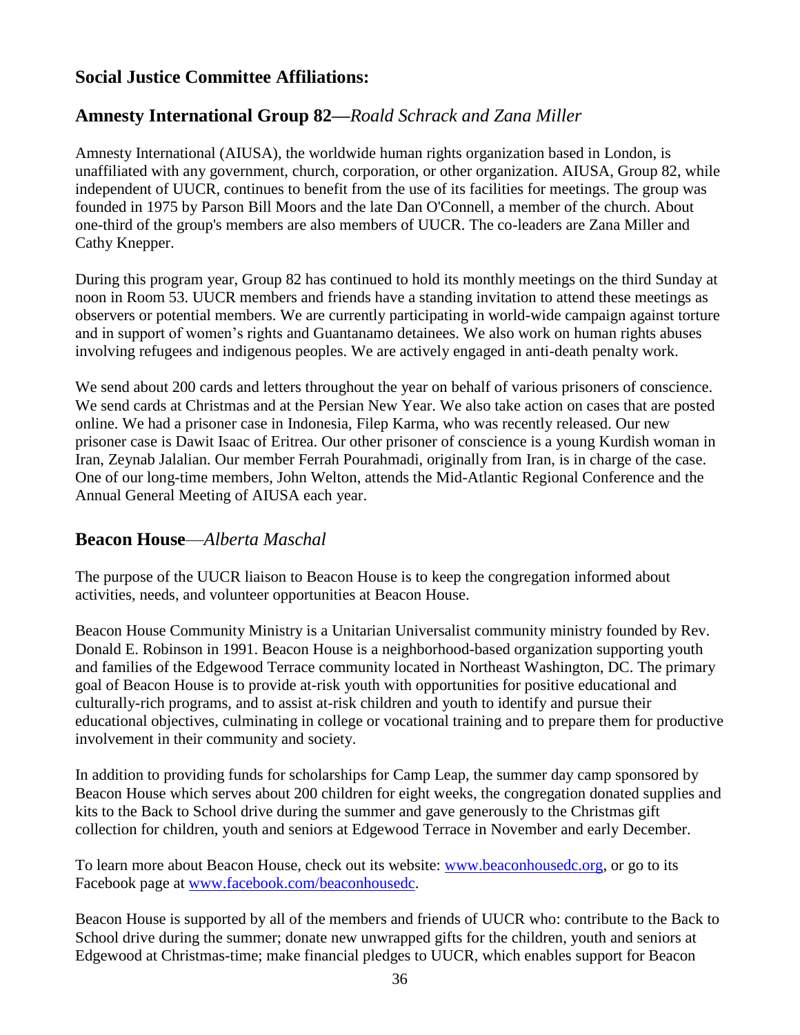## Social Justice Committee Affiliations:

### Amnesty International Group 82—*Roald Schrack and Zana Miller*

Amnesty International (AIUSA), the worldwide human rights organization based in London, is unaffiliated with any government, church, corporation, or other organization. AIUSA, Group 82, while independent of UUCR, continues to benefit from the use of its facilities for meetings. The group was founded in 1975 by Parson Bill Moors and the late Dan O'Connell, a member of the church. About one-third of the group's members are also members of UUCR. The co-leaders are Zana Miller and Cathy Knepper.

During this program year, Group 82 has continued to hold its monthly meetings on the third Sunday at noon in Room 53. UUCR members and friends have a standing invitation to attend these meetings as observers or potential members. We are currently participating in world-wide campaign against torture and in support of women's rights and Guantanamo detainees. We also work on human rights abuses involving refugees and indigenous peoples. We are actively engaged in anti-death penalty work.

We send about 200 cards and letters throughout the year on behalf of various prisoners of conscience. We send cards at Christmas and at the Persian New Year. We also take action on cases that are posted online. We had a prisoner case in Indonesia, Filep Karma, who was recently released. Our new prisoner case is Dawit Isaac of Eritrea. Our other prisoner of conscience is a young Kurdish woman in Iran, Zeynab Jalalian. Our member Ferrah Pourahmadi, originally from Iran, is in charge of the case. One of our long-time members, John Welton, attends the Mid-Atlantic Regional Conference and the Annual General Meeting of AIUSA each year.

### Beacon House—*Alberta Maschal*

The purpose of the UUCR liaison to Beacon House is to keep the congregation informed about activities, needs, and volunteer opportunities at Beacon House.

Beacon House Community Ministry is a Unitarian Universalist community ministry founded by Rev. Donald E. Robinson in 1991. Beacon House is a neighborhood-based organization supporting youth and families of the Edgewood Terrace community located in Northeast Washington, DC. The primary goal of Beacon House is to provide at-risk youth with opportunities for positive educational and culturally-rich programs, and to assist at-risk children and youth to identify and pursue their educational objectives, culminating in college or vocational training and to prepare them for productive involvement in their community and society.

In addition to providing funds for scholarships for Camp Leap, the summer day camp sponsored by Beacon House which serves about 200 children for eight weeks, the congregation donated supplies and kits to the Back to School drive during the summer and gave generously to the Christmas gift collection for children, youth and seniors at Edgewood Terrace in November and early December.

To learn more about Beacon House, check out its website: www.beaconhousedc.org, or go to its Facebook page at www.facebook.com/beaconhousedc.

Beacon House is supported by all of the members and friends of UUCR who: contribute to the Back to School drive during the summer; donate new unwrapped gifts for the children, youth and seniors at Edgewood at Christmas-time; make financial pledges to UUCR, which enables support for Beacon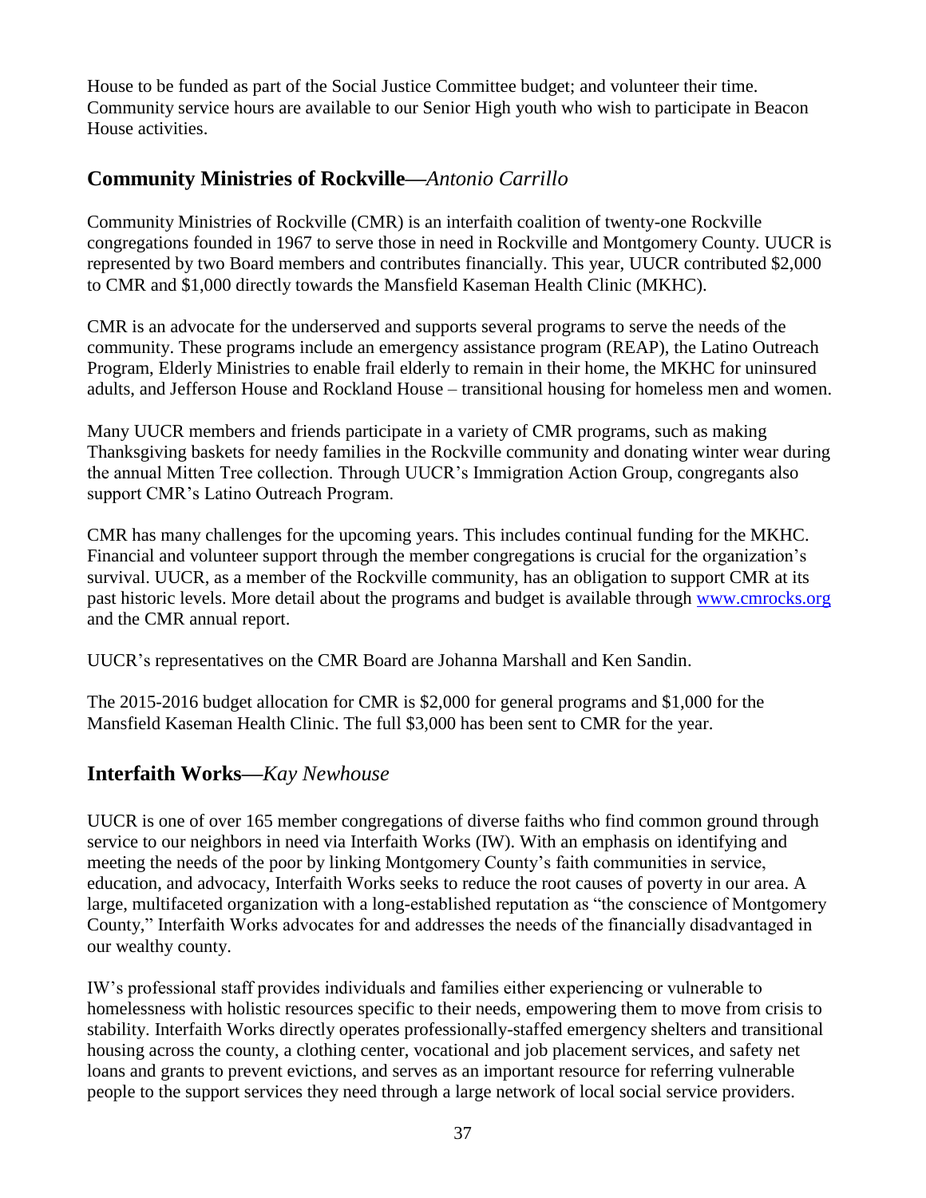House to be funded as part of the Social Justice Committee budget; and volunteer their time. Community service hours are available to our Senior High youth who wish to participate in Beacon House activities.

## Community Ministries of Rockville—*Antonio Carrillo*

Community Ministries of Rockville (CMR) is an interfaith coalition of twenty-one Rockville congregations founded in 1967 to serve those in need in Rockville and Montgomery County. UUCR is represented by two Board members and contributes financially. This year, UUCR contributed $2,000 to CMR and $1,000 directly towards the Mansfield Kaseman Health Clinic (MKHC).

CMR is an advocate for the underserved and supports several programs to serve the needs of the community. These programs include an emergency assistance program (REAP), the Latino Outreach Program, Elderly Ministries to enable frail elderly to remain in their home, the MKHC for uninsured adults, and Jefferson House and Rockland House – transitional housing for homeless men and women.

Many UUCR members and friends participate in a variety of CMR programs, such as making Thanksgiving baskets for needy families in the Rockville community and donating winter wear during the annual Mitten Tree collection. Through UUCR's Immigration Action Group, congregants also support CMR's Latino Outreach Program.

CMR has many challenges for the upcoming years. This includes continual funding for the MKHC. Financial and volunteer support through the member congregations is crucial for the organization's survival. UUCR, as a member of the Rockville community, has an obligation to support CMR at its past historic levels. More detail about the programs and budget is available through [www.cmrocks.org](http://www.cmrocks.org) and the CMR annual report.

UUCR's representatives on the CMR Board are Johanna Marshall and Ken Sandin.

The 2015-2016 budget allocation for CMR is $2,000 for general programs and $1,000 for the Mansfield Kaseman Health Clinic. The full $3,000 has been sent to CMR for the year.

## Interfaith Works—*Kay Newhouse*

UUCR is one of over 165 member congregations of diverse faiths who find common ground through service to our neighbors in need via Interfaith Works (IW). With an emphasis on identifying and meeting the needs of the poor by linking Montgomery County's faith communities in service, education, and advocacy, Interfaith Works seeks to reduce the root causes of poverty in our area. A large, multifaceted organization with a long-established reputation as "the conscience of Montgomery County," Interfaith Works advocates for and addresses the needs of the financially disadvantaged in our wealthy county.

IW's professional staff provides individuals and families either experiencing or vulnerable to homelessness with holistic resources specific to their needs, empowering them to move from crisis to stability. Interfaith Works directly operates professionally-staffed emergency shelters and transitional housing across the county, a clothing center, vocational and job placement services, and safety net loans and grants to prevent evictions, and serves as an important resource for referring vulnerable people to the support services they need through a large network of local social service providers.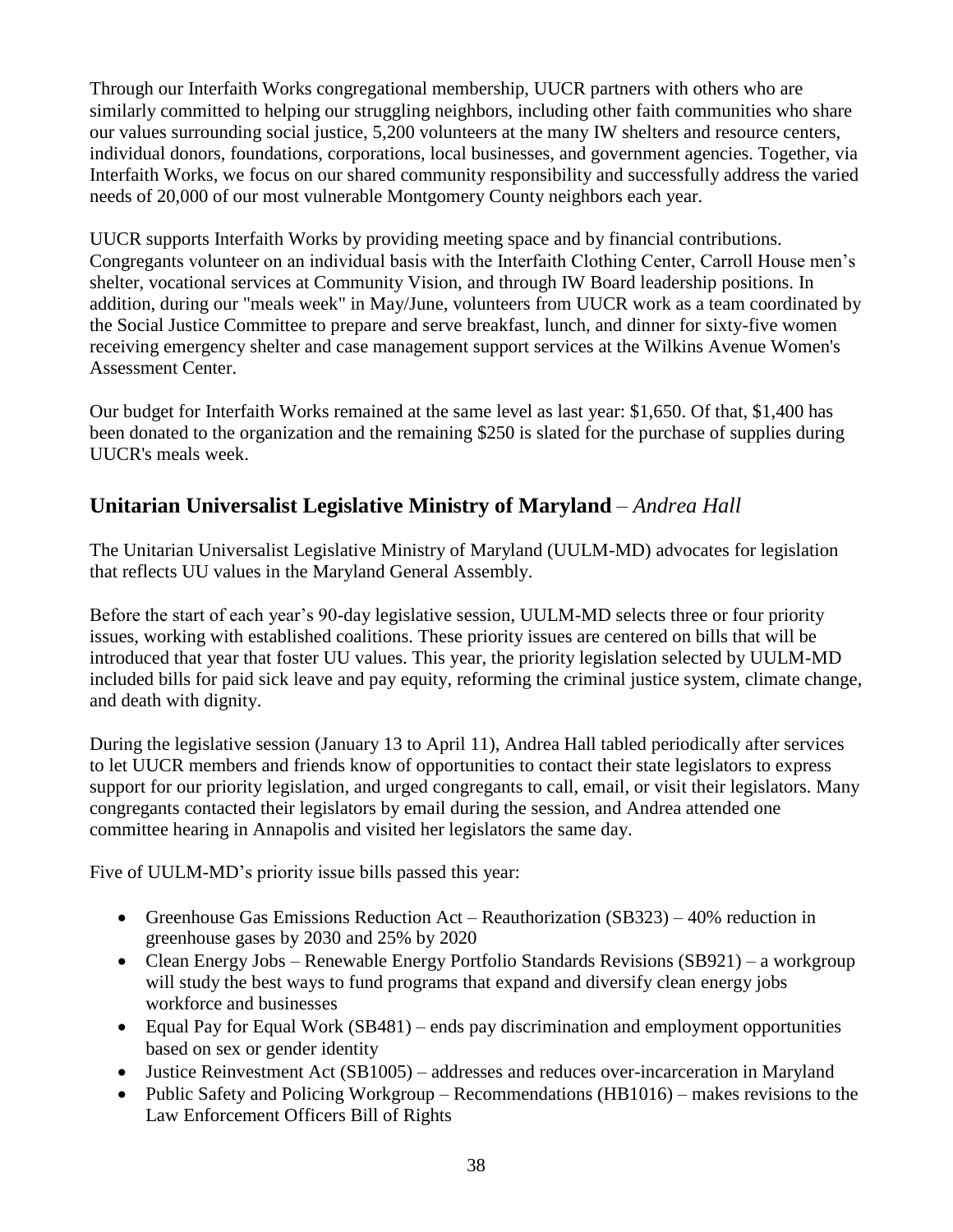Through our Interfaith Works congregational membership, UUCR partners with others who are similarly committed to helping our struggling neighbors, including other faith communities who share our values surrounding social justice, 5,200 volunteers at the many IW shelters and resource centers, individual donors, foundations, corporations, local businesses, and government agencies. Together, via Interfaith Works, we focus on our shared community responsibility and successfully address the varied needs of 20,000 of our most vulnerable Montgomery County neighbors each year.

UUCR supports Interfaith Works by providing meeting space and by financial contributions. Congregants volunteer on an individual basis with the Interfaith Clothing Center, Carroll House men's shelter, vocational services at Community Vision, and through IW Board leadership positions. In addition, during our "meals week" in May/June, volunteers from UUCR work as a team coordinated by the Social Justice Committee to prepare and serve breakfast, lunch, and dinner for sixty-five women receiving emergency shelter and case management support services at the Wilkins Avenue Women's Assessment Center.

Our budget for Interfaith Works remained at the same level as last year: $1,650. Of that, $1,400 has been donated to the organization and the remaining $250 is slated for the purchase of supplies during UUCR's meals week.

## Unitarian Universalist Legislative Ministry of Maryland – *Andrea Hall*

The Unitarian Universalist Legislative Ministry of Maryland (UULM-MD) advocates for legislation that reflects UU values in the Maryland General Assembly.

Before the start of each year's 90-day legislative session, UULM-MD selects three or four priority issues, working with established coalitions. These priority issues are centered on bills that will be introduced that year that foster UU values. This year, the priority legislation selected by UULM-MD included bills for paid sick leave and pay equity, reforming the criminal justice system, climate change, and death with dignity.

During the legislative session (January 13 to April 11), Andrea Hall tabled periodically after services to let UUCR members and friends know of opportunities to contact their state legislators to express support for our priority legislation, and urged congregants to call, email, or visit their legislators. Many congregants contacted their legislators by email during the session, and Andrea attended one committee hearing in Annapolis and visited her legislators the same day.

Five of UULM-MD's priority issue bills passed this year:

- Greenhouse Gas Emissions Reduction Act – Reauthorization (SB323) – 40% reduction in greenhouse gases by 2030 and 25% by 2020
- Clean Energy Jobs – Renewable Energy Portfolio Standards Revisions (SB921) – a workgroup will study the best ways to fund programs that expand and diversify clean energy jobs workforce and businesses
- Equal Pay for Equal Work (SB481) – ends pay discrimination and employment opportunities based on sex or gender identity
- Justice Reinvestment Act (SB1005) – addresses and reduces over-incarceration in Maryland
- Public Safety and Policing Workgroup – Recommendations (HB1016) – makes revisions to the Law Enforcement Officers Bill of Rights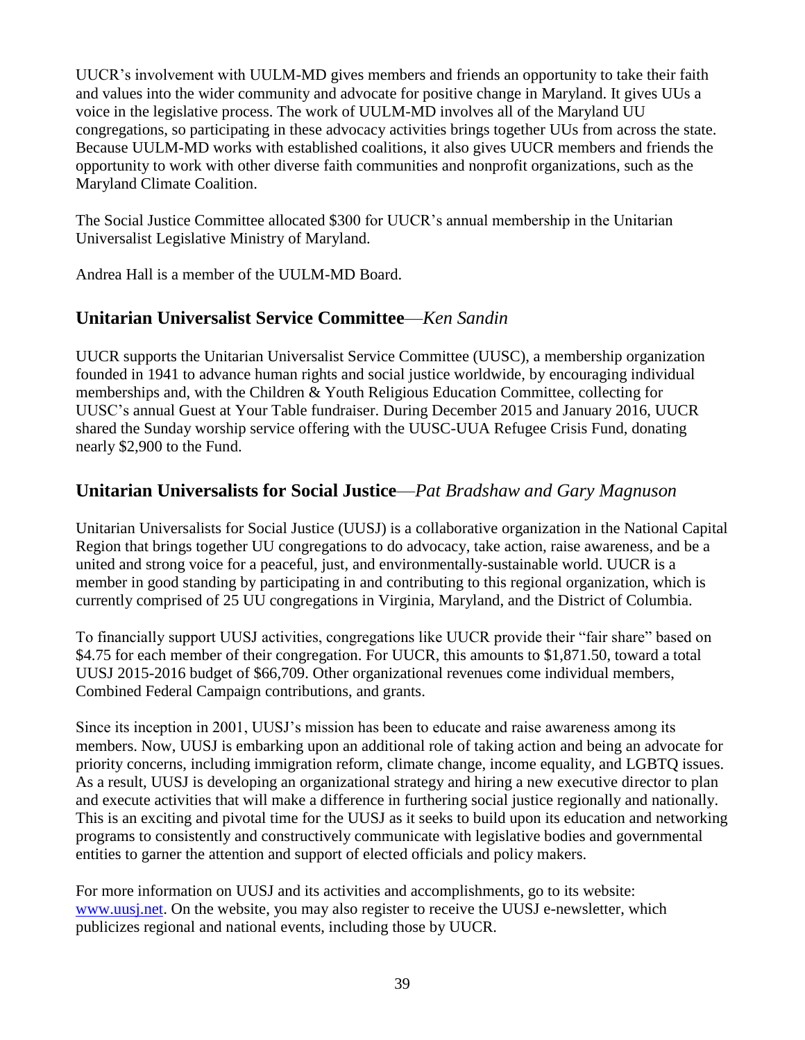UUCR's involvement with UULM-MD gives members and friends an opportunity to take their faith and values into the wider community and advocate for positive change in Maryland. It gives UUs a voice in the legislative process. The work of UULM-MD involves all of the Maryland UU congregations, so participating in these advocacy activities brings together UUs from across the state. Because UULM-MD works with established coalitions, it also gives UUCR members and friends the opportunity to work with other diverse faith communities and nonprofit organizations, such as the Maryland Climate Coalition.

The Social Justice Committee allocated $300 for UUCR's annual membership in the Unitarian Universalist Legislative Ministry of Maryland.

Andrea Hall is a member of the UULM-MD Board.

## Unitarian Universalist Service Committee—*Ken Sandin*

UUCR supports the Unitarian Universalist Service Committee (UUSC), a membership organization founded in 1941 to advance human rights and social justice worldwide, by encouraging individual memberships and, with the Children & Youth Religious Education Committee, collecting for UUSC's annual Guest at Your Table fundraiser. During December 2015 and January 2016, UUCR shared the Sunday worship service offering with the UUSC-UUA Refugee Crisis Fund, donating nearly $2,900 to the Fund.

## Unitarian Universalists for Social Justice—*Pat Bradshaw and Gary Magnuson*

Unitarian Universalists for Social Justice (UUSJ) is a collaborative organization in the National Capital Region that brings together UU congregations to do advocacy, take action, raise awareness, and be a united and strong voice for a peaceful, just, and environmentally-sustainable world. UUCR is a member in good standing by participating in and contributing to this regional organization, which is currently comprised of 25 UU congregations in Virginia, Maryland, and the District of Columbia.

To financially support UUSJ activities, congregations like UUCR provide their "fair share" based on $4.75 for each member of their congregation. For UUCR, this amounts to $1,871.50, toward a total UUSJ 2015-2016 budget of $66,709. Other organizational revenues come individual members, Combined Federal Campaign contributions, and grants.

Since its inception in 2001, UUSJ's mission has been to educate and raise awareness among its members. Now, UUSJ is embarking upon an additional role of taking action and being an advocate for priority concerns, including immigration reform, climate change, income equality, and LGBTQ issues. As a result, UUSJ is developing an organizational strategy and hiring a new executive director to plan and execute activities that will make a difference in furthering social justice regionally and nationally. This is an exciting and pivotal time for the UUSJ as it seeks to build upon its education and networking programs to consistently and constructively communicate with legislative bodies and governmental entities to garner the attention and support of elected officials and policy makers.

For more information on UUSJ and its activities and accomplishments, go to its website: www.uusj.net. On the website, you may also register to receive the UUSJ e-newsletter, which publicizes regional and national events, including those by UUCR.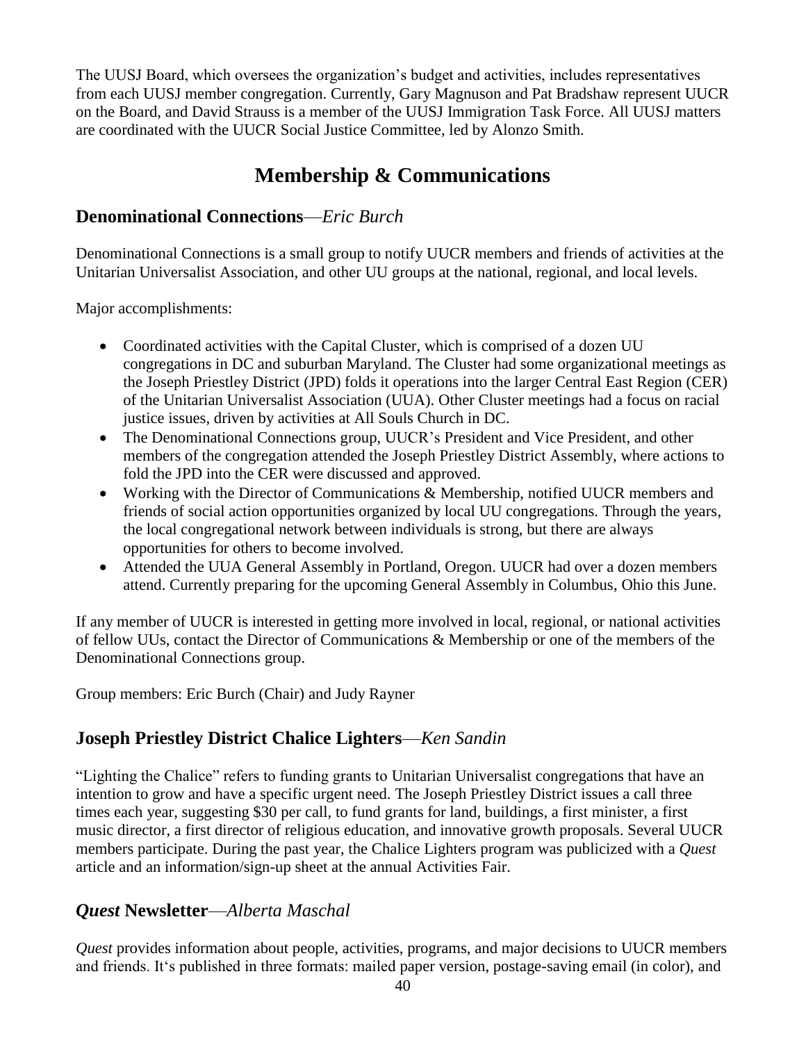The UUSJ Board, which oversees the organization's budget and activities, includes representatives from each UUSJ member congregation. Currently, Gary Magnuson and Pat Bradshaw represent UUCR on the Board, and David Strauss is a member of the UUSJ Immigration Task Force. All UUSJ matters are coordinated with the UUCR Social Justice Committee, led by Alonzo Smith.

# Membership & Communications

## Denominational Connections—*Eric Burch*

Denominational Connections is a small group to notify UUCR members and friends of activities at the Unitarian Universalist Association, and other UU groups at the national, regional, and local levels.

Major accomplishments:

- Coordinated activities with the Capital Cluster, which is comprised of a dozen UU congregations in DC and suburban Maryland. The Cluster had some organizational meetings as the Joseph Priestley District (JPD) folds it operations into the larger Central East Region (CER) of the Unitarian Universalist Association (UUA). Other Cluster meetings had a focus on racial justice issues, driven by activities at All Souls Church in DC.
- The Denominational Connections group, UUCR's President and Vice President, and other members of the congregation attended the Joseph Priestley District Assembly, where actions to fold the JPD into the CER were discussed and approved.
- Working with the Director of Communications & Membership, notified UUCR members and friends of social action opportunities organized by local UU congregations. Through the years, the local congregational network between individuals is strong, but there are always opportunities for others to become involved.
- Attended the UUA General Assembly in Portland, Oregon. UUCR had over a dozen members attend. Currently preparing for the upcoming General Assembly in Columbus, Ohio this June.

If any member of UUCR is interested in getting more involved in local, regional, or national activities of fellow UUs, contact the Director of Communications & Membership or one of the members of the Denominational Connections group.

Group members: Eric Burch (Chair) and Judy Rayner

## Joseph Priestley District Chalice Lighters—*Ken Sandin*

"Lighting the Chalice" refers to funding grants to Unitarian Universalist congregations that have an intention to grow and have a specific urgent need. The Joseph Priestley District issues a call three times each year, suggesting $30 per call, to fund grants for land, buildings, a first minister, a first music director, a first director of religious education, and innovative growth proposals. Several UUCR members participate. During the past year, the Chalice Lighters program was publicized with a *Quest* article and an information/sign-up sheet at the annual Activities Fair.

## *Quest* Newsletter—*Alberta Maschal*

*Quest* provides information about people, activities, programs, and major decisions to UUCR members and friends. It's published in three formats: mailed paper version, postage-saving email (in color), and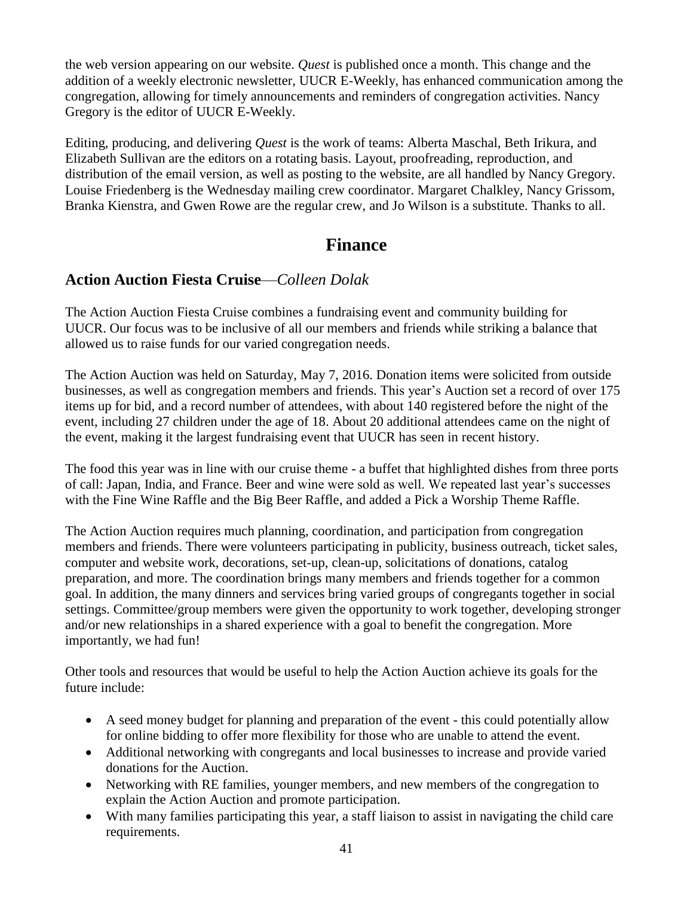the web version appearing on our website. *Quest* is published once a month. This change and the addition of a weekly electronic newsletter, UUCR E-Weekly, has enhanced communication among the congregation, allowing for timely announcements and reminders of congregation activities. Nancy Gregory is the editor of UUCR E-Weekly.

Editing, producing, and delivering *Quest* is the work of teams: Alberta Maschal, Beth Irikura, and Elizabeth Sullivan are the editors on a rotating basis. Layout, proofreading, reproduction, and distribution of the email version, as well as posting to the website, are all handled by Nancy Gregory. Louise Friedenberg is the Wednesday mailing crew coordinator. Margaret Chalkley, Nancy Grissom, Branka Kienstra, and Gwen Rowe are the regular crew, and Jo Wilson is a substitute. Thanks to all.

# Finance

## Action Auction Fiesta Cruise—*Colleen Dolak*

The Action Auction Fiesta Cruise combines a fundraising event and community building for UUCR. Our focus was to be inclusive of all our members and friends while striking a balance that allowed us to raise funds for our varied congregation needs.

The Action Auction was held on Saturday, May 7, 2016. Donation items were solicited from outside businesses, as well as congregation members and friends. This year's Auction set a record of over 175 items up for bid, and a record number of attendees, with about 140 registered before the night of the event, including 27 children under the age of 18. About 20 additional attendees came on the night of the event, making it the largest fundraising event that UUCR has seen in recent history.

The food this year was in line with our cruise theme - a buffet that highlighted dishes from three ports of call: Japan, India, and France. Beer and wine were sold as well. We repeated last year's successes with the Fine Wine Raffle and the Big Beer Raffle, and added a Pick a Worship Theme Raffle.

The Action Auction requires much planning, coordination, and participation from congregation members and friends. There were volunteers participating in publicity, business outreach, ticket sales, computer and website work, decorations, set-up, clean-up, solicitations of donations, catalog preparation, and more. The coordination brings many members and friends together for a common goal. In addition, the many dinners and services bring varied groups of congregants together in social settings. Committee/group members were given the opportunity to work together, developing stronger and/or new relationships in a shared experience with a goal to benefit the congregation. More importantly, we had fun!

Other tools and resources that would be useful to help the Action Auction achieve its goals for the future include:

- A seed money budget for planning and preparation of the event - this could potentially allow for online bidding to offer more flexibility for those who are unable to attend the event.
- Additional networking with congregants and local businesses to increase and provide varied donations for the Auction.
- Networking with RE families, younger members, and new members of the congregation to explain the Action Auction and promote participation.
- With many families participating this year, a staff liaison to assist in navigating the child care requirements.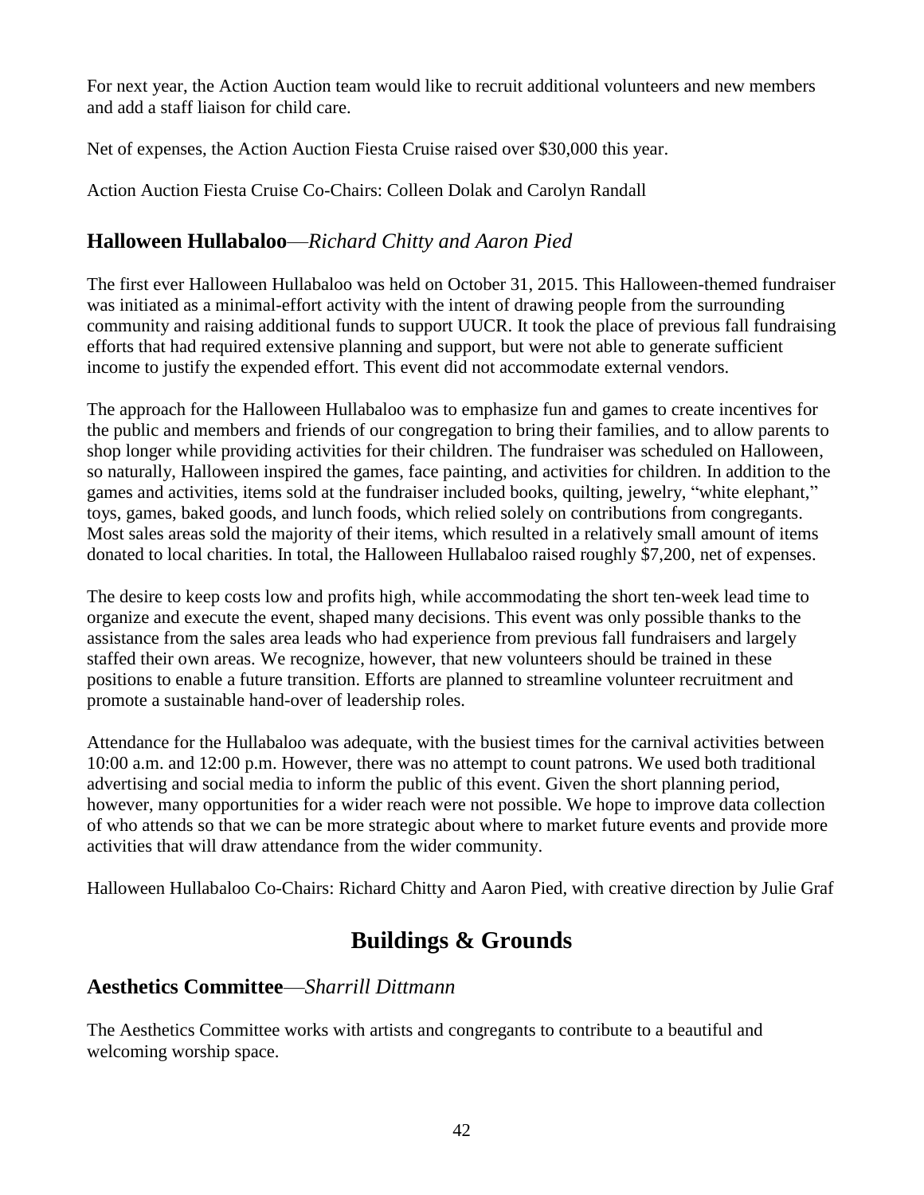For next year, the Action Auction team would like to recruit additional volunteers and new members and add a staff liaison for child care.

Net of expenses, the Action Auction Fiesta Cruise raised over $30,000 this year.

Action Auction Fiesta Cruise Co-Chairs: Colleen Dolak and Carolyn Randall

### **Halloween Hullabaloo**—*Richard Chitty and Aaron Pied*

The first ever Halloween Hullabaloo was held on October 31, 2015. This Halloween-themed fundraiser was initiated as a minimal-effort activity with the intent of drawing people from the surrounding community and raising additional funds to support UUCR. It took the place of previous fall fundraising efforts that had required extensive planning and support, but were not able to generate sufficient income to justify the expended effort. This event did not accommodate external vendors.

The approach for the Halloween Hullabaloo was to emphasize fun and games to create incentives for the public and members and friends of our congregation to bring their families, and to allow parents to shop longer while providing activities for their children. The fundraiser was scheduled on Halloween, so naturally, Halloween inspired the games, face painting, and activities for children. In addition to the games and activities, items sold at the fundraiser included books, quilting, jewelry, "white elephant," toys, games, baked goods, and lunch foods, which relied solely on contributions from congregants. Most sales areas sold the majority of their items, which resulted in a relatively small amount of items donated to local charities. In total, the Halloween Hullabaloo raised roughly $7,200, net of expenses.

The desire to keep costs low and profits high, while accommodating the short ten-week lead time to organize and execute the event, shaped many decisions. This event was only possible thanks to the assistance from the sales area leads who had experience from previous fall fundraisers and largely staffed their own areas. We recognize, however, that new volunteers should be trained in these positions to enable a future transition. Efforts are planned to streamline volunteer recruitment and promote a sustainable hand-over of leadership roles.

Attendance for the Hullabaloo was adequate, with the busiest times for the carnival activities between 10:00 a.m. and 12:00 p.m. However, there was no attempt to count patrons. We used both traditional advertising and social media to inform the public of this event. Given the short planning period, however, many opportunities for a wider reach were not possible. We hope to improve data collection of who attends so that we can be more strategic about where to market future events and provide more activities that will draw attendance from the wider community.

Halloween Hullabaloo Co-Chairs: Richard Chitty and Aaron Pied, with creative direction by Julie Graf

## **Buildings & Grounds**

### **Aesthetics Committee**—*Sharrill Dittmann*

The Aesthetics Committee works with artists and congregants to contribute to a beautiful and welcoming worship space.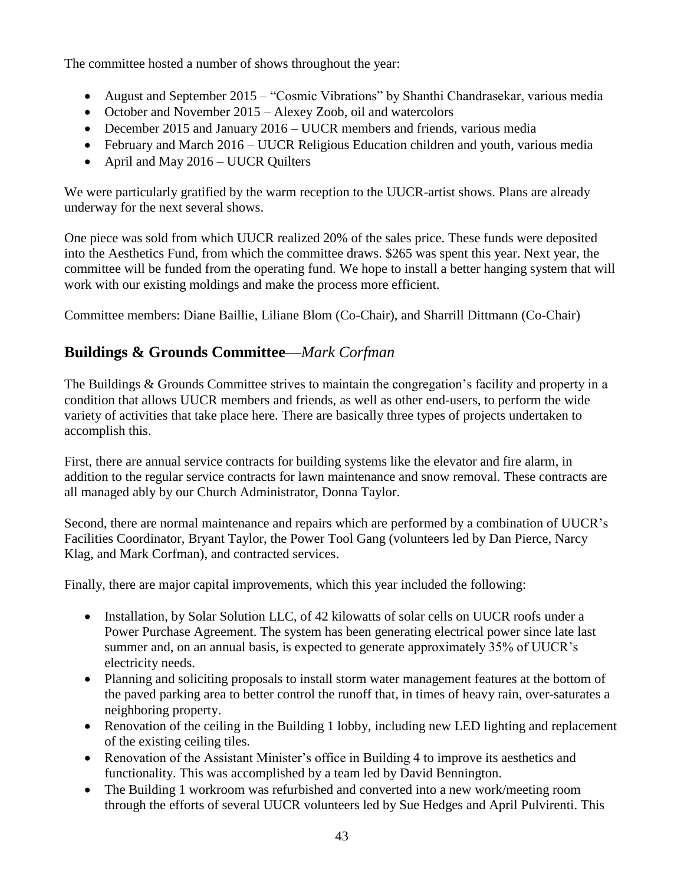The committee hosted a number of shows throughout the year:

- August and September 2015 – "Cosmic Vibrations" by Shanthi Chandrasekar, various media
- October and November 2015 – Alexey Zoob, oil and watercolors
- December 2015 and January 2016 – UUCR members and friends, various media
- February and March 2016 – UUCR Religious Education children and youth, various media
- April and May 2016 – UUCR Quilters

We were particularly gratified by the warm reception to the UUCR-artist shows. Plans are already underway for the next several shows.

One piece was sold from which UUCR realized 20% of the sales price. These funds were deposited into the Aesthetics Fund, from which the committee draws. $265 was spent this year. Next year, the committee will be funded from the operating fund. We hope to install a better hanging system that will work with our existing moldings and make the process more efficient.

Committee members: Diane Baillie, Liliane Blom (Co-Chair), and Sharrill Dittmann (Co-Chair)

## Buildings & Grounds Committee—*Mark Corfman*

The Buildings & Grounds Committee strives to maintain the congregation's facility and property in a condition that allows UUCR members and friends, as well as other end-users, to perform the wide variety of activities that take place here. There are basically three types of projects undertaken to accomplish this.

First, there are annual service contracts for building systems like the elevator and fire alarm, in addition to the regular service contracts for lawn maintenance and snow removal. These contracts are all managed ably by our Church Administrator, Donna Taylor.

Second, there are normal maintenance and repairs which are performed by a combination of UUCR's Facilities Coordinator, Bryant Taylor, the Power Tool Gang (volunteers led by Dan Pierce, Narcy Klag, and Mark Corfman), and contracted services.

Finally, there are major capital improvements, which this year included the following:

- Installation, by Solar Solution LLC, of 42 kilowatts of solar cells on UUCR roofs under a Power Purchase Agreement. The system has been generating electrical power since late last summer and, on an annual basis, is expected to generate approximately 35% of UUCR's electricity needs.
- Planning and soliciting proposals to install storm water management features at the bottom of the paved parking area to better control the runoff that, in times of heavy rain, over-saturates a neighboring property.
- Renovation of the ceiling in the Building 1 lobby, including new LED lighting and replacement of the existing ceiling tiles.
- Renovation of the Assistant Minister's office in Building 4 to improve its aesthetics and functionality. This was accomplished by a team led by David Bennington.
- The Building 1 workroom was refurbished and converted into a new work/meeting room through the efforts of several UUCR volunteers led by Sue Hedges and April Pulvirenti. This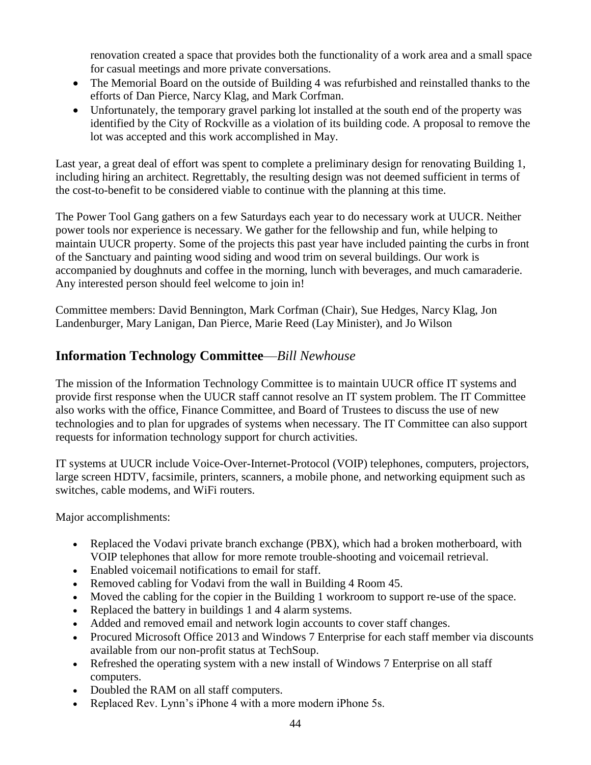renovation created a space that provides both the functionality of a work area and a small space for casual meetings and more private conversations.

- The Memorial Board on the outside of Building 4 was refurbished and reinstalled thanks to the efforts of Dan Pierce, Narcy Klag, and Mark Corfman.
- Unfortunately, the temporary gravel parking lot installed at the south end of the property was identified by the City of Rockville as a violation of its building code. A proposal to remove the lot was accepted and this work accomplished in May.

Last year, a great deal of effort was spent to complete a preliminary design for renovating Building 1, including hiring an architect. Regrettably, the resulting design was not deemed sufficient in terms of the cost-to-benefit to be considered viable to continue with the planning at this time.

The Power Tool Gang gathers on a few Saturdays each year to do necessary work at UUCR. Neither power tools nor experience is necessary. We gather for the fellowship and fun, while helping to maintain UUCR property. Some of the projects this past year have included painting the curbs in front of the Sanctuary and painting wood siding and wood trim on several buildings. Our work is accompanied by doughnuts and coffee in the morning, lunch with beverages, and much camaraderie. Any interested person should feel welcome to join in!

Committee members: David Bennington, Mark Corfman (Chair), Sue Hedges, Narcy Klag, Jon Landenburger, Mary Lanigan, Dan Pierce, Marie Reed (Lay Minister), and Jo Wilson

## Information Technology Committee—*Bill Newhouse*

The mission of the Information Technology Committee is to maintain UUCR office IT systems and provide first response when the UUCR staff cannot resolve an IT system problem. The IT Committee also works with the office, Finance Committee, and Board of Trustees to discuss the use of new technologies and to plan for upgrades of systems when necessary. The IT Committee can also support requests for information technology support for church activities.

IT systems at UUCR include Voice-Over-Internet-Protocol (VOIP) telephones, computers, projectors, large screen HDTV, facsimile, printers, scanners, a mobile phone, and networking equipment such as switches, cable modems, and WiFi routers.

Major accomplishments:

- Replaced the Vodavi private branch exchange (PBX), which had a broken motherboard, with VOIP telephones that allow for more remote trouble-shooting and voicemail retrieval.
- Enabled voicemail notifications to email for staff.
- Removed cabling for Vodavi from the wall in Building 4 Room 45.
- Moved the cabling for the copier in the Building 1 workroom to support re-use of the space.
- Replaced the battery in buildings 1 and 4 alarm systems.
- Added and removed email and network login accounts to cover staff changes.
- Procured Microsoft Office 2013 and Windows 7 Enterprise for each staff member via discounts available from our non-profit status at TechSoup.
- Refreshed the operating system with a new install of Windows 7 Enterprise on all staff computers.
- Doubled the RAM on all staff computers.
- Replaced Rev. Lynn's iPhone 4 with a more modern iPhone 5s.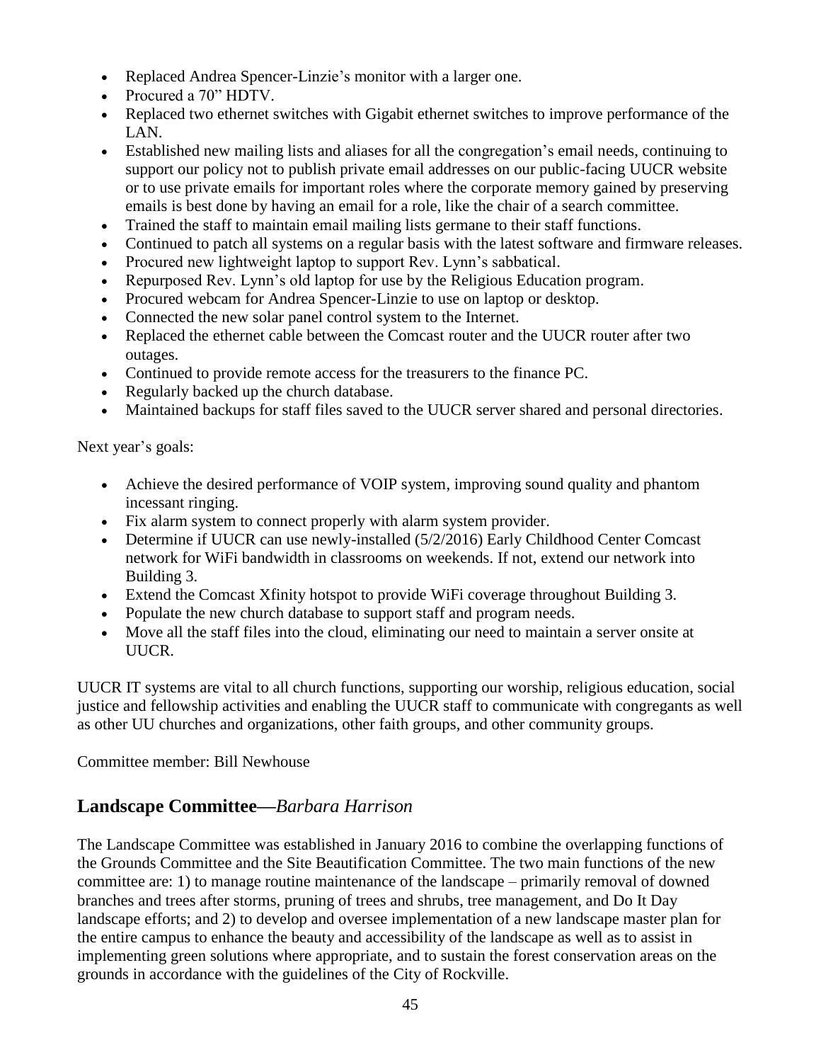- Replaced Andrea Spencer-Linzie's monitor with a larger one.
- Procured a 70" HDTV.
- Replaced two ethernet switches with Gigabit ethernet switches to improve performance of the LAN.
- Established new mailing lists and aliases for all the congregation's email needs, continuing to support our policy not to publish private email addresses on our public-facing UUCR website or to use private emails for important roles where the corporate memory gained by preserving emails is best done by having an email for a role, like the chair of a search committee.
- Trained the staff to maintain email mailing lists germane to their staff functions.
- Continued to patch all systems on a regular basis with the latest software and firmware releases.
- Procured new lightweight laptop to support Rev. Lynn's sabbatical.
- Repurposed Rev. Lynn's old laptop for use by the Religious Education program.
- Procured webcam for Andrea Spencer-Linzie to use on laptop or desktop.
- Connected the new solar panel control system to the Internet.
- Replaced the ethernet cable between the Comcast router and the UUCR router after two outages.
- Continued to provide remote access for the treasurers to the finance PC.
- Regularly backed up the church database.
- Maintained backups for staff files saved to the UUCR server shared and personal directories.

Next year's goals:

- Achieve the desired performance of VOIP system, improving sound quality and phantom incessant ringing.
- Fix alarm system to connect properly with alarm system provider.
- Determine if UUCR can use newly-installed (5/2/2016) Early Childhood Center Comcast network for WiFi bandwidth in classrooms on weekends. If not, extend our network into Building 3.
- Extend the Comcast Xfinity hotspot to provide WiFi coverage throughout Building 3.
- Populate the new church database to support staff and program needs.
- Move all the staff files into the cloud, eliminating our need to maintain a server onsite at UUCR.

UUCR IT systems are vital to all church functions, supporting our worship, religious education, social justice and fellowship activities and enabling the UUCR staff to communicate with congregants as well as other UU churches and organizations, other faith groups, and other community groups.

Committee member: Bill Newhouse

## Landscape Committee—*Barbara Harrison*

The Landscape Committee was established in January 2016 to combine the overlapping functions of the Grounds Committee and the Site Beautification Committee. The two main functions of the new committee are: 1) to manage routine maintenance of the landscape – primarily removal of downed branches and trees after storms, pruning of trees and shrubs, tree management, and Do It Day landscape efforts; and 2) to develop and oversee implementation of a new landscape master plan for the entire campus to enhance the beauty and accessibility of the landscape as well as to assist in implementing green solutions where appropriate, and to sustain the forest conservation areas on the grounds in accordance with the guidelines of the City of Rockville.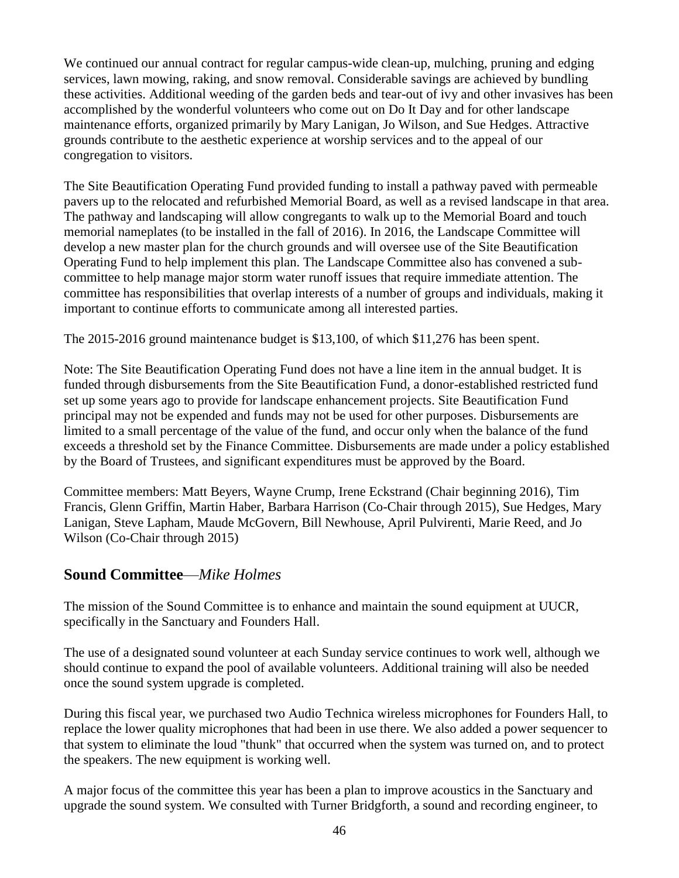We continued our annual contract for regular campus-wide clean-up, mulching, pruning and edging services, lawn mowing, raking, and snow removal. Considerable savings are achieved by bundling these activities. Additional weeding of the garden beds and tear-out of ivy and other invasives has been accomplished by the wonderful volunteers who come out on Do It Day and for other landscape maintenance efforts, organized primarily by Mary Lanigan, Jo Wilson, and Sue Hedges. Attractive grounds contribute to the aesthetic experience at worship services and to the appeal of our congregation to visitors.

The Site Beautification Operating Fund provided funding to install a pathway paved with permeable pavers up to the relocated and refurbished Memorial Board, as well as a revised landscape in that area. The pathway and landscaping will allow congregants to walk up to the Memorial Board and touch memorial nameplates (to be installed in the fall of 2016). In 2016, the Landscape Committee will develop a new master plan for the church grounds and will oversee use of the Site Beautification Operating Fund to help implement this plan. The Landscape Committee also has convened a sub-committee to help manage major storm water runoff issues that require immediate attention. The committee has responsibilities that overlap interests of a number of groups and individuals, making it important to continue efforts to communicate among all interested parties.

The 2015-2016 ground maintenance budget is $13,100, of which $11,276 has been spent.

Note: The Site Beautification Operating Fund does not have a line item in the annual budget. It is funded through disbursements from the Site Beautification Fund, a donor-established restricted fund set up some years ago to provide for landscape enhancement projects. Site Beautification Fund principal may not be expended and funds may not be used for other purposes. Disbursements are limited to a small percentage of the value of the fund, and occur only when the balance of the fund exceeds a threshold set by the Finance Committee. Disbursements are made under a policy established by the Board of Trustees, and significant expenditures must be approved by the Board.

Committee members: Matt Beyers, Wayne Crump, Irene Eckstrand (Chair beginning 2016), Tim Francis, Glenn Griffin, Martin Haber, Barbara Harrison (Co-Chair through 2015), Sue Hedges, Mary Lanigan, Steve Lapham, Maude McGovern, Bill Newhouse, April Pulvirenti, Marie Reed, and Jo Wilson (Co-Chair through 2015)

## Sound Committee—*Mike Holmes*

The mission of the Sound Committee is to enhance and maintain the sound equipment at UUCR, specifically in the Sanctuary and Founders Hall.

The use of a designated sound volunteer at each Sunday service continues to work well, although we should continue to expand the pool of available volunteers. Additional training will also be needed once the sound system upgrade is completed.

During this fiscal year, we purchased two Audio Technica wireless microphones for Founders Hall, to replace the lower quality microphones that had been in use there. We also added a power sequencer to that system to eliminate the loud "thunk" that occurred when the system was turned on, and to protect the speakers. The new equipment is working well.

A major focus of the committee this year has been a plan to improve acoustics in the Sanctuary and upgrade the sound system. We consulted with Turner Bridgforth, a sound and recording engineer, to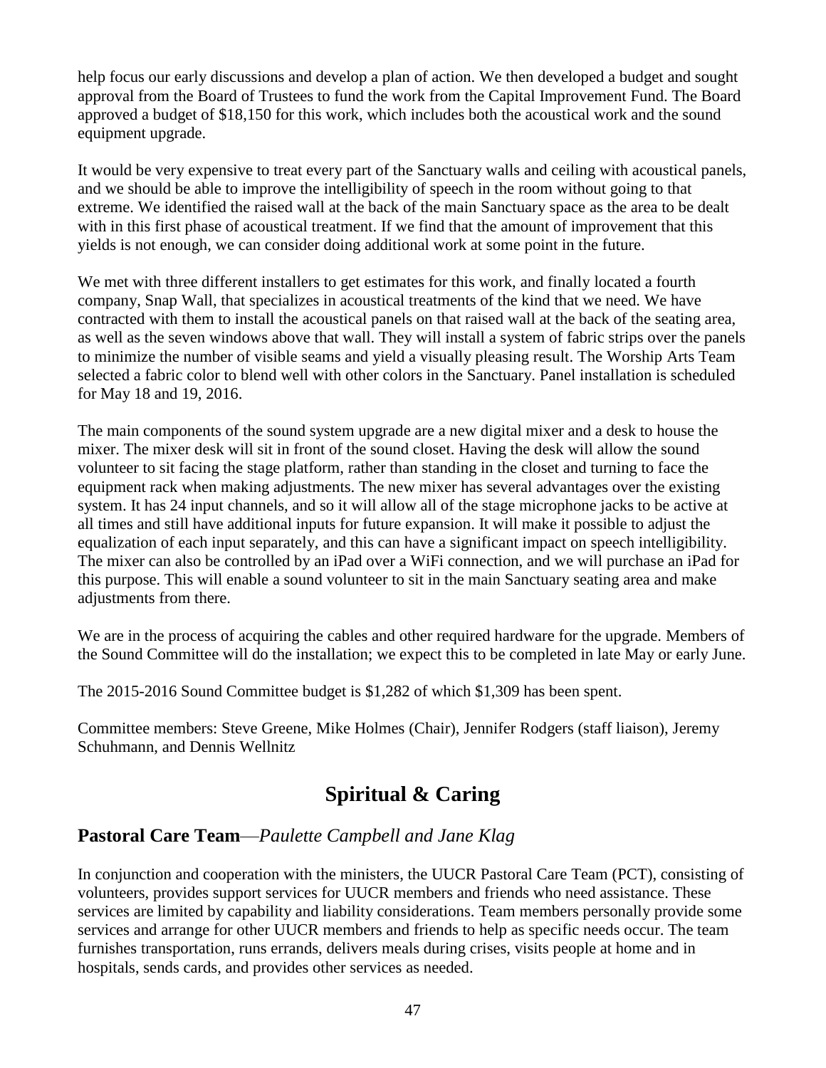help focus our early discussions and develop a plan of action. We then developed a budget and sought approval from the Board of Trustees to fund the work from the Capital Improvement Fund. The Board approved a budget of $18,150 for this work, which includes both the acoustical work and the sound equipment upgrade.

It would be very expensive to treat every part of the Sanctuary walls and ceiling with acoustical panels, and we should be able to improve the intelligibility of speech in the room without going to that extreme. We identified the raised wall at the back of the main Sanctuary space as the area to be dealt with in this first phase of acoustical treatment. If we find that the amount of improvement that this yields is not enough, we can consider doing additional work at some point in the future.

We met with three different installers to get estimates for this work, and finally located a fourth company, Snap Wall, that specializes in acoustical treatments of the kind that we need. We have contracted with them to install the acoustical panels on that raised wall at the back of the seating area, as well as the seven windows above that wall. They will install a system of fabric strips over the panels to minimize the number of visible seams and yield a visually pleasing result. The Worship Arts Team selected a fabric color to blend well with other colors in the Sanctuary. Panel installation is scheduled for May 18 and 19, 2016.

The main components of the sound system upgrade are a new digital mixer and a desk to house the mixer. The mixer desk will sit in front of the sound closet. Having the desk will allow the sound volunteer to sit facing the stage platform, rather than standing in the closet and turning to face the equipment rack when making adjustments. The new mixer has several advantages over the existing system. It has 24 input channels, and so it will allow all of the stage microphone jacks to be active at all times and still have additional inputs for future expansion. It will make it possible to adjust the equalization of each input separately, and this can have a significant impact on speech intelligibility. The mixer can also be controlled by an iPad over a WiFi connection, and we will purchase an iPad for this purpose. This will enable a sound volunteer to sit in the main Sanctuary seating area and make adjustments from there.

We are in the process of acquiring the cables and other required hardware for the upgrade. Members of the Sound Committee will do the installation; we expect this to be completed in late May or early June.

The 2015-2016 Sound Committee budget is $1,282 of which $1,309 has been spent.

Committee members: Steve Greene, Mike Holmes (Chair), Jennifer Rodgers (staff liaison), Jeremy Schuhmann, and Dennis Wellnitz

# Spiritual & Caring

## **Pastoral Care Team**—*Paulette Campbell and Jane Klag*

In conjunction and cooperation with the ministers, the UUCR Pastoral Care Team (PCT), consisting of volunteers, provides support services for UUCR members and friends who need assistance. These services are limited by capability and liability considerations. Team members personally provide some services and arrange for other UUCR members and friends to help as specific needs occur. The team furnishes transportation, runs errands, delivers meals during crises, visits people at home and in hospitals, sends cards, and provides other services as needed.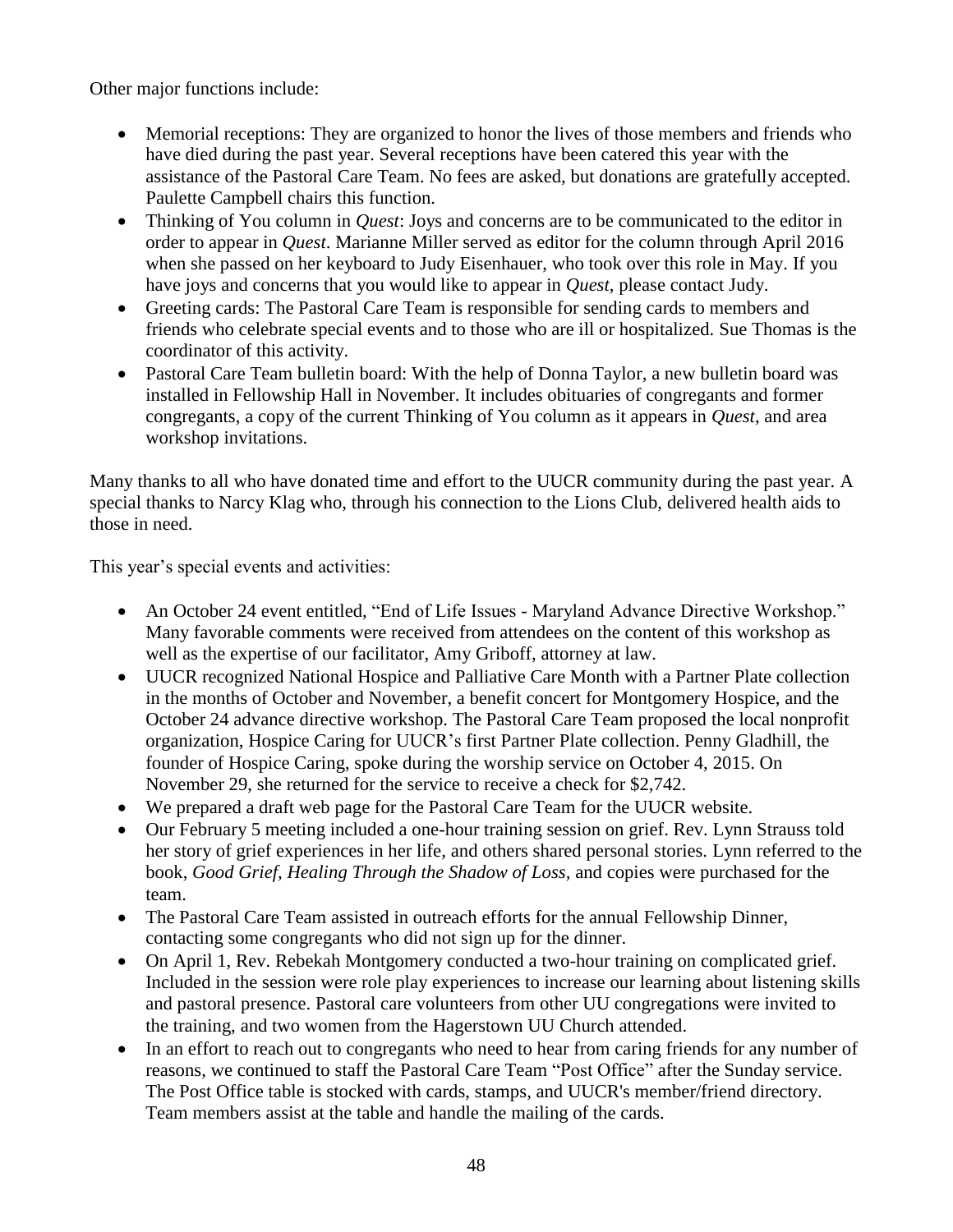Other major functions include:

- Memorial receptions: They are organized to honor the lives of those members and friends who have died during the past year. Several receptions have been catered this year with the assistance of the Pastoral Care Team. No fees are asked, but donations are gratefully accepted. Paulette Campbell chairs this function.
- Thinking of You column in *Quest*: Joys and concerns are to be communicated to the editor in order to appear in *Quest*. Marianne Miller served as editor for the column through April 2016 when she passed on her keyboard to Judy Eisenhauer, who took over this role in May. If you have joys and concerns that you would like to appear in *Quest*, please contact Judy.
- Greeting cards: The Pastoral Care Team is responsible for sending cards to members and friends who celebrate special events and to those who are ill or hospitalized. Sue Thomas is the coordinator of this activity.
- Pastoral Care Team bulletin board: With the help of Donna Taylor, a new bulletin board was installed in Fellowship Hall in November. It includes obituaries of congregants and former congregants, a copy of the current Thinking of You column as it appears in *Quest*, and area workshop invitations.

Many thanks to all who have donated time and effort to the UUCR community during the past year. A special thanks to Narcy Klag who, through his connection to the Lions Club, delivered health aids to those in need.

This year's special events and activities:

- An October 24 event entitled, "End of Life Issues - Maryland Advance Directive Workshop." Many favorable comments were received from attendees on the content of this workshop as well as the expertise of our facilitator, Amy Griboff, attorney at law.
- UUCR recognized National Hospice and Palliative Care Month with a Partner Plate collection in the months of October and November, a benefit concert for Montgomery Hospice, and the October 24 advance directive workshop. The Pastoral Care Team proposed the local nonprofit organization, Hospice Caring for UUCR's first Partner Plate collection. Penny Gladhill, the founder of Hospice Caring, spoke during the worship service on October 4, 2015. On November 29, she returned for the service to receive a check for $2,742.
- We prepared a draft web page for the Pastoral Care Team for the UUCR website.
- Our February 5 meeting included a one-hour training session on grief. Rev. Lynn Strauss told her story of grief experiences in her life, and others shared personal stories. Lynn referred to the book, *Good Grief, Healing Through the Shadow of Loss*, and copies were purchased for the team.
- The Pastoral Care Team assisted in outreach efforts for the annual Fellowship Dinner, contacting some congregants who did not sign up for the dinner.
- On April 1, Rev. Rebekah Montgomery conducted a two-hour training on complicated grief. Included in the session were role play experiences to increase our learning about listening skills and pastoral presence. Pastoral care volunteers from other UU congregations were invited to the training, and two women from the Hagerstown UU Church attended.
- In an effort to reach out to congregants who need to hear from caring friends for any number of reasons, we continued to staff the Pastoral Care Team "Post Office" after the Sunday service. The Post Office table is stocked with cards, stamps, and UUCR's member/friend directory. Team members assist at the table and handle the mailing of the cards.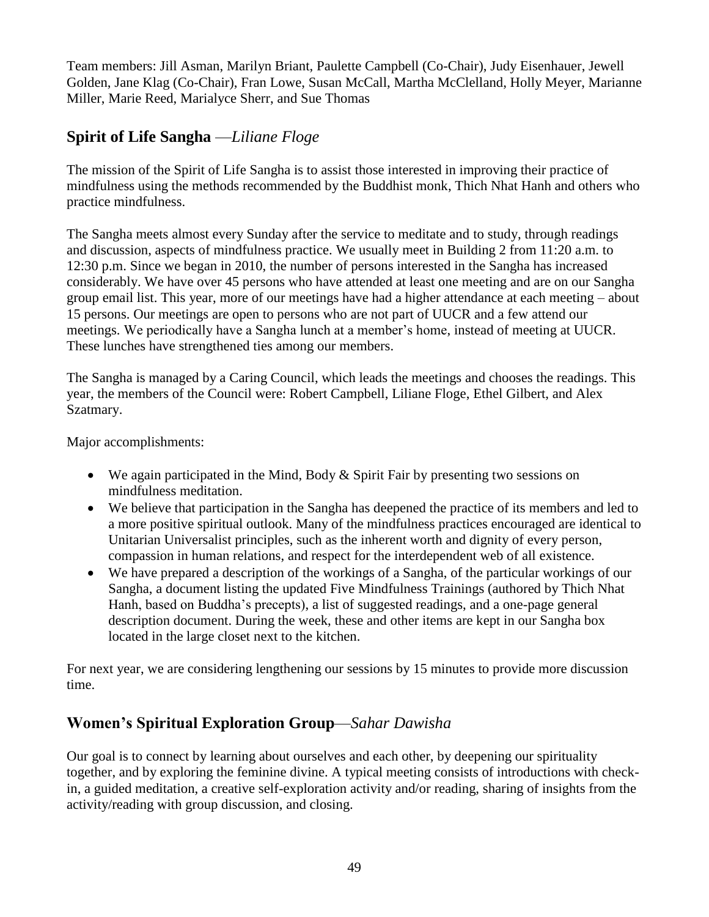Team members: Jill Asman, Marilyn Briant, Paulette Campbell (Co-Chair), Judy Eisenhauer, Jewell Golden, Jane Klag (Co-Chair), Fran Lowe, Susan McCall, Martha McClelland, Holly Meyer, Marianne Miller, Marie Reed, Marialyce Sherr, and Sue Thomas

## **Spirit of Life Sangha** —*Liliane Floge*

The mission of the Spirit of Life Sangha is to assist those interested in improving their practice of mindfulness using the methods recommended by the Buddhist monk, Thich Nhat Hanh and others who practice mindfulness.

The Sangha meets almost every Sunday after the service to meditate and to study, through readings and discussion, aspects of mindfulness practice. We usually meet in Building 2 from 11:20 a.m. to 12:30 p.m. Since we began in 2010, the number of persons interested in the Sangha has increased considerably. We have over 45 persons who have attended at least one meeting and are on our Sangha group email list. This year, more of our meetings have had a higher attendance at each meeting – about 15 persons. Our meetings are open to persons who are not part of UUCR and a few attend our meetings. We periodically have a Sangha lunch at a member's home, instead of meeting at UUCR. These lunches have strengthened ties among our members.

The Sangha is managed by a Caring Council, which leads the meetings and chooses the readings. This year, the members of the Council were: Robert Campbell, Liliane Floge, Ethel Gilbert, and Alex Szatmary.

Major accomplishments:

- We again participated in the Mind, Body & Spirit Fair by presenting two sessions on mindfulness meditation.
- We believe that participation in the Sangha has deepened the practice of its members and led to a more positive spiritual outlook. Many of the mindfulness practices encouraged are identical to Unitarian Universalist principles, such as the inherent worth and dignity of every person, compassion in human relations, and respect for the interdependent web of all existence.
- We have prepared a description of the workings of a Sangha, of the particular workings of our Sangha, a document listing the updated Five Mindfulness Trainings (authored by Thich Nhat Hanh, based on Buddha's precepts), a list of suggested readings, and a one-page general description document. During the week, these and other items are kept in our Sangha box located in the large closet next to the kitchen.

For next year, we are considering lengthening our sessions by 15 minutes to provide more discussion time.

## **Women's Spiritual Exploration Group**—*Sahar Dawisha*

Our goal is to connect by learning about ourselves and each other, by deepening our spirituality together, and by exploring the feminine divine. A typical meeting consists of introductions with check-in, a guided meditation, a creative self-exploration activity and/or reading, sharing of insights from the activity/reading with group discussion, and closing.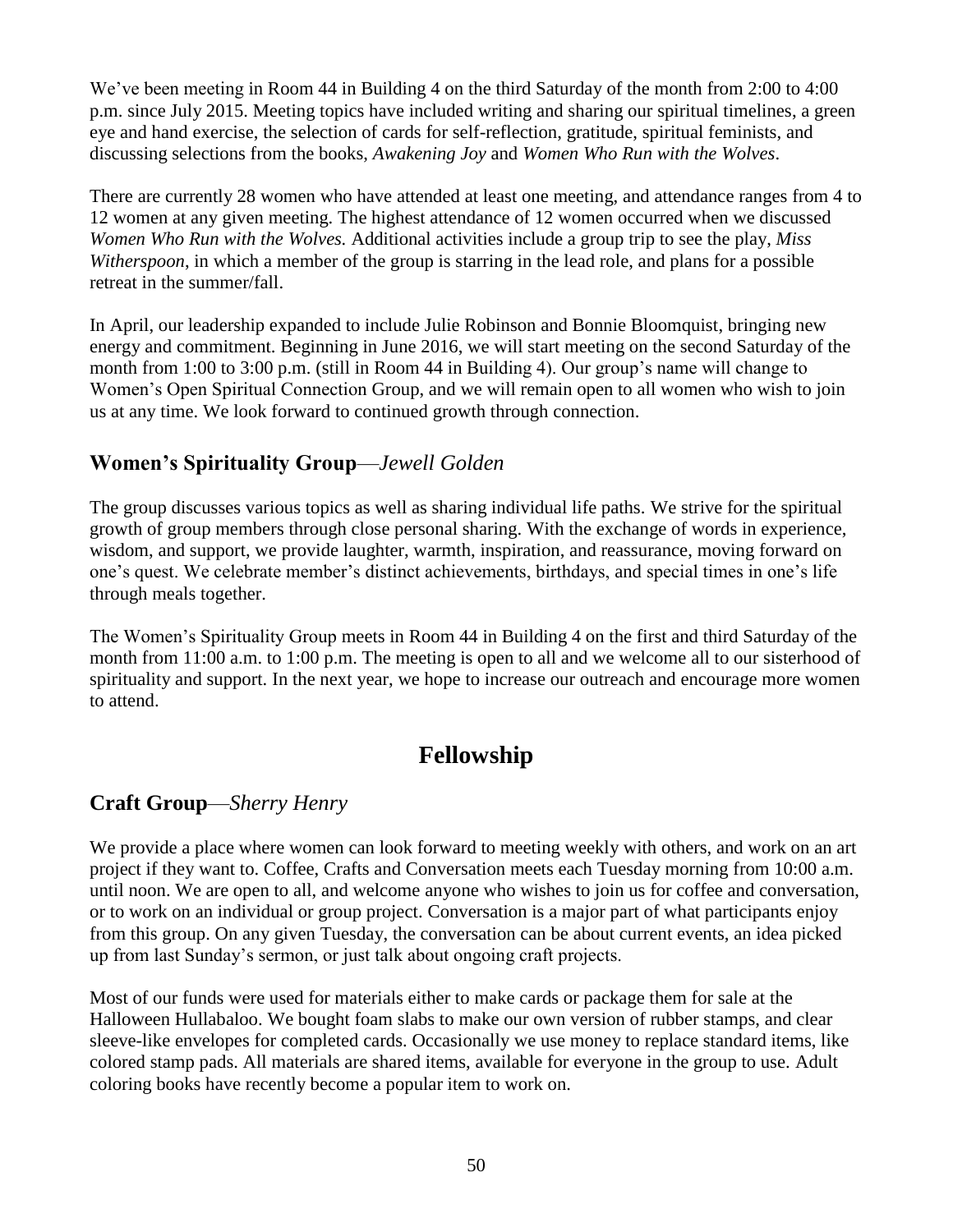We've been meeting in Room 44 in Building 4 on the third Saturday of the month from 2:00 to 4:00 p.m. since July 2015. Meeting topics have included writing and sharing our spiritual timelines, a green eye and hand exercise, the selection of cards for self-reflection, gratitude, spiritual feminists, and discussing selections from the books, *Awakening Joy* and *Women Who Run with the Wolves*.

There are currently 28 women who have attended at least one meeting, and attendance ranges from 4 to 12 women at any given meeting. The highest attendance of 12 women occurred when we discussed *Women Who Run with the Wolves.* Additional activities include a group trip to see the play, *Miss Witherspoon*, in which a member of the group is starring in the lead role, and plans for a possible retreat in the summer/fall.

In April, our leadership expanded to include Julie Robinson and Bonnie Bloomquist, bringing new energy and commitment. Beginning in June 2016, we will start meeting on the second Saturday of the month from 1:00 to 3:00 p.m. (still in Room 44 in Building 4). Our group's name will change to Women's Open Spiritual Connection Group, and we will remain open to all women who wish to join us at any time. We look forward to continued growth through connection.

### **Women's Spirituality Group**—*Jewell Golden*

The group discusses various topics as well as sharing individual life paths. We strive for the spiritual growth of group members through close personal sharing. With the exchange of words in experience, wisdom, and support, we provide laughter, warmth, inspiration, and reassurance, moving forward on one's quest. We celebrate member's distinct achievements, birthdays, and special times in one's life through meals together.

The Women's Spirituality Group meets in Room 44 in Building 4 on the first and third Saturday of the month from 11:00 a.m. to 1:00 p.m. The meeting is open to all and we welcome all to our sisterhood of spirituality and support. In the next year, we hope to increase our outreach and encourage more women to attend.

## Fellowship

### **Craft Group**—*Sherry Henry*

We provide a place where women can look forward to meeting weekly with others, and work on an art project if they want to. Coffee, Crafts and Conversation meets each Tuesday morning from 10:00 a.m. until noon. We are open to all, and welcome anyone who wishes to join us for coffee and conversation, or to work on an individual or group project. Conversation is a major part of what participants enjoy from this group. On any given Tuesday, the conversation can be about current events, an idea picked up from last Sunday's sermon, or just talk about ongoing craft projects.

Most of our funds were used for materials either to make cards or package them for sale at the Halloween Hullabaloo. We bought foam slabs to make our own version of rubber stamps, and clear sleeve-like envelopes for completed cards. Occasionally we use money to replace standard items, like colored stamp pads. All materials are shared items, available for everyone in the group to use. Adult coloring books have recently become a popular item to work on.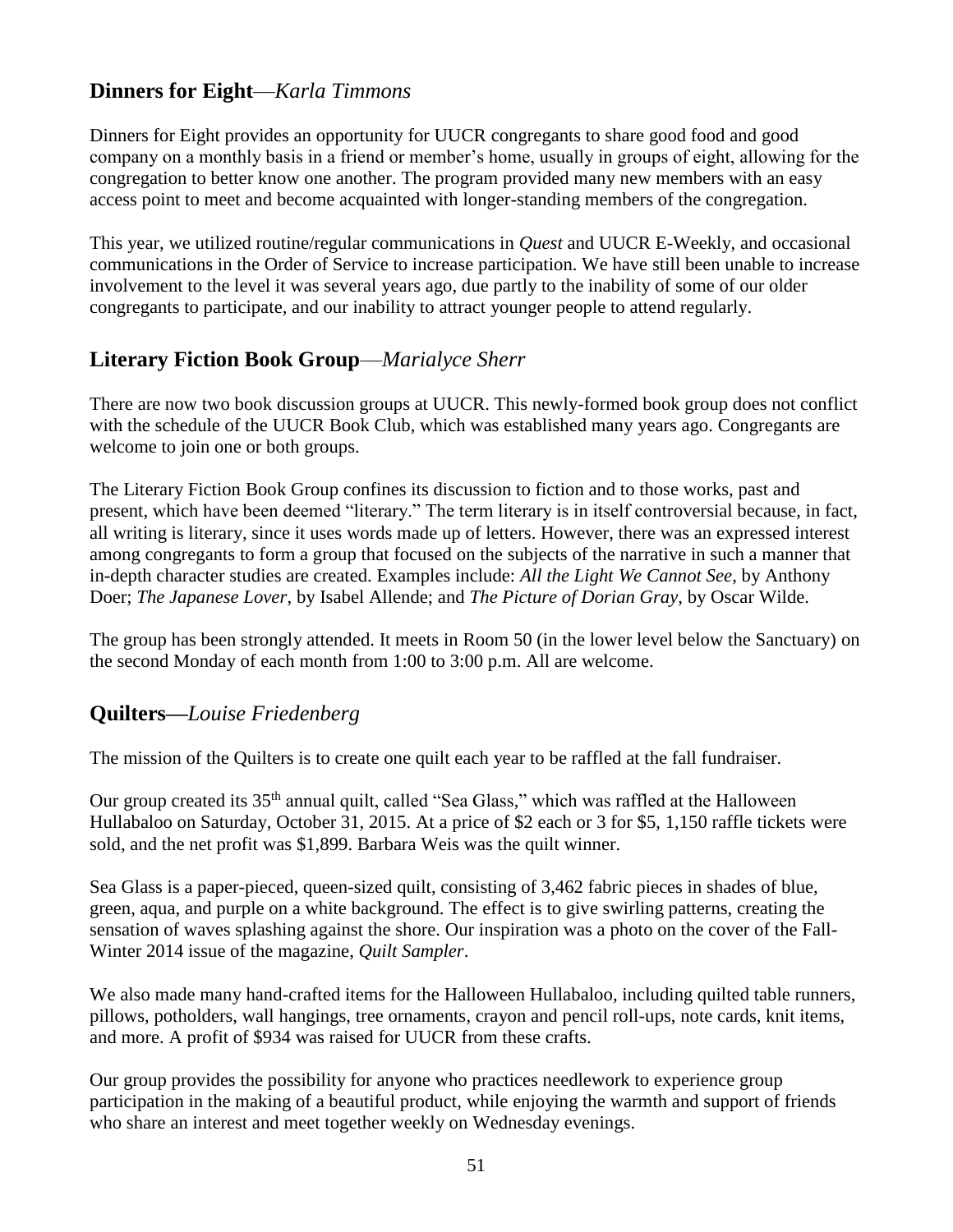## **Dinners for Eight**—*Karla Timmons*

Dinners for Eight provides an opportunity for UUCR congregants to share good food and good company on a monthly basis in a friend or member's home, usually in groups of eight, allowing for the congregation to better know one another. The program provided many new members with an easy access point to meet and become acquainted with longer-standing members of the congregation.

This year, we utilized routine/regular communications in *Quest* and UUCR E-Weekly, and occasional communications in the Order of Service to increase participation. We have still been unable to increase involvement to the level it was several years ago, due partly to the inability of some of our older congregants to participate, and our inability to attract younger people to attend regularly.

## **Literary Fiction Book Group**—*Marialyce Sherr*

There are now two book discussion groups at UUCR. This newly-formed book group does not conflict with the schedule of the UUCR Book Club, which was established many years ago. Congregants are welcome to join one or both groups.

The Literary Fiction Book Group confines its discussion to fiction and to those works, past and present, which have been deemed "literary." The term literary is in itself controversial because, in fact, all writing is literary, since it uses words made up of letters. However, there was an expressed interest among congregants to form a group that focused on the subjects of the narrative in such a manner that in-depth character studies are created. Examples include: *All the Light We Cannot See*, by Anthony Doer; *The Japanese Lover*, by Isabel Allende; and *The Picture of Dorian Gray*, by Oscar Wilde.

The group has been strongly attended. It meets in Room 50 (in the lower level below the Sanctuary) on the second Monday of each month from 1:00 to 3:00 p.m. All are welcome.

## **Quilters—***Louise Friedenberg*

The mission of the Quilters is to create one quilt each year to be raffled at the fall fundraiser.

Our group created its 35th annual quilt, called "Sea Glass," which was raffled at the Halloween Hullabaloo on Saturday, October 31, 2015. At a price of $2 each or 3 for $5, 1,150 raffle tickets were sold, and the net profit was $1,899. Barbara Weis was the quilt winner.

Sea Glass is a paper-pieced, queen-sized quilt, consisting of 3,462 fabric pieces in shades of blue, green, aqua, and purple on a white background. The effect is to give swirling patterns, creating the sensation of waves splashing against the shore. Our inspiration was a photo on the cover of the Fall-Winter 2014 issue of the magazine, *Quilt Sampler*.

We also made many hand-crafted items for the Halloween Hullabaloo, including quilted table runners, pillows, potholders, wall hangings, tree ornaments, crayon and pencil roll-ups, note cards, knit items, and more. A profit of $934 was raised for UUCR from these crafts.

Our group provides the possibility for anyone who practices needlework to experience group participation in the making of a beautiful product, while enjoying the warmth and support of friends who share an interest and meet together weekly on Wednesday evenings.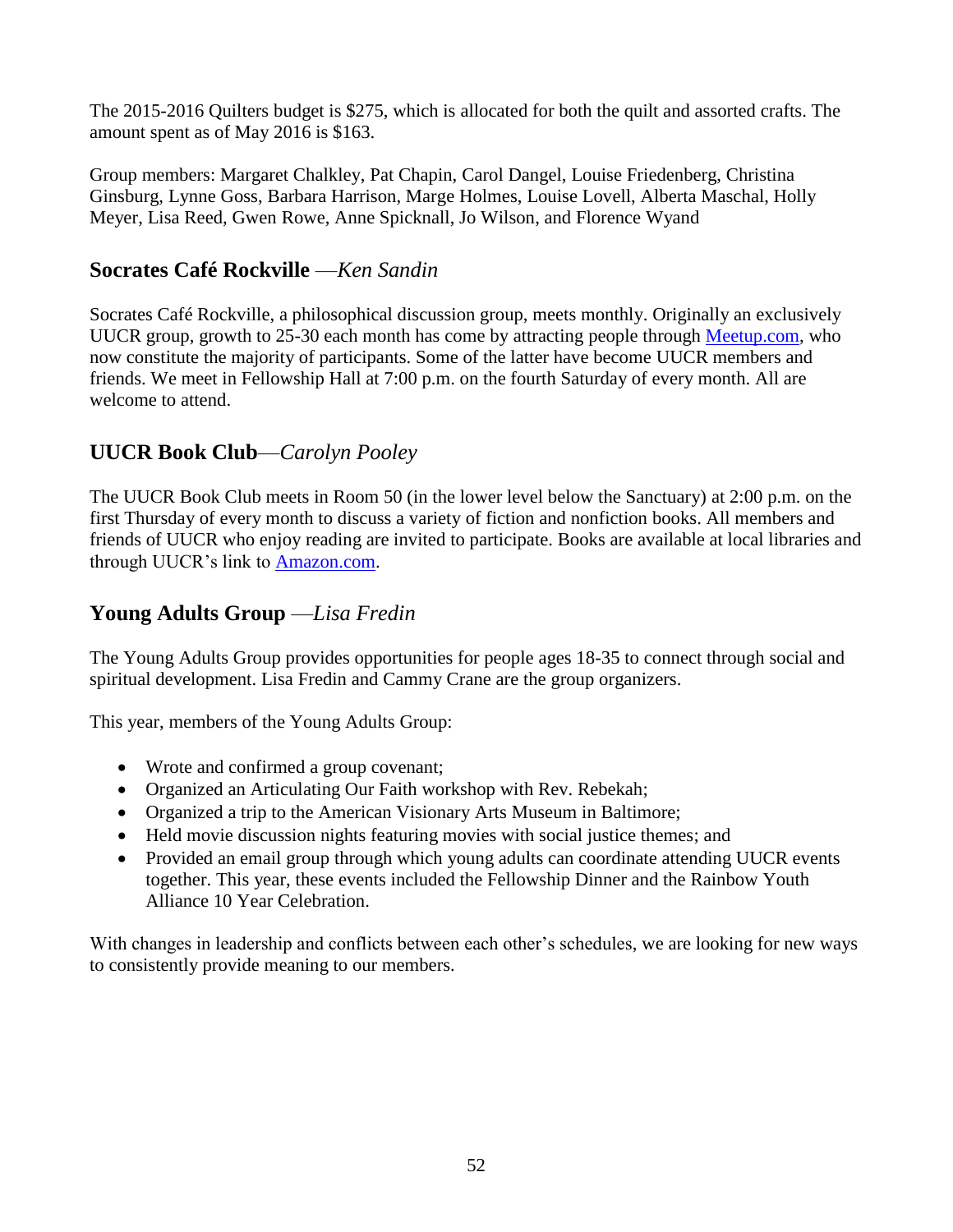The 2015-2016 Quilters budget is $275, which is allocated for both the quilt and assorted crafts. The amount spent as of May 2016 is $163.

Group members: Margaret Chalkley, Pat Chapin, Carol Dangel, Louise Friedenberg, Christina Ginsburg, Lynne Goss, Barbara Harrison, Marge Holmes, Louise Lovell, Alberta Maschal, Holly Meyer, Lisa Reed, Gwen Rowe, Anne Spicknall, Jo Wilson, and Florence Wyand

## **Socrates Café Rockville** —*Ken Sandin*

Socrates Café Rockville, a philosophical discussion group, meets monthly. Originally an exclusively UUCR group, growth to 25-30 each month has come by attracting people through Meetup.com, who now constitute the majority of participants. Some of the latter have become UUCR members and friends. We meet in Fellowship Hall at 7:00 p.m. on the fourth Saturday of every month. All are welcome to attend.

## **UUCR Book Club**—*Carolyn Pooley*

The UUCR Book Club meets in Room 50 (in the lower level below the Sanctuary) at 2:00 p.m. on the first Thursday of every month to discuss a variety of fiction and nonfiction books. All members and friends of UUCR who enjoy reading are invited to participate. Books are available at local libraries and through UUCR's link to Amazon.com.

## **Young Adults Group** —*Lisa Fredin*

The Young Adults Group provides opportunities for people ages 18-35 to connect through social and spiritual development. Lisa Fredin and Cammy Crane are the group organizers.

This year, members of the Young Adults Group:

- Wrote and confirmed a group covenant;
- Organized an Articulating Our Faith workshop with Rev. Rebekah;
- Organized a trip to the American Visionary Arts Museum in Baltimore;
- Held movie discussion nights featuring movies with social justice themes; and
- Provided an email group through which young adults can coordinate attending UUCR events together. This year, these events included the Fellowship Dinner and the Rainbow Youth Alliance 10 Year Celebration.

With changes in leadership and conflicts between each other's schedules, we are looking for new ways to consistently provide meaning to our members.